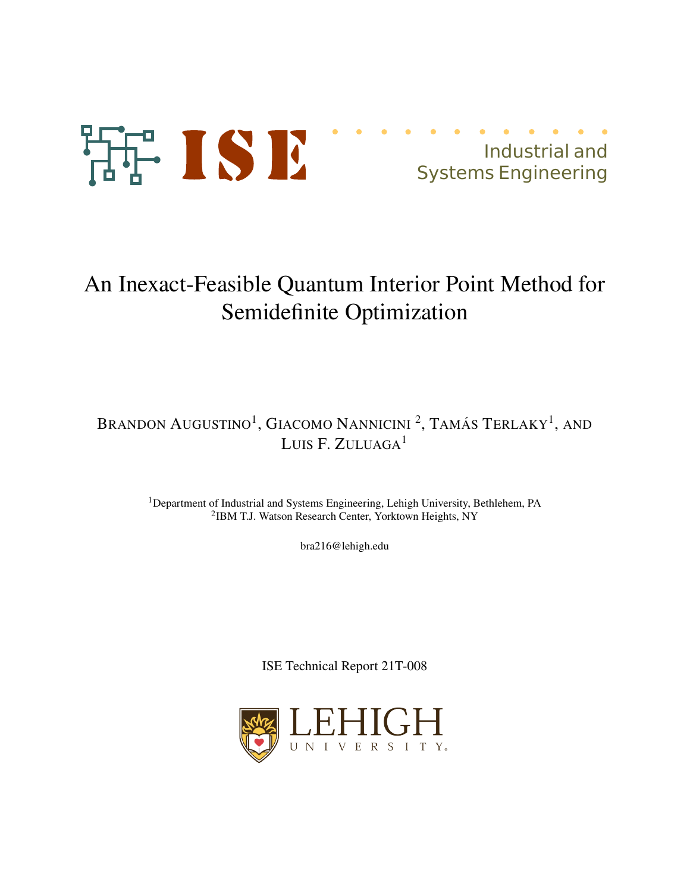ISE

Industrial and Systems Engineering

# An Inexact-Feasible Quantum Interior Point Method for Semidefinite Optimization

Brandon Augustino[1], Giacomo Nannicini[2], Tamás Terlaky[1], and Luis F. Zuluaga[1]

[1]Department of Industrial and Systems Engineering, Lehigh University, Bethlehem, PA
[2]IBM T.J. Watson Research Center, Yorktown Heights, NY

bra216@lehigh.edu

ISE Technical Report 21T-008

LEHIGH UNIVERSITY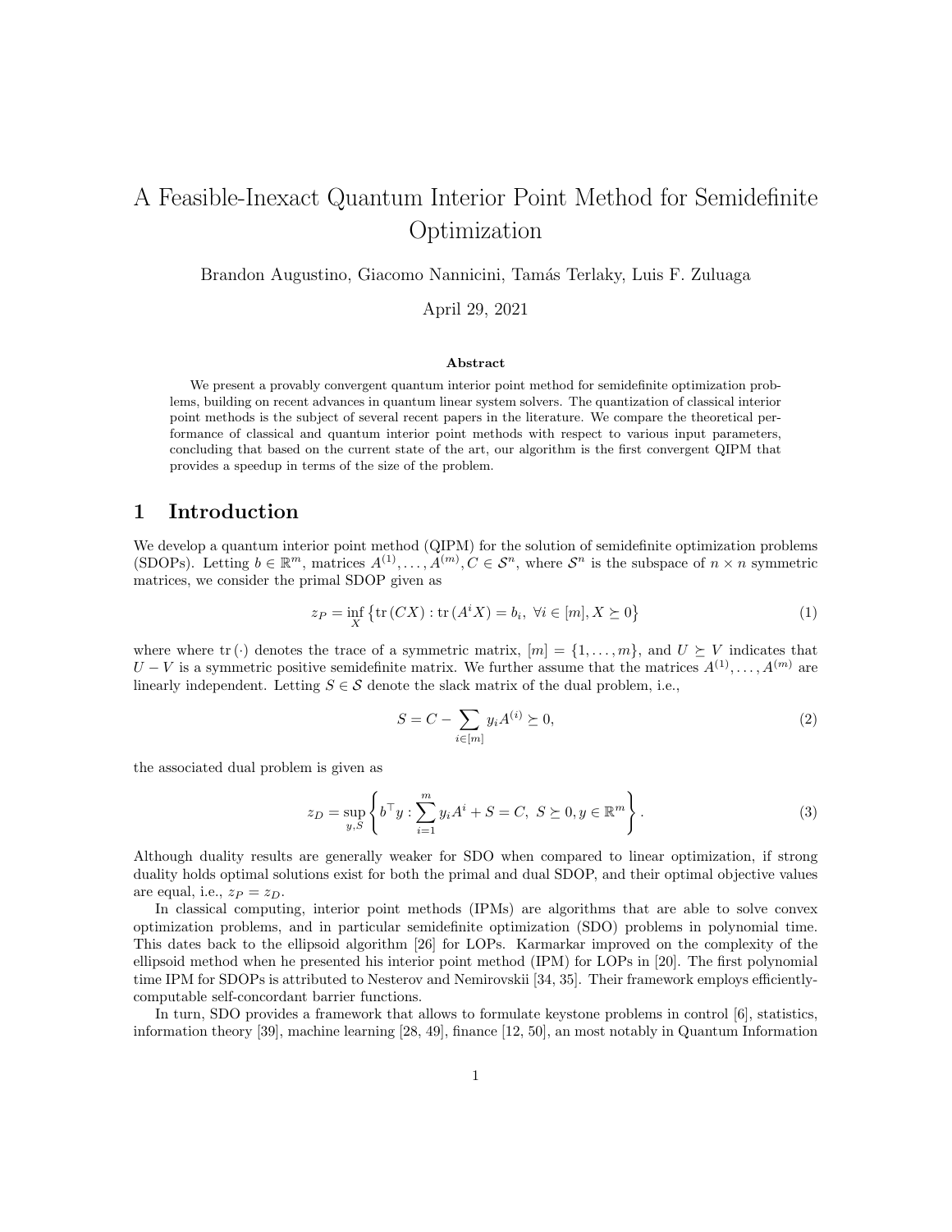# A Feasible-Inexact Quantum Interior Point Method for Semidefinite Optimization

Brandon Augustino, Giacomo Nannicini, Tamás Terlaky, Luis F. Zuluaga

April 29, 2021

### Abstract

We present a provably convergent quantum interior point method for semidefinite optimization problems, building on recent advances in quantum linear system solvers. The quantization of classical interior point methods is the subject of several recent papers in the literature. We compare the theoretical performance of classical and quantum interior point methods with respect to various input parameters, concluding that based on the current state of the art, our algorithm is the first convergent QIPM that provides a speedup in terms of the size of the problem.

## 1 Introduction

We develop a quantum interior point method (QIPM) for the solution of semidefinite optimization problems (SDOPs). Letting $b \in \mathbb{R}^m$, matrices $A^{(1)}, \dots, A^{(m)}, C \in \mathcal{S}^n$, where $\mathcal{S}^n$ is the subspace of $n \times n$ symmetric matrices, we consider the primal SDOP given as

$$z_P = \inf_X \left\{ \operatorname{tr}(CX) : \operatorname{tr}(A^i X) = b_i, \ \forall i \in [m], X \succeq 0 \right\} \tag{1}$$

where where $\operatorname{tr}(\cdot)$ denotes the trace of a symmetric matrix, $[m] = \{1, \dots, m\}$, and $U \succeq V$ indicates that $U - V$ is a symmetric positive semidefinite matrix. We further assume that the matrices $A^{(1)}, \dots, A^{(m)}$ are linearly independent. Letting $S \in \mathcal{S}$ denote the slack matrix of the dual problem, i.e.,

$$S = C - \sum_{i \in [m]} y_i A^{(i)} \succeq 0, \tag{2}$$

the associated dual problem is given as

$$z_D = \sup_{y,S} \left\{ b^\top y : \sum_{i=1}^m y_i A^i + S = C, \ S \succeq 0, y \in \mathbb{R}^m \right\}. \tag{3}$$

Although duality results are generally weaker for SDO when compared to linear optimization, if strong duality holds optimal solutions exist for both the primal and dual SDOP, and their optimal objective values are equal, i.e., $z_P = z_D$.

In classical computing, interior point methods (IPMs) are algorithms that are able to solve convex optimization problems, and in particular semidefinite optimization (SDO) problems in polynomial time. This dates back to the ellipsoid algorithm [26] for LOPs. Karmarkar improved on the complexity of the ellipsoid method when he presented his interior point method (IPM) for LOPs in [20]. The first polynomial time IPM for SDOPs is attributed to Nesterov and Nemirovskii [34, 35]. Their framework employs efficiently-computable self-concordant barrier functions.

In turn, SDO provides a framework that allows to formulate keystone problems in control [6], statistics, information theory [39], machine learning [28, 49], finance [12, 50], an most notably in Quantum Information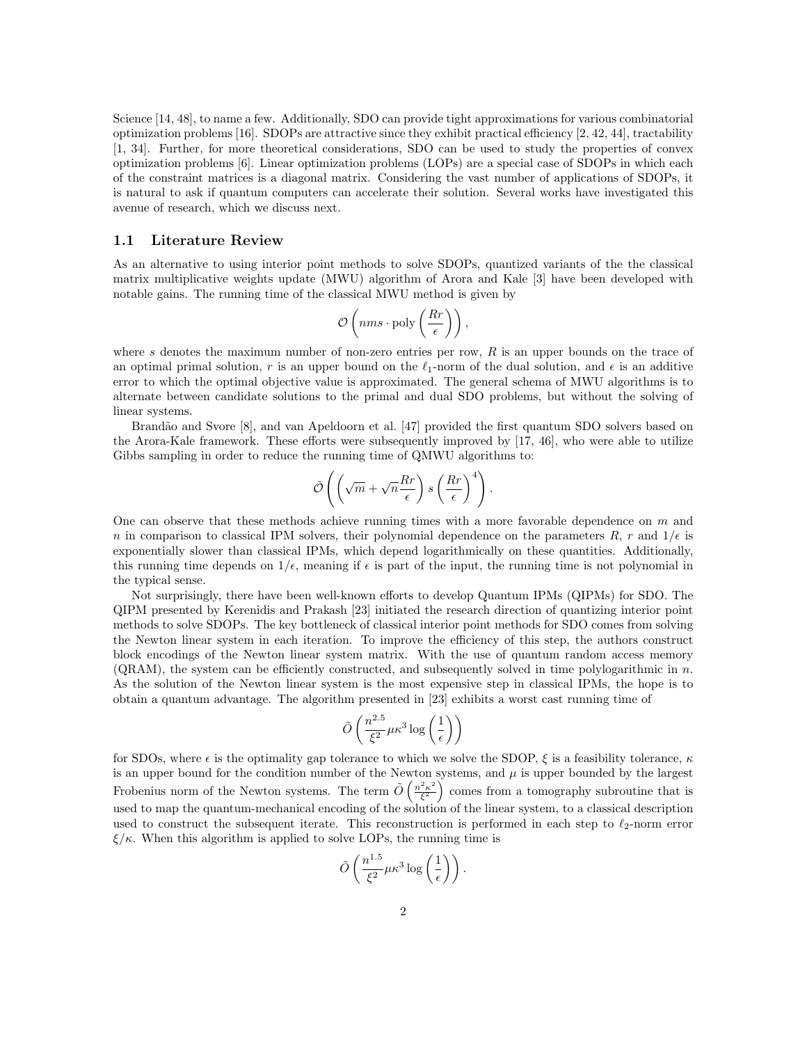Science [14, 48], to name a few. Additionally, SDO can provide tight approximations for various combinatorial optimization problems [16]. SDOPs are attractive since they exhibit practical efficiency [2, 42, 44], tractability [1, 34]. Further, for more theoretical considerations, SDO can be used to study the properties of convex optimization problems [6]. Linear optimization problems (LOPs) are a special case of SDOPs in which each of the constraint matrices is a diagonal matrix. Considering the vast number of applications of SDOPs, it is natural to ask if quantum computers can accelerate their solution. Several works have investigated this avenue of research, which we discuss next.

### 1.1 Literature Review

As an alternative to using interior point methods to solve SDOPs, quantized variants of the the classical matrix multiplicative weights update (MWU) algorithm of Arora and Kale [3] have been developed with notable gains. The running time of the classical MWU method is given by

$$\mathcal{O}\left(nms \cdot \text{poly}\left(\frac{Rr}{\epsilon}\right)\right),$$

where $s$ denotes the maximum number of non-zero entries per row, $R$ is an upper bounds on the trace of an optimal primal solution, $r$ is an upper bound on the $\ell_1$-norm of the dual solution, and $\epsilon$ is an additive error to which the optimal objective value is approximated. The general schema of MWU algorithms is to alternate between candidate solutions to the primal and dual SDO problems, but without the solving of linear systems.

Brandão and Svore [8], and van Apeldoorn et al. [47] provided the first quantum SDO solvers based on the Arora-Kale framework. These efforts were subsequently improved by [17, 46], who were able to utilize Gibbs sampling in order to reduce the running time of QMWU algorithms to:

$$\tilde{\mathcal{O}}\left(\left(\sqrt{m} + \sqrt{n}\frac{Rr}{\epsilon}\right) s \left(\frac{Rr}{\epsilon}\right)^4\right).$$

One can observe that these methods achieve running times with a more favorable dependence on $m$ and $n$ in comparison to classical IPM solvers, their polynomial dependence on the parameters $R$, $r$ and $1/\epsilon$ is exponentially slower than classical IPMs, which depend logarithmically on these quantities. Additionally, this running time depends on $1/\epsilon$, meaning if $\epsilon$ is part of the input, the running time is not polynomial in the typical sense.

Not surprisingly, there have been well-known efforts to develop Quantum IPMs (QIPMs) for SDO. The QIPM presented by Kerenidis and Prakash [23] initiated the research direction of quantizing interior point methods to solve SDOPs. The key bottleneck of classical interior point methods for SDO comes from solving the Newton linear system in each iteration. To improve the efficiency of this step, the authors construct block encodings of the Newton linear system matrix. With the use of quantum random access memory (QRAM), the system can be efficiently constructed, and subsequently solved in time polylogarithmic in $n$. As the solution of the Newton linear system is the most expensive step in classical IPMs, the hope is to obtain a quantum advantage. The algorithm presented in [23] exhibits a worst cast running time of

$$\tilde{O}\left(\frac{n^{2.5}}{\xi^2}\mu\kappa^3 \log\left(\frac{1}{\epsilon}\right)\right)$$

for SDOs, where $\epsilon$ is the optimality gap tolerance to which we solve the SDOP, $\xi$ is a feasibility tolerance, $\kappa$ is an upper bound for the condition number of the Newton systems, and $\mu$ is upper bounded by the largest Frobenius norm of the Newton systems. The term $\tilde{O}\left(\frac{n^2\kappa^2}{\xi^2}\right)$ comes from a tomography subroutine that is used to map the quantum-mechanical encoding of the solution of the linear system, to a classical description used to construct the subsequent iterate. This reconstruction is performed in each step to $\ell_2$-norm error $\xi/\kappa$. When this algorithm is applied to solve LOPs, the running time is

$$\tilde{O}\left(\frac{n^{1.5}}{\xi^2}\mu\kappa^3 \log\left(\frac{1}{\epsilon}\right)\right).$$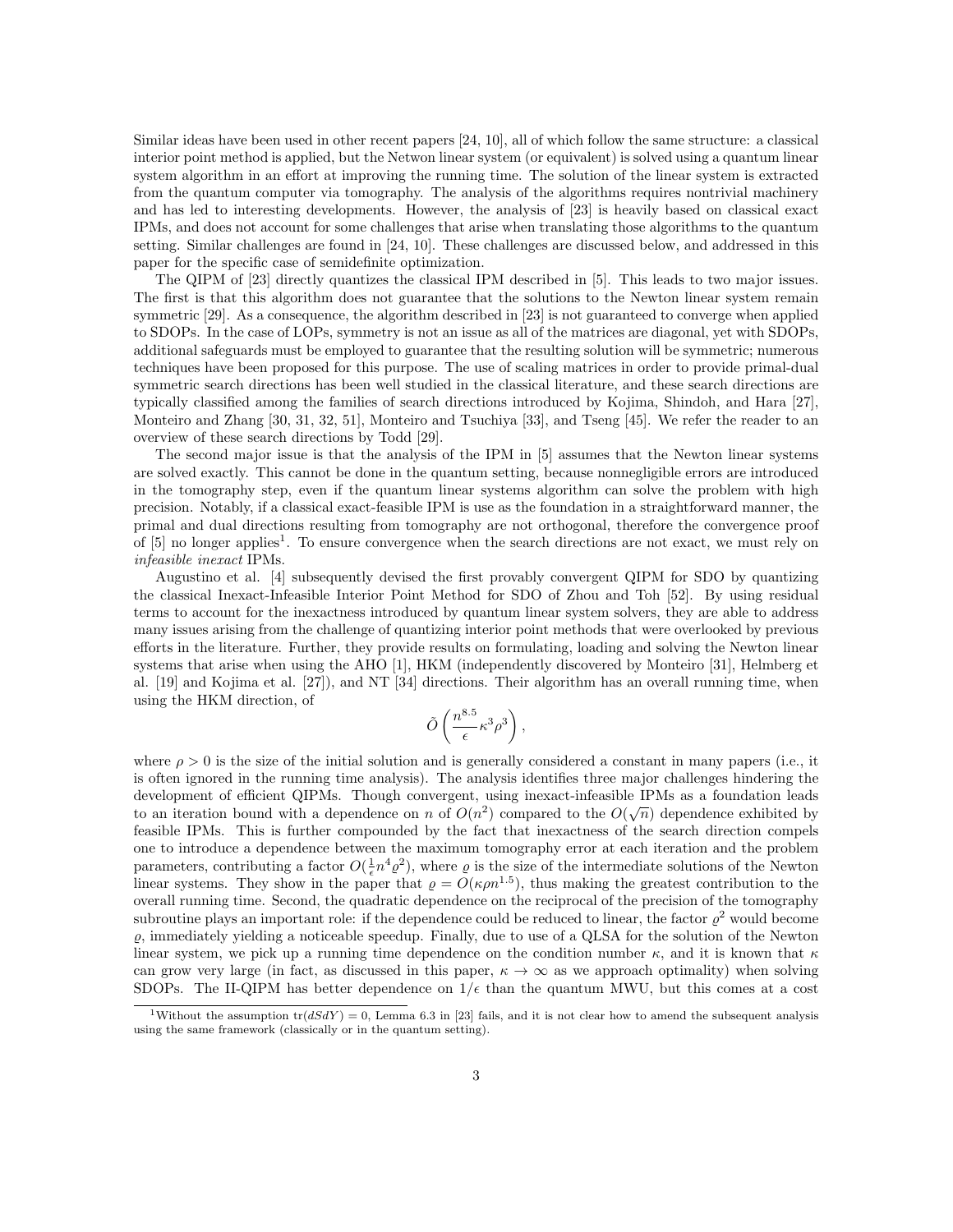Similar ideas have been used in other recent papers [24, 10], all of which follow the same structure: a classical interior point method is applied, but the Netwon linear system (or equivalent) is solved using a quantum linear system algorithm in an effort at improving the running time. The solution of the linear system is extracted from the quantum computer via tomography. The analysis of the algorithms requires nontrivial machinery and has led to interesting developments. However, the analysis of [23] is heavily based on classical exact IPMs, and does not account for some challenges that arise when translating those algorithms to the quantum setting. Similar challenges are found in [24, 10]. These challenges are discussed below, and addressed in this paper for the specific case of semidefinite optimization.

The QIPM of [23] directly quantizes the classical IPM described in [5]. This leads to two major issues. The first is that this algorithm does not guarantee that the solutions to the Newton linear system remain symmetric [29]. As a consequence, the algorithm described in [23] is not guaranteed to converge when applied to SDOPs. In the case of LOPs, symmetry is not an issue as all of the matrices are diagonal, yet with SDOPs, additional safeguards must be employed to guarantee that the resulting solution will be symmetric; numerous techniques have been proposed for this purpose. The use of scaling matrices in order to provide primal-dual symmetric search directions has been well studied in the classical literature, and these search directions are typically classified among the families of search directions introduced by Kojima, Shindoh, and Hara [27], Monteiro and Zhang [30, 31, 32, 51], Monteiro and Tsuchiya [33], and Tseng [45]. We refer the reader to an overview of these search directions by Todd [29].

The second major issue is that the analysis of the IPM in [5] assumes that the Newton linear systems are solved exactly. This cannot be done in the quantum setting, because nonnegligible errors are introduced in the tomography step, even if the quantum linear systems algorithm can solve the problem with high precision. Notably, if a classical exact-feasible IPM is use as the foundation in a straightforward manner, the primal and dual directions resulting from tomography are not orthogonal, therefore the convergence proof of [5] no longer applies[1]. To ensure convergence when the search directions are not exact, we must rely on *infeasible inexact* IPMs.

Augustino et al. [4] subsequently devised the first provably convergent QIPM for SDO by quantizing the classical Inexact-Infeasible Interior Point Method for SDO of Zhou and Toh [52]. By using residual terms to account for the inexactness introduced by quantum linear system solvers, they are able to address many issues arising from the challenge of quantizing interior point methods that were overlooked by previous efforts in the literature. Further, they provide results on formulating, loading and solving the Newton linear systems that arise when using the AHO [1], HKM (independently discovered by Monteiro [31], Helmberg et al. [19] and Kojima et al. [27]), and NT [34] directions. Their algorithm has an overall running time, when using the HKM direction, of

$$\tilde{O}\left(\frac{n^{8.5}}{\epsilon}\kappa^3\rho^3\right),$$

where $\rho > 0$ is the size of the initial solution and is generally considered a constant in many papers (i.e., it is often ignored in the running time analysis). The analysis identifies three major challenges hindering the development of efficient QIPMs. Though convergent, using inexact-infeasible IPMs as a foundation leads to an iteration bound with a dependence on $n$ of $O(n^2)$ compared to the $O(\sqrt{n})$ dependence exhibited by feasible IPMs. This is further compounded by the fact that inexactness of the search direction compels one to introduce a dependence between the maximum tomography error at each iteration and the problem parameters, contributing a factor $O(\frac{1}{\epsilon}n^4\varrho^2)$, where $\varrho$ is the size of the intermediate solutions of the Newton linear systems. They show in the paper that $\varrho = O(\kappa\rho n^{1.5})$, thus making the greatest contribution to the overall running time. Second, the quadratic dependence on the reciprocal of the precision of the tomography subroutine plays an important role: if the dependence could be reduced to linear, the factor $\varrho^2$ would become $\varrho$, immediately yielding a noticeable speedup. Finally, due to use of a QLSA for the solution of the Newton linear system, we pick up a running time dependence on the condition number $\kappa$, and it is known that $\kappa$ can grow very large (in fact, as discussed in this paper, $\kappa \to \infty$ as we approach optimality) when solving SDOPs. The II-QIPM has better dependence on $1/\epsilon$ than the quantum MWU, but this comes at a cost

[1] Without the assumption $\text{tr}(dSdY) = 0$, Lemma 6.3 in [23] fails, and it is not clear how to amend the subsequent analysis using the same framework (classically or in the quantum setting).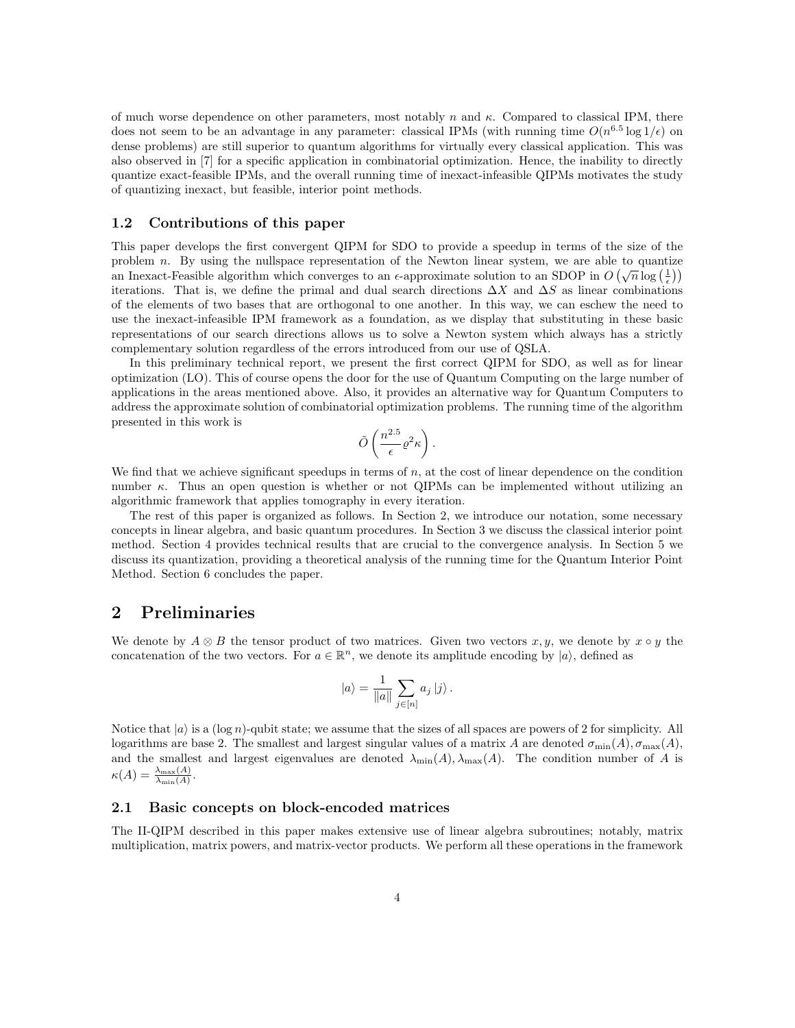of much worse dependence on other parameters, most notably $n$ and $\kappa$. Compared to classical IPM, there does not seem to be an advantage in any parameter: classical IPMs (with running time $O(n^{6.5}\log 1/\epsilon)$ on dense problems) are still superior to quantum algorithms for virtually every classical application. This was also observed in [7] for a specific application in combinatorial optimization. Hence, the inability to directly quantize exact-feasible IPMs, and the overall running time of inexact-infeasible QIPMs motivates the study of quantizing inexact, but feasible, interior point methods.

## 1.2 Contributions of this paper

This paper develops the first convergent QIPM for SDO to provide a speedup in terms of the size of the problem $n$. By using the nullspace representation of the Newton linear system, we are able to quantize an Inexact-Feasible algorithm which converges to an $\epsilon$-approximate solution to an SDOP in $O\left(\sqrt{n}\log\left(\frac{1}{\epsilon}\right)\right)$ iterations. That is, we define the primal and dual search directions $\Delta X$ and $\Delta S$ as linear combinations of the elements of two bases that are orthogonal to one another. In this way, we can eschew the need to use the inexact-infeasible IPM framework as a foundation, as we display that substituting in these basic representations of our search directions allows us to solve a Newton system which always has a strictly complementary solution regardless of the errors introduced from our use of QSLA.

In this preliminary technical report, we present the first correct QIPM for SDO, as well as for linear optimization (LO). This of course opens the door for the use of Quantum Computing on the large number of applications in the areas mentioned above. Also, it provides an alternative way for Quantum Computers to address the approximate solution of combinatorial optimization problems. The running time of the algorithm presented in this work is

$$\tilde{O}\left(\frac{n^{2.5}}{\epsilon}\varrho^2\kappa\right).$$

We find that we achieve significant speedups in terms of $n$, at the cost of linear dependence on the condition number $\kappa$. Thus an open question is whether or not QIPMs can be implemented without utilizing an algorithmic framework that applies tomography in every iteration.

The rest of this paper is organized as follows. In Section 2, we introduce our notation, some necessary concepts in linear algebra, and basic quantum procedures. In Section 3 we discuss the classical interior point method. Section 4 provides technical results that are crucial to the convergence analysis. In Section 5 we discuss its quantization, providing a theoretical analysis of the running time for the Quantum Interior Point Method. Section 6 concludes the paper.

# 2 Preliminaries

We denote by $A \otimes B$ the tensor product of two matrices. Given two vectors $x, y$, we denote by $x \circ y$ the concatenation of the two vectors. For $a \in \mathbb{R}^n$, we denote its amplitude encoding by $|a\rangle$, defined as

$$|a\rangle = \frac{1}{\|a\|}\sum_{j\in[n]} a_j\,|j\rangle.$$

Notice that $|a\rangle$ is a $(\log n)$-qubit state; we assume that the sizes of all spaces are powers of 2 for simplicity. All logarithms are base 2. The smallest and largest singular values of a matrix $A$ are denoted $\sigma_{\min}(A), \sigma_{\max}(A)$, and the smallest and largest eigenvalues are denoted $\lambda_{\min}(A), \lambda_{\max}(A)$. The condition number of $A$ is $\kappa(A) = \frac{\lambda_{\max}(A)}{\lambda_{\min}(A)}$.

## 2.1 Basic concepts on block-encoded matrices

The II-QIPM described in this paper makes extensive use of linear algebra subroutines; notably, matrix multiplication, matrix powers, and matrix-vector products. We perform all these operations in the framework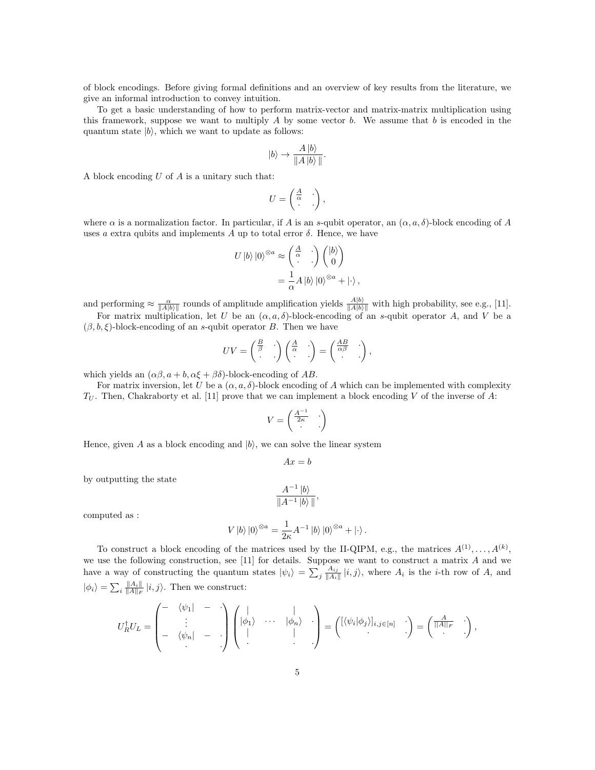of block encodings. Before giving formal definitions and an overview of key results from the literature, we give an informal introduction to convey intuition.

To get a basic understanding of how to perform matrix-vector and matrix-matrix multiplication using this framework, suppose we want to multiply $A$ by some vector $b$. We assume that $b$ is encoded in the quantum state $|b\rangle$, which we want to update as follows:

$$|b\rangle \to \frac{A\,|b\rangle}{\|A\,|b\rangle\,\|}.$$

A block encoding $U$ of $A$ is a unitary such that:

$$U = \begin{pmatrix} \frac{A}{\alpha} & \cdot \\ \cdot & \cdot \end{pmatrix},$$

where $\alpha$ is a normalization factor. In particular, if $A$ is an $s$-qubit operator, an $(\alpha, a, \delta)$-block encoding of $A$ uses $a$ extra qubits and implements $A$ up to total error $\delta$. Hence, we have

$$\begin{aligned} U\,|b\rangle\,|0\rangle^{\otimes a} &\approx \begin{pmatrix} \frac{A}{\alpha} & \cdot \\ \cdot & \cdot \end{pmatrix} \begin{pmatrix} |b\rangle \\ 0 \end{pmatrix} \\ &= \frac{1}{\alpha} A\,|b\rangle\,|0\rangle^{\otimes a} + |\cdot\rangle\,, \end{aligned}$$

and performing $\approx \frac{\alpha}{\|A|b\rangle\|}$ rounds of amplitude amplification yields $\frac{A|b\rangle}{\|A|b\rangle\|}$ with high probability, see e.g., [11].

For matrix multiplication, let $U$ be an $(\alpha, a, \delta)$-block-encoding of an $s$-qubit operator $A$, and $V$ be a $(\beta, b, \xi)$-block-encoding of an $s$-qubit operator $B$. Then we have

$$UV = \begin{pmatrix} \frac{B}{\beta} & \cdot \\ \cdot & \cdot \end{pmatrix} \begin{pmatrix} \frac{A}{\alpha} & \cdot \\ \cdot & \cdot \end{pmatrix} = \begin{pmatrix} \frac{AB}{\alpha\beta} & \cdot \\ \cdot & \cdot \end{pmatrix},$$

which yields an $(\alpha\beta, a+b, \alpha\xi + \beta\delta)$-block-encoding of $AB$.

For matrix inversion, let $U$ be a $(\alpha, a, \delta)$-block encoding of $A$ which can be implemented with complexity $T_U$. Then, Chakraborty et al. [11] prove that we can implement a block encoding $V$ of the inverse of $A$:

$$V = \begin{pmatrix} \frac{A^{-1}}{2\kappa} & \cdot \\ \cdot & \cdot \end{pmatrix}$$

Hence, given $A$ as a block encoding and $|b\rangle$, we can solve the linear system

$$Ax = b$$

by outputting the state

$$\frac{A^{-1}\,|b\rangle}{\|A^{-1}\,|b\rangle\,\|},$$

computed as :

$$V\,|b\rangle\,|0\rangle^{\otimes a} = \frac{1}{2\kappa} A^{-1}\,|b\rangle\,|0\rangle^{\otimes a} + |\cdot\rangle\,.$$

To construct a block encoding of the matrices used by the II-QIPM, e.g., the matrices $A^{(1)}, \ldots, A^{(k)}$, we use the following construction, see [11] for details. Suppose we want to construct a matrix $A$ and we have a way of constructing the quantum states $|\psi_i\rangle = \sum_j \frac{A_{ij}}{\|A_i\|}\,|i,j\rangle$, where $A_i$ is the $i$-th row of $A$, and $|\phi_i\rangle = \sum_i \frac{\|A_i\|}{\|A\|_F}\,|i,j\rangle$. Then we construct:

$$U_R^\dagger U_L = \begin{pmatrix} - & \langle\psi_1| & - & \cdot \\ & \vdots & & \\ - & \langle\psi_n| & - & \cdot \\ & \cdot & & \cdot \end{pmatrix} \begin{pmatrix} | & & | & \\ |\phi_1\rangle & \cdots & |\phi_n\rangle & \cdot \\ | & & | & \\ \cdot & & \cdot & \cdot \end{pmatrix} = \begin{pmatrix} [\langle\psi_i|\phi_j\rangle]_{i,j\in[n]} & \cdot \\ \cdot & \cdot \end{pmatrix} = \begin{pmatrix} \frac{A}{\|A\|_F} & \cdot \\ \cdot & \cdot \end{pmatrix},$$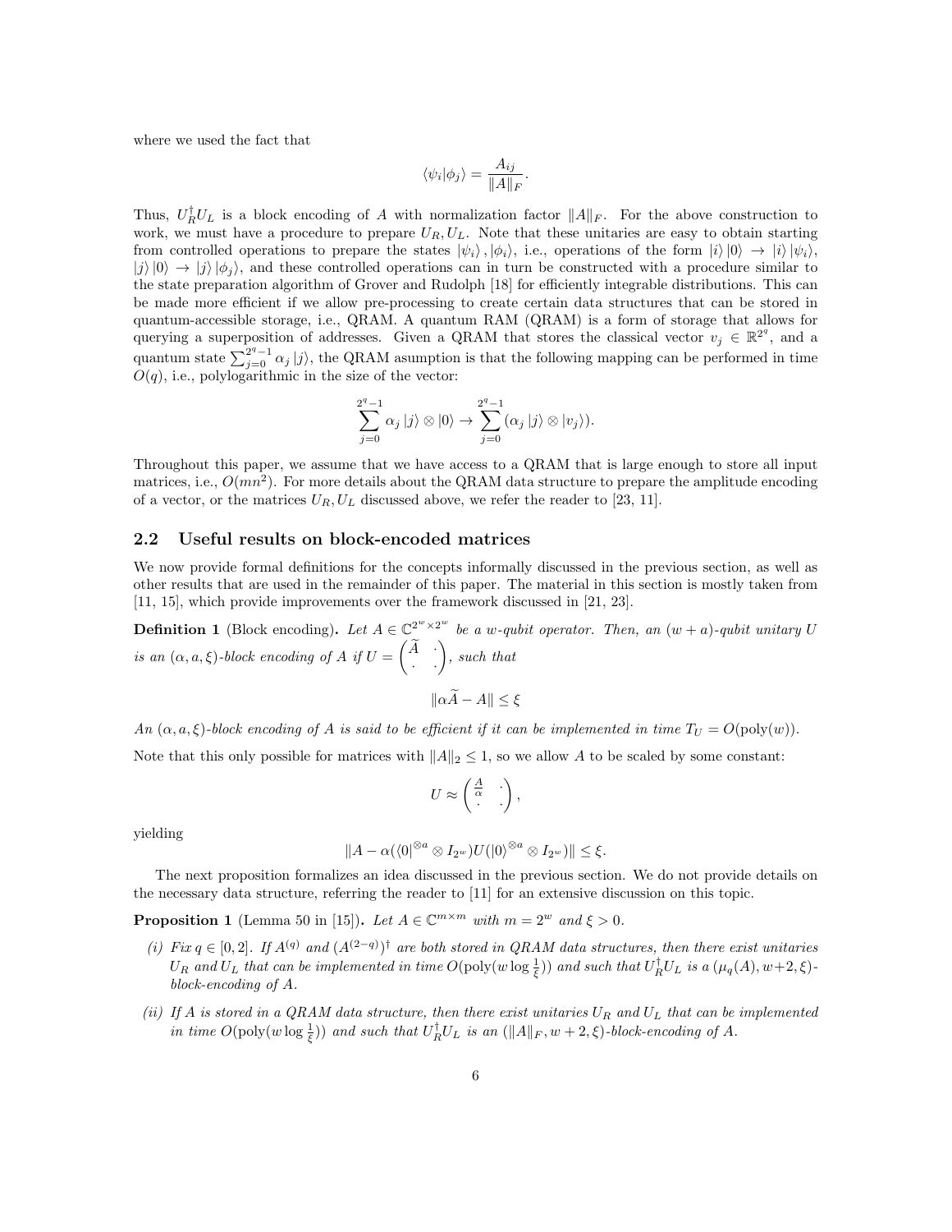where we used the fact that

$$\langle \psi_i | \phi_j \rangle = \frac{A_{ij}}{\|A\|_F}.$$

Thus, $U_R^\dagger U_L$ is a block encoding of $A$ with normalization factor $\|A\|_F$. For the above construction to work, we must have a procedure to prepare $U_R, U_L$. Note that these unitaries are easy to obtain starting from controlled operations to prepare the states $|\psi_i\rangle, |\phi_i\rangle$, i.e., operations of the form $|i\rangle|0\rangle \to |i\rangle|\psi_i\rangle$, $|j\rangle|0\rangle \to |j\rangle|\phi_j\rangle$, and these controlled operations can in turn be constructed with a procedure similar to the state preparation algorithm of Grover and Rudolph [18] for efficiently integrable distributions. This can be made more efficient if we allow pre-processing to create certain data structures that can be stored in quantum-accessible storage, i.e., QRAM. A quantum RAM (QRAM) is a form of storage that allows for querying a superposition of addresses. Given a QRAM that stores the classical vector $v_j \in \mathbb{R}^{2^q}$, and a quantum state $\sum_{j=0}^{2^q-1} \alpha_j |j\rangle$, the QRAM asumption is that the following mapping can be performed in time $O(q)$, i.e., polylogarithmic in the size of the vector:

$$\sum_{j=0}^{2^q-1} \alpha_j |j\rangle \otimes |0\rangle \to \sum_{j=0}^{2^q-1} (\alpha_j |j\rangle \otimes |v_j\rangle).$$

Throughout this paper, we assume that we have access to a QRAM that is large enough to store all input matrices, i.e., $O(mn^2)$. For more details about the QRAM data structure to prepare the amplitude encoding of a vector, or the matrices $U_R, U_L$ discussed above, we refer the reader to [23, 11].

## 2.2 Useful results on block-encoded matrices

We now provide formal definitions for the concepts informally discussed in the previous section, as well as other results that are used in the remainder of this paper. The material in this section is mostly taken from [11, 15], which provide improvements over the framework discussed in [21, 23].

**Definition 1** (Block encoding)**.** *Let $A \in \mathbb{C}^{2^w \times 2^w}$ be a $w$-qubit operator. Then, an $(w+a)$-qubit unitary $U$ is an $(\alpha, a, \xi)$-block encoding of $A$ if $U = \begin{pmatrix} \widetilde{A} & \cdot \\ \cdot & \cdot \end{pmatrix}$, such that*

$$\|\alpha \widetilde{A} - A\| \leq \xi$$

*An $(\alpha, a, \xi)$-block encoding of $A$ is said to be efficient if it can be implemented in time $T_U = O(\text{poly}(w))$.*

Note that this only possible for matrices with $\|A\|_2 \leq 1$, so we allow $A$ to be scaled by some constant:

$$U \approx \begin{pmatrix} \frac{A}{\alpha} & \cdot \\ \cdot & \cdot \end{pmatrix},$$

yielding

$$\|A - \alpha(\langle 0|^{\otimes a} \otimes I_{2^w}) U (|0\rangle^{\otimes a} \otimes I_{2^w})\| \leq \xi.$$

The next proposition formalizes an idea discussed in the previous section. We do not provide details on the necessary data structure, referring the reader to [11] for an extensive discussion on this topic.

**Proposition 1** (Lemma 50 in [15])**.** *Let $A \in \mathbb{C}^{m \times m}$ with $m = 2^w$ and $\xi > 0$.*

*(i) Fix $q \in [0, 2]$. If $A^{(q)}$ and $(A^{(2-q)})^\dagger$ are both stored in QRAM data structures, then there exist unitaries $U_R$ and $U_L$ that can be implemented in time $O(\text{poly}(w \log \frac{1}{\xi}))$ and such that $U_R^\dagger U_L$ is a $(\mu_q(A), w+2, \xi)$-block-encoding of $A$.*

*(ii) If $A$ is stored in a QRAM data structure, then there exist unitaries $U_R$ and $U_L$ that can be implemented in time $O(\text{poly}(w \log \frac{1}{\xi}))$ and such that $U_R^\dagger U_L$ is an $(\|A\|_F, w+2, \xi)$-block-encoding of $A$.*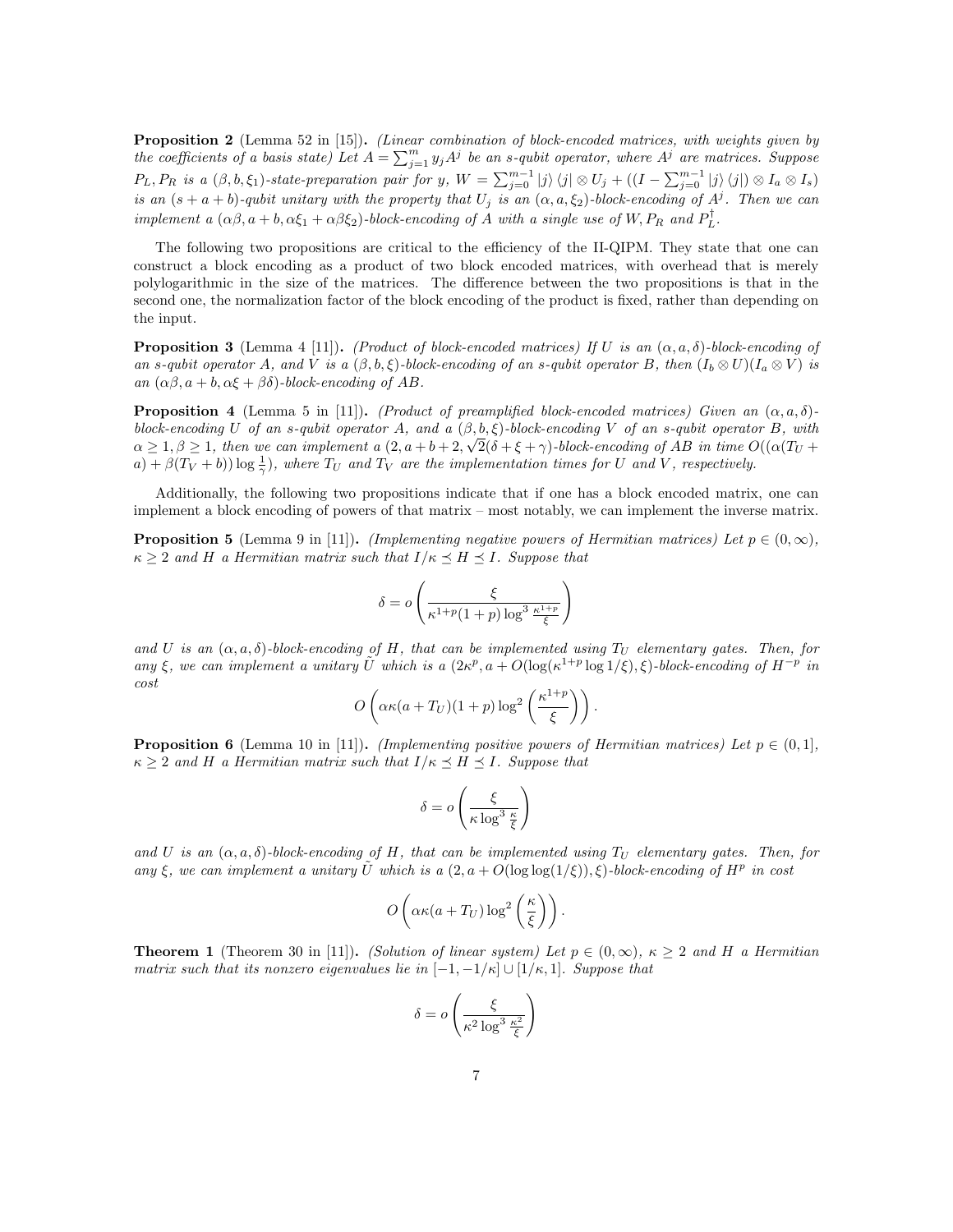**Proposition 2** (Lemma 52 in [15]). *(Linear combination of block-encoded matrices, with weights given by the coefficients of a basis state) Let $A = \sum_{j=1}^{m} y_j A^j$ be an $s$-qubit operator, where $A^j$ are matrices. Suppose $P_L, P_R$ is a $(\beta, b, \xi_1)$-state-preparation pair for $y$, $W = \sum_{j=0}^{m-1} |j\rangle\langle j| \otimes U_j + ((I - \sum_{j=0}^{m-1} |j\rangle\langle j|) \otimes I_a \otimes I_s)$ is an $(s+a+b)$-qubit unitary with the property that $U_j$ is an $(\alpha, a, \xi_2)$-block-encoding of $A^j$. Then we can implement a $(\alpha\beta, a+b, \alpha\xi_1 + \alpha\beta\xi_2)$-block-encoding of $A$ with a single use of $W, P_R$ and $P_L^\dagger$.*

The following two propositions are critical to the efficiency of the II-QIPM. They state that one can construct a block encoding as a product of two block encoded matrices, with overhead that is merely polylogarithmic in the size of the matrices. The difference between the two propositions is that in the second one, the normalization factor of the block encoding of the product is fixed, rather than depending on the input.

**Proposition 3** (Lemma 4 [11]). *(Product of block-encoded matrices) If $U$ is an $(\alpha, a, \delta)$-block-encoding of an $s$-qubit operator $A$, and $V$ is a $(\beta, b, \xi)$-block-encoding of an $s$-qubit operator $B$, then $(I_b \otimes U)(I_a \otimes V)$ is an $(\alpha\beta, a+b, \alpha\xi + \beta\delta)$-block-encoding of $AB$.*

**Proposition 4** (Lemma 5 in [11]). *(Product of preamplified block-encoded matrices) Given an $(\alpha, a, \delta)$-block-encoding $U$ of an $s$-qubit operator $A$, and a $(\beta, b, \xi)$-block-encoding $V$ of an $s$-qubit operator $B$, with $\alpha \geq 1, \beta \geq 1$, then we can implement a $(2, a+b+2, \sqrt{2}(\delta + \xi + \gamma)$-block-encoding of $AB$ in time $O((\alpha(T_U + a) + \beta(T_V + b)) \log \frac{1}{\gamma})$, where $T_U$ and $T_V$ are the implementation times for $U$ and $V$, respectively.*

Additionally, the following two propositions indicate that if one has a block encoded matrix, one can implement a block encoding of powers of that matrix – most notably, we can implement the inverse matrix.

**Proposition 5** (Lemma 9 in [11]). *(Implementing negative powers of Hermitian matrices) Let $p \in (0, \infty)$, $\kappa \geq 2$ and $H$ a Hermitian matrix such that $I/\kappa \preceq H \preceq I$. Suppose that*

$$\delta = o\left(\frac{\xi}{\kappa^{1+p}(1+p)\log^3 \frac{\kappa^{1+p}}{\xi}}\right)$$

*and $U$ is an $(\alpha, a, \delta)$-block-encoding of $H$, that can be implemented using $T_U$ elementary gates. Then, for any $\xi$, we can implement a unitary $\tilde{U}$ which is a $(2\kappa^p, a + O(\log(\kappa^{1+p}\log 1/\xi), \xi)$-block-encoding of $H^{-p}$ in cost*

$$O\left(\alpha\kappa(a + T_U)(1+p)\log^2\left(\frac{\kappa^{1+p}}{\xi}\right)\right).$$

**Proposition 6** (Lemma 10 in [11]). *(Implementing positive powers of Hermitian matrices) Let $p \in (0, 1]$, $\kappa \geq 2$ and $H$ a Hermitian matrix such that $I/\kappa \preceq H \preceq I$. Suppose that*

$$\delta = o\left(\frac{\xi}{\kappa \log^3 \frac{\kappa}{\xi}}\right)$$

*and $U$ is an $(\alpha, a, \delta)$-block-encoding of $H$, that can be implemented using $T_U$ elementary gates. Then, for any $\xi$, we can implement a unitary $\tilde{U}$ which is a $(2, a + O(\log\log(1/\xi)), \xi)$-block-encoding of $H^p$ in cost*

$$O\left(\alpha\kappa(a + T_U)\log^2\left(\frac{\kappa}{\xi}\right)\right).$$

**Theorem 1** (Theorem 30 in [11]). *(Solution of linear system) Let $p \in (0, \infty)$, $\kappa \geq 2$ and $H$ a Hermitian matrix such that its nonzero eigenvalues lie in $[-1, -1/\kappa] \cup [1/\kappa, 1]$. Suppose that*

$$\delta = o\left(\frac{\xi}{\kappa^2 \log^3 \frac{\kappa^2}{\xi}}\right)$$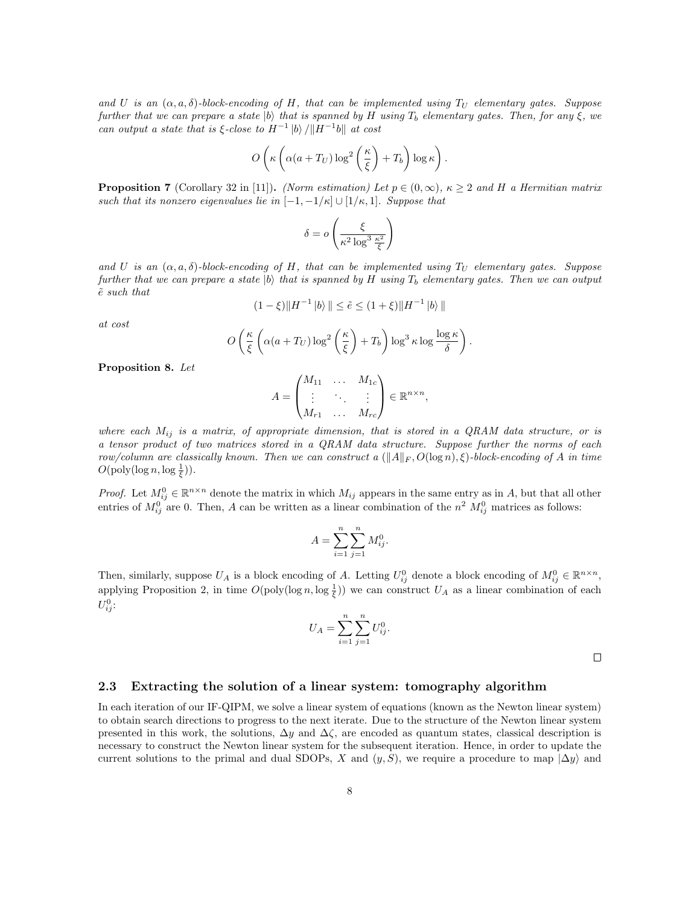*and $U$ is an $(\alpha, a, \delta)$-block-encoding of $H$, that can be implemented using $T_U$ elementary gates. Suppose further that we can prepare a state $|b\rangle$ that is spanned by $H$ using $T_b$ elementary gates. Then, for any $\xi$, we can output a state that is $\xi$-close to $H^{-1}|b\rangle / \|H^{-1}b\|$ at cost*

$$O\left(\kappa\left(\alpha(a+T_U)\log^2\left(\frac{\kappa}{\xi}\right)+T_b\right)\log\kappa\right).$$

**Proposition 7** (Corollary 32 in [11])**.** *(Norm estimation) Let $p \in (0, \infty)$, $\kappa \geq 2$ and $H$ a Hermitian matrix such that its nonzero eigenvalues lie in $[-1, -1/\kappa] \cup [1/\kappa, 1]$. Suppose that*

$$\delta = o\left(\frac{\xi}{\kappa^2 \log^3 \frac{\kappa^2}{\xi}}\right)$$

*and $U$ is an $(\alpha, a, \delta)$-block-encoding of $H$, that can be implemented using $T_U$ elementary gates. Suppose further that we can prepare a state $|b\rangle$ that is spanned by $H$ using $T_b$ elementary gates. Then we can output $\tilde{e}$ such that*

$$(1-\xi)\|H^{-1}|b\rangle\| \leq \tilde{e} \leq (1+\xi)\|H^{-1}|b\rangle\|$$

*at cost*

$$O\left(\frac{\kappa}{\xi}\left(\alpha(a+T_U)\log^2\left(\frac{\kappa}{\xi}\right)+T_b\right)\log^3\kappa\log\frac{\log\kappa}{\delta}\right).$$

**Proposition 8.** *Let*

$$A = \begin{pmatrix} M_{11} & \dots & M_{1c} \\ \vdots & \ddots & \vdots \\ M_{r1} & \dots & M_{rc} \end{pmatrix} \in \mathbb{R}^{n\times n},$$

*where each $M_{ij}$ is a matrix, of appropriate dimension, that is stored in a QRAM data structure, or is a tensor product of two matrices stored in a QRAM data structure. Suppose further the norms of each row/column are classically known. Then we can construct a $(\|A\|_F, O(\log n), \xi)$-block-encoding of $A$ in time $O(\text{poly}(\log n, \log \frac{1}{\xi}))$.*

*Proof.* Let $M_{ij}^0 \in \mathbb{R}^{n\times n}$ denote the matrix in which $M_{ij}$ appears in the same entry as in $A$, but that all other entries of $M_{ij}^0$ are 0. Then, $A$ can be written as a linear combination of the $n^2$ $M_{ij}^0$ matrices as follows:

$$A = \sum_{i=1}^{n}\sum_{j=1}^{n} M_{ij}^0.$$

Then, similarly, suppose $U_A$ is a block encoding of $A$. Letting $U_{ij}^0$ denote a block encoding of $M_{ij}^0 \in \mathbb{R}^{n\times n}$, applying Proposition 2, in time $O(\text{poly}(\log n, \log \frac{1}{\xi}))$ we can construct $U_A$ as a linear combination of each $U_{ij}^0$:

$$U_A = \sum_{i=1}^{n}\sum_{j=1}^{n} U_{ij}^0.$$

□

### 2.3 Extracting the solution of a linear system: tomography algorithm

In each iteration of our IF-QIPM, we solve a linear system of equations (known as the Newton linear system) to obtain search directions to progress to the next iterate. Due to the structure of the Newton linear system presented in this work, the solutions, $\Delta y$ and $\Delta\zeta$, are encoded as quantum states, classical description is necessary to construct the Newton linear system for the subsequent iteration. Hence, in order to update the current solutions to the primal and dual SDOPs, $X$ and $(y, S)$, we require a procedure to map $|\Delta y\rangle$ and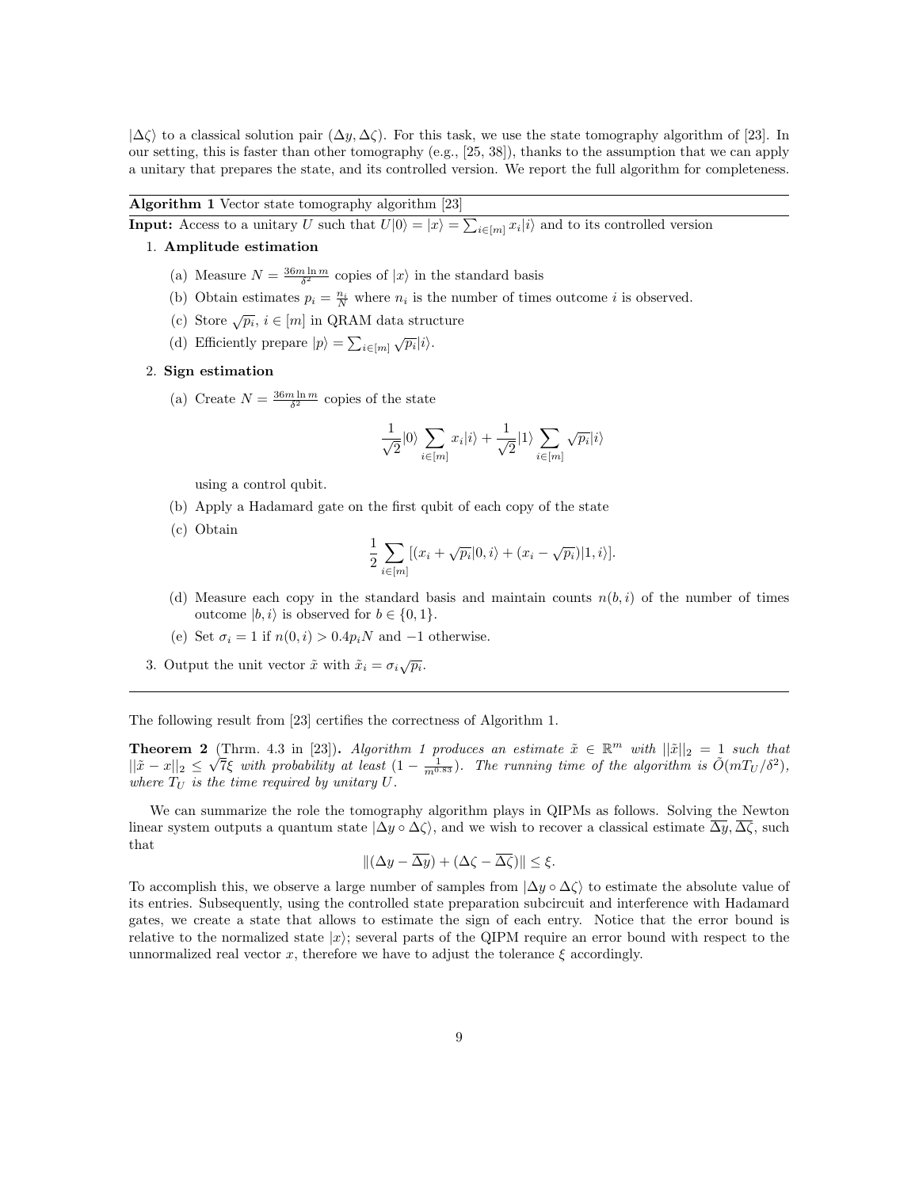$|\Delta\zeta\rangle$ to a classical solution pair $(\Delta y, \Delta\zeta)$. For this task, we use the state tomography algorithm of [23]. In our setting, this is faster than other tomography (e.g., [25, 38]), thanks to the assumption that we can apply a unitary that prepares the state, and its controlled version. We report the full algorithm for completeness.

---

**Algorithm 1** Vector state tomography algorithm [23]

---

**Input:** Access to a unitary $U$ such that $U|0\rangle = |x\rangle = \sum_{i\in[m]} x_i|i\rangle$ and to its controlled version

1. **Amplitude estimation**
   (a) Measure $N = \frac{36m\ln m}{\delta^2}$ copies of $|x\rangle$ in the standard basis
   (b) Obtain estimates $p_i = \frac{n_i}{N}$ where $n_i$ is the number of times outcome $i$ is observed.
   (c) Store $\sqrt{p_i}$, $i \in [m]$ in QRAM data structure
   (d) Efficiently prepare $|p\rangle = \sum_{i\in[m]} \sqrt{p_i}|i\rangle$.

2. **Sign estimation**
   (a) Create $N = \frac{36m\ln m}{\delta^2}$ copies of the state
   $$\frac{1}{\sqrt{2}}|0\rangle \sum_{i\in[m]} x_i|i\rangle + \frac{1}{\sqrt{2}}|1\rangle \sum_{i\in[m]} \sqrt{p_i}|i\rangle$$
   using a control qubit.
   (b) Apply a Hadamard gate on the first qubit of each copy of the state
   (c) Obtain
   $$\frac{1}{2}\sum_{i\in[m]} [(x_i + \sqrt{p_i}|0, i\rangle + (x_i - \sqrt{p_i})|1, i\rangle].$$
   (d) Measure each copy in the standard basis and maintain counts $n(b, i)$ of the number of times outcome $|b, i\rangle$ is observed for $b \in \{0, 1\}$.
   (e) Set $\sigma_i = 1$ if $n(0, i) > 0.4p_iN$ and $-1$ otherwise.

3. Output the unit vector $\tilde{x}$ with $\tilde{x}_i = \sigma_i\sqrt{p_i}$.

---

The following result from [23] certifies the correctness of Algorithm 1.

**Theorem 2** (Thrm. 4.3 in [23])**.** *Algorithm 1 produces an estimate $\tilde{x} \in \mathbb{R}^m$ with $||\tilde{x}||_2 = 1$ such that $||\tilde{x} - x||_2 \leq \sqrt{7}\xi$ with probability at least $(1 - \frac{1}{m^{0.83}})$. The running time of the algorithm is $\tilde{O}(mT_U/\delta^2)$, where $T_U$ is the time required by unitary $U$.*

We can summarize the role the tomography algorithm plays in QIPMs as follows. Solving the Newton linear system outputs a quantum state $|\Delta y \circ \Delta\zeta\rangle$, and we wish to recover a classical estimate $\overline{\Delta y}, \overline{\Delta\zeta}$, such that

$$\|(\Delta y - \overline{\Delta y}) + (\Delta\zeta - \overline{\Delta\zeta})\| \leq \xi.$$

To accomplish this, we observe a large number of samples from $|\Delta y \circ \Delta\zeta\rangle$ to estimate the absolute value of its entries. Subsequently, using the controlled state preparation subcircuit and interference with Hadamard gates, we create a state that allows to estimate the sign of each entry. Notice that the error bound is relative to the normalized state $|x\rangle$; several parts of the QIPM require an error bound with respect to the unnormalized real vector $x$, therefore we have to adjust the tolerance $\xi$ accordingly.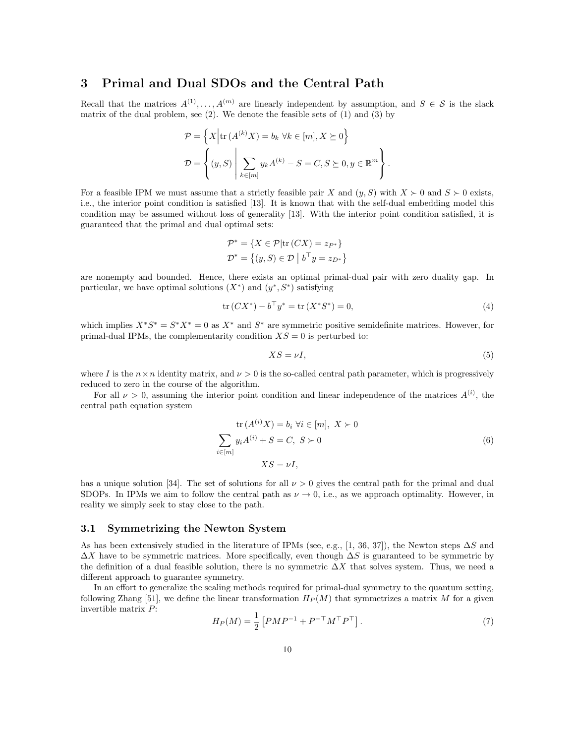## 3 Primal and Dual SDOs and the Central Path

Recall that the matrices $A^{(1)}, \ldots, A^{(m)}$ are linearly independent by assumption, and $S \in \mathcal{S}$ is the slack matrix of the dual problem, see (2). We denote the feasible sets of (1) and (3) by

$$
\mathcal{P} = \left\{ X \middle| \operatorname{tr}(A^{(k)}X) = b_k \ \forall k \in [m], X \succeq 0 \right\}
$$

$$
\mathcal{D} = \left\{ (y, S) \middle| \sum_{k \in [m]} y_k A^{(k)} - S = C, S \succeq 0, y \in \mathbb{R}^m \right\}.
$$

For a feasible IPM we must assume that a strictly feasible pair $X$ and $(y, S)$ with $X \succ 0$ and $S \succ 0$ exists, i.e., the interior point condition is satisfied [13]. It is known that with the self-dual embedding model this condition may be assumed without loss of generality [13]. With the interior point condition satisfied, it is guaranteed that the primal and dual optimal sets:

$$
\mathcal{P}^* = \{X \in \mathcal{P} | \operatorname{tr}(CX) = z_{P^*}\}
$$

$$
\mathcal{D}^* = \left\{(y, S) \in \mathcal{D} \mid b^\top y = z_{D^*}\right\}
$$

are nonempty and bounded. Hence, there exists an optimal primal-dual pair with zero duality gap. In particular, we have optimal solutions $(X^*)$ and $(y^*, S^*)$ satisfying

$$
\operatorname{tr}(CX^*) - b^\top y^* = \operatorname{tr}(X^* S^*) = 0, \tag{4}
$$

which implies $X^* S^* = S^* X^* = 0$ as $X^*$ and $S^*$ are symmetric positive semidefinite matrices. However, for primal-dual IPMs, the complementarity condition $XS = 0$ is perturbed to:

$$
XS = \nu I, \tag{5}
$$

where $I$ is the $n \times n$ identity matrix, and $\nu > 0$ is the so-called central path parameter, which is progressively reduced to zero in the course of the algorithm.

For all $\nu > 0$, assuming the interior point condition and linear independence of the matrices $A^{(i)}$, the central path equation system

$$
\begin{aligned}
\operatorname{tr}(A^{(i)}X) = b_i \ \forall i \in [m],\ X \succ 0 \\
\sum_{i \in [m]} y_i A^{(i)} + S = C,\ S \succ 0 \\
XS = \nu I,
\end{aligned} \tag{6}
$$

has a unique solution [34]. The set of solutions for all $\nu > 0$ gives the central path for the primal and dual SDOPs. In IPMs we aim to follow the central path as $\nu \to 0$, i.e., as we approach optimality. However, in reality we simply seek to stay close to the path.

### 3.1 Symmetrizing the Newton System

As has been extensively studied in the literature of IPMs (see, e.g., [1, 36, 37]), the Newton steps $\Delta S$ and $\Delta X$ have to be symmetric matrices. More specifically, even though $\Delta S$ is guaranteed to be symmetric by the definition of a dual feasible solution, there is no symmetric $\Delta X$ that solves system. Thus, we need a different approach to guarantee symmetry.

In an effort to generalize the scaling methods required for primal-dual symmetry to the quantum setting, following Zhang [51], we define the linear transformation $H_P(M)$ that symmetrizes a matrix $M$ for a given invertible matrix $P$:

$$
H_P(M) = \frac{1}{2}\left[PMP^{-1} + P^{-\top} M^\top P^\top\right]. \tag{7}
$$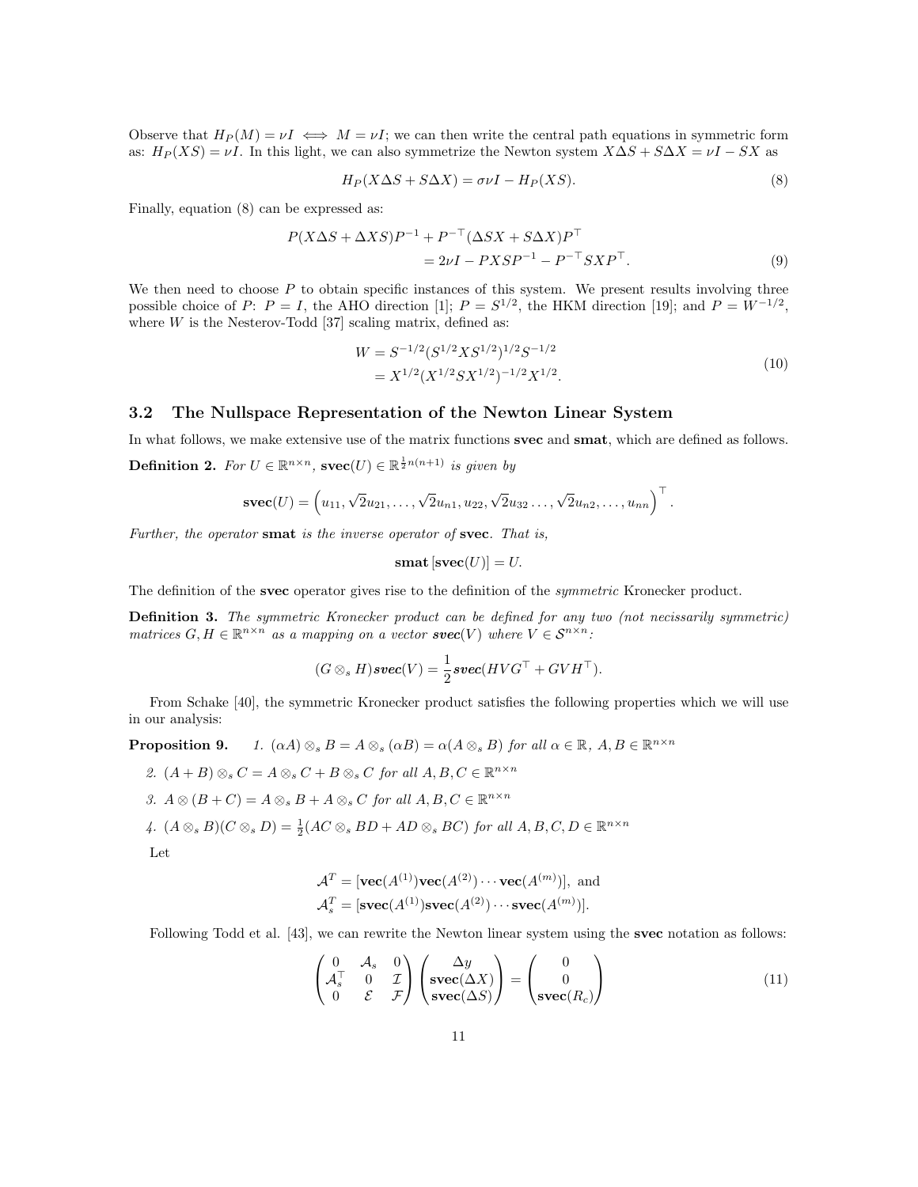Observe that $H_P(M) = \nu I \iff M = \nu I$; we can then write the central path equations in symmetric form as: $H_P(XS) = \nu I$. In this light, we can also symmetrize the Newton system $X\Delta S + S\Delta X = \nu I - SX$ as

$$H_P(X\Delta S + S\Delta X) = \sigma\nu I - H_P(XS). \tag{8}$$

Finally, equation (8) can be expressed as:

$$\begin{aligned} P(X\Delta S + \Delta XS)P^{-1} + P^{-\top}(\Delta SX + S\Delta X)P^{\top} \\ = 2\nu I - PXSP^{-1} - P^{-\top}SXP^{\top}. \end{aligned} \tag{9}$$

We then need to choose $P$ to obtain specific instances of this system. We present results involving three possible choice of $P$: $P = I$, the AHO direction [1]; $P = S^{1/2}$, the HKM direction [19]; and $P = W^{-1/2}$, where $W$ is the Nesterov-Todd [37] scaling matrix, defined as:

$$\begin{aligned} W &= S^{-1/2}(S^{1/2}XS^{1/2})^{1/2}S^{-1/2} \\ &= X^{1/2}(X^{1/2}SX^{1/2})^{-1/2}X^{1/2}. \end{aligned} \tag{10}$$

### 3.2 The Nullspace Representation of the Newton Linear System

In what follows, we make extensive use of the matrix functions **svec** and **smat**, which are defined as follows.

**Definition 2.** *For $U \in \mathbb{R}^{n\times n}$, $\mathbf{svec}(U) \in \mathbb{R}^{\frac{1}{2}n(n+1)}$ is given by*

$$\mathbf{svec}(U) = \left(u_{11}, \sqrt{2}u_{21}, \ldots, \sqrt{2}u_{n1}, u_{22}, \sqrt{2}u_{32}\ldots, \sqrt{2}u_{n2}, \ldots, u_{nn}\right)^{\top}.$$

*Further, the operator* **smat** *is the inverse operator of* **svec**. *That is,*

$$\mathbf{smat}\left[\mathbf{svec}(U)\right] = U.$$

The definition of the **svec** operator gives rise to the definition of the *symmetric* Kronecker product.

**Definition 3.** *The symmetric Kronecker product can be defined for any two (not necissarily symmetric) matrices $G, H \in \mathbb{R}^{n\times n}$ as a mapping on a vector $\mathbf{svec}(V)$ where $V \in \mathcal{S}^{n\times n}$:*

$$(G \otimes_s H)\mathbf{svec}(V) = \frac{1}{2}\mathbf{svec}(HVG^{\top} + GVH^{\top}).$$

From Schake [40], the symmetric Kronecker product satisfies the following properties which we will use in our analysis:

**Proposition 9.** *1. $(\alpha A) \otimes_s B = A \otimes_s (\alpha B) = \alpha(A \otimes_s B)$ for all $\alpha \in \mathbb{R}$, $A, B \in \mathbb{R}^{n\times n}$*

*2. $(A + B) \otimes_s C = A \otimes_s C + B \otimes_s C$ for all $A, B, C \in \mathbb{R}^{n\times n}$*

*3. $A \otimes (B + C) = A \otimes_s B + A \otimes_s C$ for all $A, B, C \in \mathbb{R}^{n\times n}$*

*4. $(A \otimes_s B)(C \otimes_s D) = \frac{1}{2}(AC \otimes_s BD + AD \otimes_s BC)$ for all $A, B, C, D \in \mathbb{R}^{n\times n}$*

Let

$$\begin{aligned} \mathcal{A}^T &= [\mathbf{vec}(A^{(1)})\mathbf{vec}(A^{(2)}) \cdots \mathbf{vec}(A^{(m)})], \text{ and} \\ \mathcal{A}_s^T &= [\mathbf{svec}(A^{(1)})\mathbf{svec}(A^{(2)}) \cdots \mathbf{svec}(A^{(m)})]. \end{aligned}$$

Following Todd et al. [43], we can rewrite the Newton linear system using the **svec** notation as follows:

$$\begin{pmatrix} 0 & \mathcal{A}_s & 0 \\ \mathcal{A}_s^{\top} & 0 & \mathcal{I} \\ 0 & \mathcal{E} & \mathcal{F} \end{pmatrix} \begin{pmatrix} \Delta y \\ \mathbf{svec}(\Delta X) \\ \mathbf{svec}(\Delta S) \end{pmatrix} = \begin{pmatrix} 0 \\ 0 \\ \mathbf{svec}(R_c) \end{pmatrix} \tag{11}$$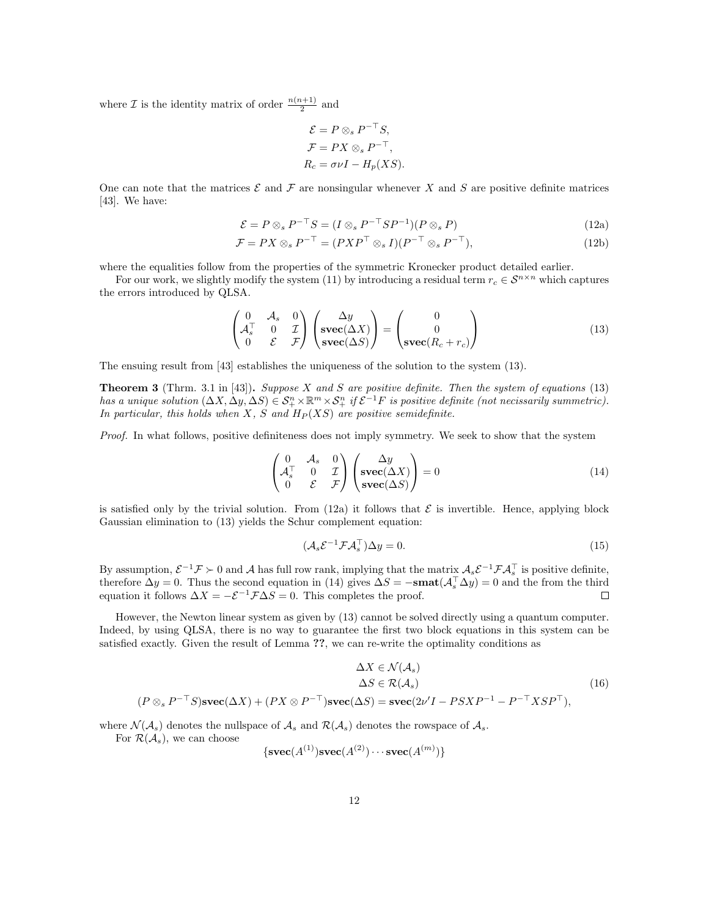where $\mathcal{I}$ is the identity matrix of order $\frac{n(n+1)}{2}$ and

$$
\begin{aligned}
\mathcal{E} &= P \otimes_s P^{-\top} S, \\
\mathcal{F} &= PX \otimes_s P^{-\top}, \\
R_c &= \sigma \nu I - H_p(XS).
\end{aligned}
$$

One can note that the matrices $\mathcal{E}$ and $\mathcal{F}$ are nonsingular whenever $X$ and $S$ are positive definite matrices [43]. We have:

$$
\mathcal{E} = P \otimes_s P^{-\top} S = (I \otimes_s P^{-\top} S P^{-1})(P \otimes_s P) \tag{12a}
$$

$$
\mathcal{F} = PX \otimes_s P^{-\top} = (PXP^{\top} \otimes_s I)(P^{-\top} \otimes_s P^{-\top}), \tag{12b}
$$

where the equalities follow from the properties of the symmetric Kronecker product detailed earlier.

For our work, we slightly modify the system (11) by introducing a residual term $r_c \in \mathcal{S}^{n \times n}$ which captures the errors introduced by QLSA.

$$
\begin{pmatrix} 0 & \mathcal{A}_s & 0 \\ \mathcal{A}_s^{\top} & 0 & \mathcal{I} \\ 0 & \mathcal{E} & \mathcal{F} \end{pmatrix} \begin{pmatrix} \Delta y \\ \mathbf{svec}(\Delta X) \\ \mathbf{svec}(\Delta S) \end{pmatrix} = \begin{pmatrix} 0 \\ 0 \\ \mathbf{svec}(R_c + r_c) \end{pmatrix} \tag{13}
$$

The ensuing result from [43] establishes the uniqueness of the solution to the system (13).

**Theorem 3** (Thrm. 3.1 in [43])**.** *Suppose $X$ and $S$ are positive definite. Then the system of equations* (13) *has a unique solution $(\Delta X, \Delta y, \Delta S) \in \mathcal{S}_+^n \times \mathbb{R}^m \times \mathcal{S}_+^n$ if $\mathcal{E}^{-1}F$ is positive definite (not necissarily summetric). In particular, this holds when $X$, $S$ and $H_P(XS)$ are positive semidefinite.*

*Proof.* In what follows, positive definiteness does not imply symmetry. We seek to show that the system

$$
\begin{pmatrix} 0 & \mathcal{A}_s & 0 \\ \mathcal{A}_s^{\top} & 0 & \mathcal{I} \\ 0 & \mathcal{E} & \mathcal{F} \end{pmatrix} \begin{pmatrix} \Delta y \\ \mathbf{svec}(\Delta X) \\ \mathbf{svec}(\Delta S) \end{pmatrix} = 0 \tag{14}
$$

is satisfied only by the trivial solution. From (12a) it follows that $\mathcal{E}$ is invertible. Hence, applying block Gaussian elimination to (13) yields the Schur complement equation:

$$
(\mathcal{A}_s \mathcal{E}^{-1} \mathcal{F} \mathcal{A}_s^{\top}) \Delta y = 0. \tag{15}
$$

By assumption, $\mathcal{E}^{-1}\mathcal{F} \succ 0$ and $\mathcal{A}$ has full row rank, implying that the matrix $\mathcal{A}_s \mathcal{E}^{-1} \mathcal{F} \mathcal{A}_s^{\top}$ is positive definite, therefore $\Delta y = 0$. Thus the second equation in (14) gives $\Delta S = -\mathbf{smat}(\mathcal{A}_s^{\top} \Delta y) = 0$ and the from the third equation it follows $\Delta X = -\mathcal{E}^{-1}\mathcal{F}\Delta S = 0$. This completes the proof. $\square$

However, the Newton linear system as given by (13) cannot be solved directly using a quantum computer. Indeed, by using QLSA, there is no way to guarantee the first two block equations in this system can be satisfied exactly. Given the result of Lemma **??**, we can re-write the optimality conditions as

$$
\begin{aligned}
\Delta X &\in \mathcal{N}(\mathcal{A}_s) \\
\Delta S &\in \mathcal{R}(\mathcal{A}_s) \\
(P \otimes_s P^{-\top} S)\mathbf{svec}(\Delta X) + (PX \otimes P^{-\top})\mathbf{svec}(\Delta S) &= \mathbf{svec}(2\nu' I - PSXP^{-1} - P^{-\top} XSP^{\top}),
\end{aligned} \tag{16}
$$

where $\mathcal{N}(\mathcal{A}_s)$ denotes the nullspace of $\mathcal{A}_s$ and $\mathcal{R}(\mathcal{A}_s)$ denotes the rowspace of $\mathcal{A}_s$.

For $\mathcal{R}(\mathcal{A}_s)$, we can choose

$$
\{\mathbf{svec}(A^{(1)})\mathbf{svec}(A^{(2)}) \cdots \mathbf{svec}(A^{(m)})\}
$$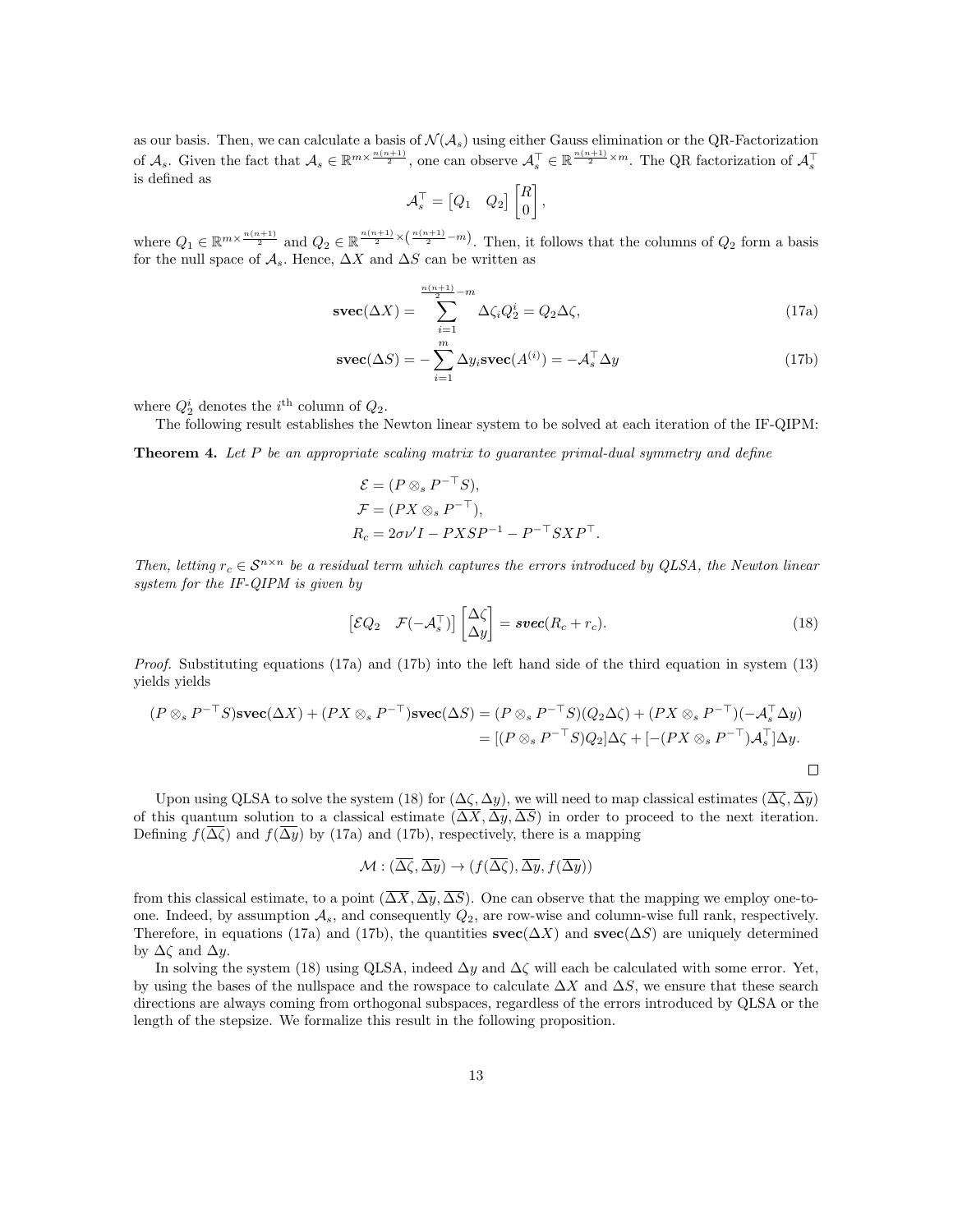as our basis. Then, we can calculate a basis of $\mathcal{N}(\mathcal{A}_s)$ using either Gauss elimination or the QR-Factorization of $\mathcal{A}_s$. Given the fact that $\mathcal{A}_s \in \mathbb{R}^{m \times \frac{n(n+1)}{2}}$, one can observe $\mathcal{A}_s^\top \in \mathbb{R}^{\frac{n(n+1)}{2} \times m}$. The QR factorization of $\mathcal{A}_s^\top$ is defined as

$$
\mathcal{A}_s^\top = \begin{bmatrix} Q_1 & Q_2 \end{bmatrix} \begin{bmatrix} R \\ 0 \end{bmatrix},
$$

where $Q_1 \in \mathbb{R}^{m \times \frac{n(n+1)}{2}}$ and $Q_2 \in \mathbb{R}^{\frac{n(n+1)}{2} \times \left(\frac{n(n+1)}{2} - m\right)}$. Then, it follows that the columns of $Q_2$ form a basis for the null space of $\mathcal{A}_s$. Hence, $\Delta X$ and $\Delta S$ can be written as

$$
\mathbf{svec}(\Delta X) = \sum_{i=1}^{\frac{n(n+1)}{2}-m} \Delta \zeta_i Q_2^i = Q_2 \Delta \zeta, \tag{17a}
$$

$$
\mathbf{svec}(\Delta S) = -\sum_{i=1}^{m} \Delta y_i \mathbf{svec}(A^{(i)}) = -\mathcal{A}_s^\top \Delta y \tag{17b}
$$

where $Q_2^i$ denotes the $i^{\text{th}}$ column of $Q_2$.

The following result establishes the Newton linear system to be solved at each iteration of the IF-QIPM:

**Theorem 4.** *Let $P$ be an appropriate scaling matrix to guarantee primal-dual symmetry and define*

$$
\begin{aligned}
\mathcal{E} &= (P \otimes_s P^{-\top} S), \\
\mathcal{F} &= (PX \otimes_s P^{-\top}), \\
R_c &= 2\sigma\nu' I - PXSP^{-1} - P^{-\top} SXP^\top.
\end{aligned}
$$

*Then, letting $r_c \in \mathcal{S}^{n \times n}$ be a residual term which captures the errors introduced by QLSA, the Newton linear system for the IF-QIPM is given by*

$$
\begin{bmatrix} \mathcal{E} Q_2 & \mathcal{F}(-\mathcal{A}_s^\top) \end{bmatrix} \begin{bmatrix} \Delta \zeta \\ \Delta y \end{bmatrix} = \boldsymbol{svec}(R_c + r_c). \tag{18}
$$

*Proof.* Substituting equations (17a) and (17b) into the left hand side of the third equation in system (13) yields yields

$$
\begin{aligned}
(P \otimes_s P^{-\top} S)\mathbf{svec}(\Delta X) + (PX \otimes_s P^{-\top})\mathbf{svec}(\Delta S) &= (P \otimes_s P^{-\top} S)(Q_2 \Delta \zeta) + (PX \otimes_s P^{-\top})(-\mathcal{A}_s^\top \Delta y) \\
&= [(P \otimes_s P^{-\top} S)Q_2]\Delta \zeta + [-(PX \otimes_s P^{-\top})\mathcal{A}_s^\top]\Delta y.
\end{aligned}
$$

$\square$

Upon using QLSA to solve the system (18) for $(\Delta \zeta, \Delta y)$, we will need to map classical estimates $(\overline{\Delta \zeta}, \overline{\Delta y})$ of this quantum solution to a classical estimate $(\overline{\Delta X}, \overline{\Delta y}, \overline{\Delta S})$ in order to proceed to the next iteration. Defining $f(\overline{\Delta \zeta})$ and $f(\overline{\Delta y})$ by (17a) and (17b), respectively, there is a mapping

$$
\mathcal{M} : (\overline{\Delta \zeta}, \overline{\Delta y}) \to (f(\overline{\Delta \zeta}), \overline{\Delta y}, f(\overline{\Delta y}))
$$

from this classical estimate, to a point $(\overline{\Delta X}, \overline{\Delta y}, \overline{\Delta S})$. One can observe that the mapping we employ one-to-one. Indeed, by assumption $\mathcal{A}_s$, and consequently $Q_2$, are row-wise and column-wise full rank, respectively. Therefore, in equations (17a) and (17b), the quantities $\mathbf{svec}(\Delta X)$ and $\mathbf{svec}(\Delta S)$ are uniquely determined by $\Delta \zeta$ and $\Delta y$.

In solving the system (18) using QLSA, indeed $\Delta y$ and $\Delta \zeta$ will each be calculated with some error. Yet, by using the bases of the nullspace and the rowspace to calculate $\Delta X$ and $\Delta S$, we ensure that these search directions are always coming from orthogonal subspaces, regardless of the errors introduced by QLSA or the length of the stepsize. We formalize this result in the following proposition.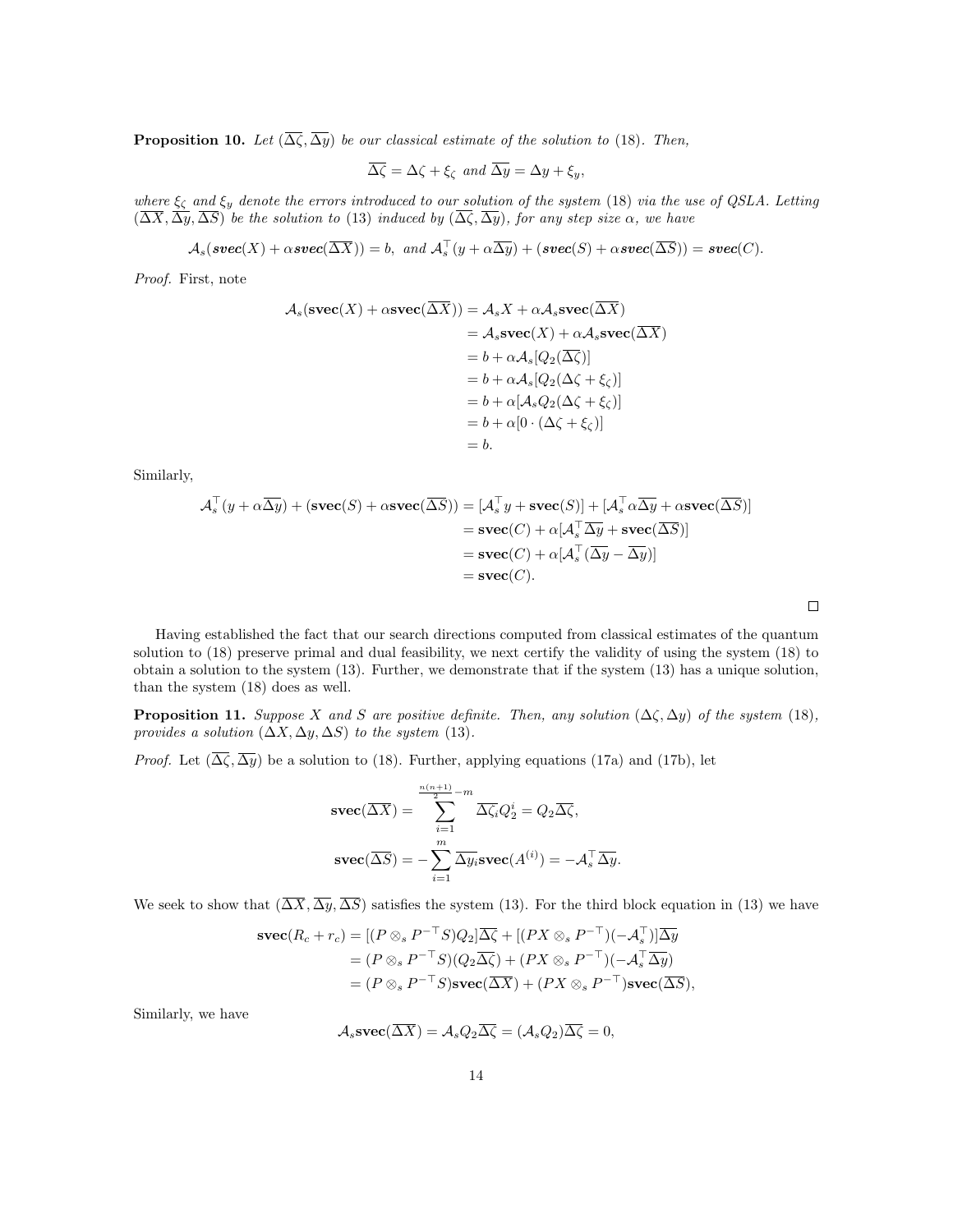**Proposition 10.** *Let $(\overline{\Delta\zeta}, \overline{\Delta y})$ be our classical estimate of the solution to* (18)*. Then,*

$$\overline{\Delta\zeta} = \Delta\zeta + \xi_\zeta \text{ and } \overline{\Delta y} = \Delta y + \xi_y,$$

*where $\xi_\zeta$ and $\xi_y$ denote the errors introduced to our solution of the system* (18) *via the use of QSLA. Letting $(\overline{\Delta X}, \overline{\Delta y}, \overline{\Delta S})$ be the solution to* (13) *induced by $(\overline{\Delta\zeta}, \overline{\Delta y})$, for any step size $\alpha$, we have*

$$\mathcal{A}_s(\boldsymbol{svec}(X) + \alpha \boldsymbol{svec}(\overline{\Delta X})) = b, \text{ and } \mathcal{A}_s^\top(y + \alpha\overline{\Delta y}) + (\boldsymbol{svec}(S) + \alpha\boldsymbol{svec}(\overline{\Delta S})) = \boldsymbol{svec}(C).$$

*Proof.* First, note

$$\begin{aligned}
\mathcal{A}_s(\mathbf{svec}(X) + \alpha\mathbf{svec}(\overline{\Delta X})) &= \mathcal{A}_s X + \alpha\mathcal{A}_s\mathbf{svec}(\overline{\Delta X}) \\
&= \mathcal{A}_s\mathbf{svec}(X) + \alpha\mathcal{A}_s\mathbf{svec}(\overline{\Delta X}) \\
&= b + \alpha\mathcal{A}_s[Q_2(\overline{\Delta\zeta})] \\
&= b + \alpha\mathcal{A}_s[Q_2(\Delta\zeta + \xi_\zeta)] \\
&= b + \alpha[\mathcal{A}_s Q_2(\Delta\zeta + \xi_\zeta)] \\
&= b + \alpha[0 \cdot (\Delta\zeta + \xi_\zeta)] \\
&= b.
\end{aligned}$$

Similarly,

$$\begin{aligned}
\mathcal{A}_s^\top(y + \alpha\overline{\Delta y}) + (\mathbf{svec}(S) + \alpha\mathbf{svec}(\overline{\Delta S})) &= [\mathcal{A}_s^\top y + \mathbf{svec}(S)] + [\mathcal{A}_s^\top \alpha\overline{\Delta y} + \alpha\mathbf{svec}(\overline{\Delta S})] \\
&= \mathbf{svec}(C) + \alpha[\mathcal{A}_s^\top\overline{\Delta y} + \mathbf{svec}(\overline{\Delta S})] \\
&= \mathbf{svec}(C) + \alpha[\mathcal{A}_s^\top(\overline{\Delta y} - \overline{\Delta y})] \\
&= \mathbf{svec}(C).
\end{aligned}$$

$\square$

Having established the fact that our search directions computed from classical estimates of the quantum solution to (18) preserve primal and dual feasibility, we next certify the validity of using the system (18) to obtain a solution to the system (13). Further, we demonstrate that if the system (13) has a unique solution, than the system (18) does as well.

**Proposition 11.** *Suppose $X$ and $S$ are positive definite. Then, any solution $(\Delta\zeta, \Delta y)$ of the system* (18)*, provides a solution $(\Delta X, \Delta y, \Delta S)$ to the system* (13)*.*

*Proof.* Let $(\overline{\Delta\zeta}, \overline{\Delta y})$ be a solution to (18). Further, applying equations (17a) and (17b), let

$$\mathbf{svec}(\overline{\Delta X}) = \sum_{i=1}^{\frac{n(n+1)}{2}-m} \overline{\Delta\zeta}_i Q_2^i = Q_2\overline{\Delta\zeta},$$

$$\mathbf{svec}(\overline{\Delta S}) = -\sum_{i=1}^{m} \overline{\Delta y}_i \mathbf{svec}(A^{(i)}) = -\mathcal{A}_s^\top\overline{\Delta y}.$$

We seek to show that $(\overline{\Delta X}, \overline{\Delta y}, \overline{\Delta S})$ satisfies the system (13). For the third block equation in (13) we have

$$\begin{aligned}
\mathbf{svec}(R_c + r_c) &= [(P \otimes_s P^{-\top}S)Q_2]\overline{\Delta\zeta} + [(PX \otimes_s P^{-\top})(-\mathcal{A}_s^\top)]\overline{\Delta y} \\
&= (P \otimes_s P^{-\top}S)(Q_2\overline{\Delta\zeta}) + (PX \otimes_s P^{-\top})(-\mathcal{A}_s^\top\overline{\Delta y}) \\
&= (P \otimes_s P^{-\top}S)\mathbf{svec}(\overline{\Delta X}) + (PX \otimes_s P^{-\top})\mathbf{svec}(\overline{\Delta S}),
\end{aligned}$$

Similarly, we have

$$\mathcal{A}_s\mathbf{svec}(\overline{\Delta X}) = \mathcal{A}_s Q_2\overline{\Delta\zeta} = (\mathcal{A}_s Q_2)\overline{\Delta\zeta} = 0,$$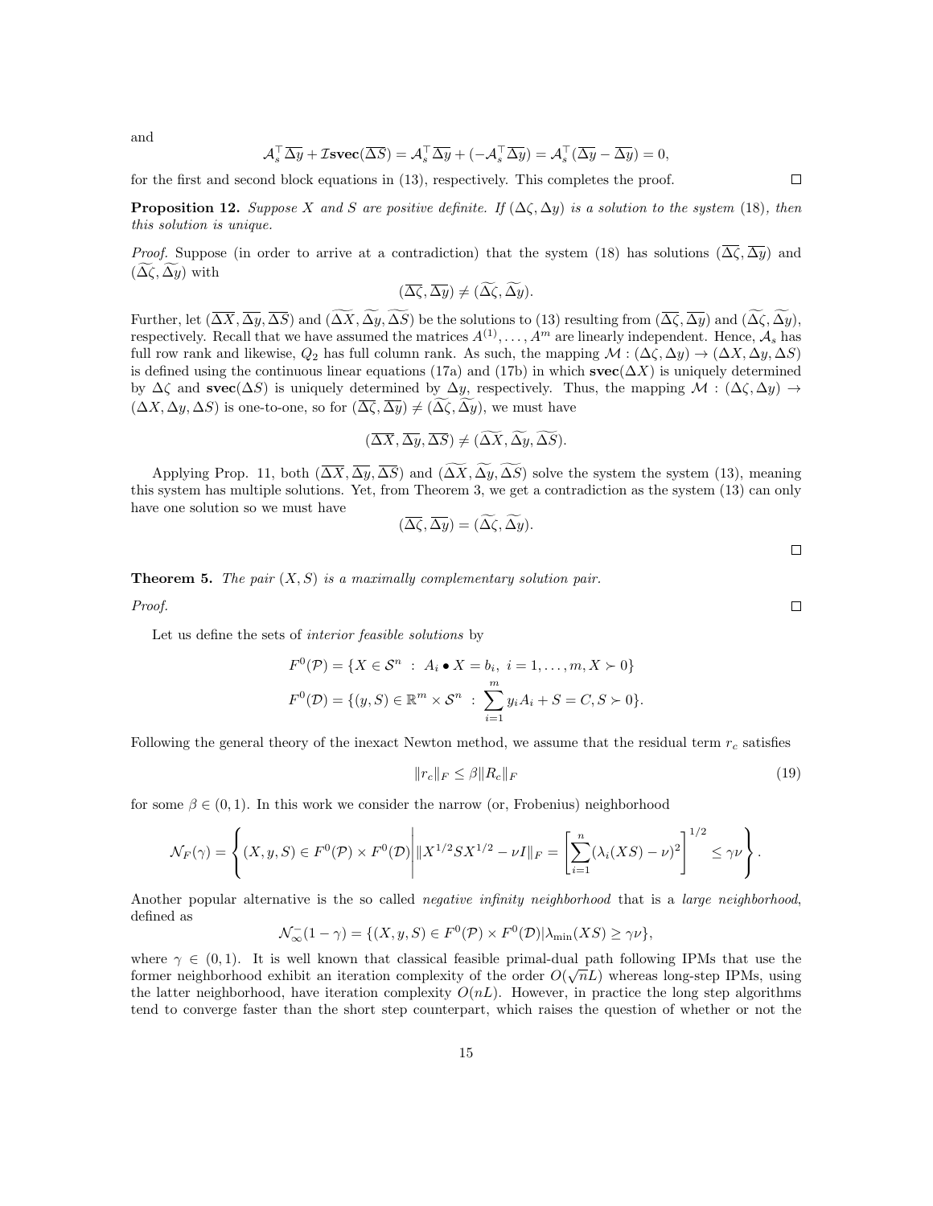and

$$\mathcal{A}_s^\top \overline{\Delta y} + \mathcal{I}\mathbf{svec}(\overline{\Delta S}) = \mathcal{A}_s^\top \overline{\Delta y} + (-\mathcal{A}_s^\top \overline{\Delta y}) = \mathcal{A}_s^\top (\overline{\Delta y} - \overline{\Delta y}) = 0,$$

for the first and second block equations in (13), respectively. This completes the proof. $\square$

**Proposition 12.** *Suppose $X$ and $S$ are positive definite. If $(\Delta\zeta, \Delta y)$ is a solution to the system* (18)*, then this solution is unique.*

*Proof.* Suppose (in order to arrive at a contradiction) that the system (18) has solutions $(\overline{\Delta\zeta}, \overline{\Delta y})$ and $(\widetilde{\Delta\zeta}, \widetilde{\Delta y})$ with

$$(\overline{\Delta\zeta}, \overline{\Delta y}) \neq (\widetilde{\Delta\zeta}, \widetilde{\Delta y}).$$

Further, let $(\overline{\Delta X}, \overline{\Delta y}, \overline{\Delta S})$ and $(\widetilde{\Delta X}, \widetilde{\Delta y}, \widetilde{\Delta S})$ be the solutions to (13) resulting from $(\overline{\Delta\zeta}, \overline{\Delta y})$ and $(\widetilde{\Delta\zeta}, \widetilde{\Delta y})$, respectively. Recall that we have assumed the matrices $A^{(1)}, \dots, A^m$ are linearly independent. Hence, $\mathcal{A}_s$ has full row rank and likewise, $Q_2$ has full column rank. As such, the mapping $\mathcal{M} : (\Delta\zeta, \Delta y) \to (\Delta X, \Delta y, \Delta S)$ is defined using the continuous linear equations (17a) and (17b) in which $\mathbf{svec}(\Delta X)$ is uniquely determined by $\Delta\zeta$ and $\mathbf{svec}(\Delta S)$ is uniquely determined by $\Delta y$, respectively. Thus, the mapping $\mathcal{M} : (\Delta\zeta, \Delta y) \to (\Delta X, \Delta y, \Delta S)$ is one-to-one, so for $(\overline{\Delta\zeta}, \overline{\Delta y}) \neq (\widetilde{\Delta\zeta}, \widetilde{\Delta y})$, we must have

$$(\overline{\Delta X}, \overline{\Delta y}, \overline{\Delta S}) \neq (\widetilde{\Delta X}, \widetilde{\Delta y}, \widetilde{\Delta S}).$$

Applying Prop. 11, both $(\overline{\Delta X}, \overline{\Delta y}, \overline{\Delta S})$ and $(\widetilde{\Delta X}, \widetilde{\Delta y}, \widetilde{\Delta S})$ solve the system the system (13), meaning this system has multiple solutions. Yet, from Theorem 3, we get a contradiction as the system (13) can only have one solution so we must have

$$(\overline{\Delta\zeta}, \overline{\Delta y}) = (\widetilde{\Delta\zeta}, \widetilde{\Delta y}).$$

$\square$

**Theorem 5.** *The pair $(X, S)$ is a maximally complementary solution pair.*

*Proof.* $\square$

Let us define the sets of *interior feasible solutions* by

$$F^0(\mathcal{P}) = \{X \in \mathcal{S}^n \ : \ A_i \bullet X = b_i, \ i = 1, \dots, m, X \succ 0\}$$

$$F^0(\mathcal{D}) = \{(y, S) \in \mathbb{R}^m \times \mathcal{S}^n \ : \ \sum_{i=1}^m y_i A_i + S = C, S \succ 0\}.$$

Following the general theory of the inexact Newton method, we assume that the residual term $r_c$ satisfies

$$\|r_c\|_F \leq \beta \|R_c\|_F \tag{19}$$

for some $\beta \in (0, 1)$. In this work we consider the narrow (or, Frobenius) neighborhood

$$\mathcal{N}_F(\gamma) = \left\{ (X, y, S) \in F^0(\mathcal{P}) \times F^0(\mathcal{D}) \middle| \|X^{1/2} S X^{1/2} - \nu I\|_F = \left[ \sum_{i=1}^n (\lambda_i(XS) - \nu)^2 \right]^{1/2} \leq \gamma\nu \right\}.$$

Another popular alternative is the so called *negative infinity neighborhood* that is a *large neighborhood*, defined as

$$\mathcal{N}_\infty^-(1 - \gamma) = \{(X, y, S) \in F^0(\mathcal{P}) \times F^0(\mathcal{D}) | \lambda_{\min}(XS) \geq \gamma\nu\},$$

where $\gamma \in (0, 1)$. It is well known that classical feasible primal-dual path following IPMs that use the former neighborhood exhibit an iteration complexity of the order $O(\sqrt{n}L)$ whereas long-step IPMs, using the latter neighborhood, have iteration complexity $O(nL)$. However, in practice the long step algorithms tend to converge faster than the short step counterpart, which raises the question of whether or not the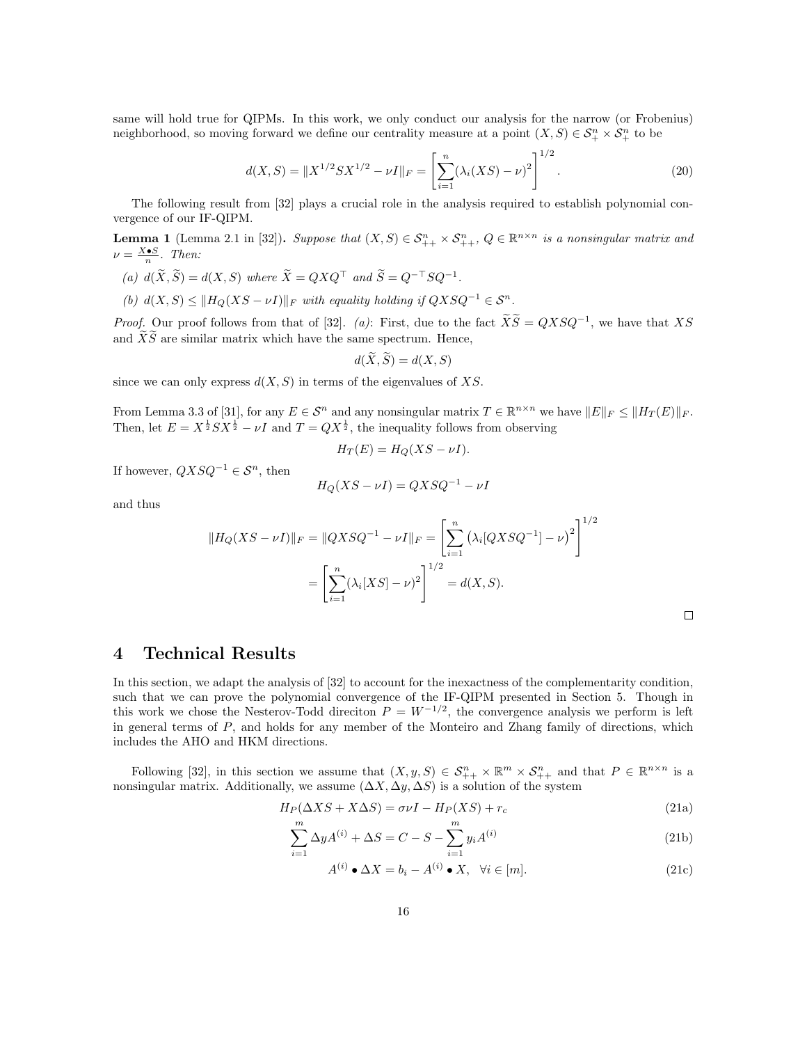same will hold true for QIPMs. In this work, we only conduct our analysis for the narrow (or Frobenius) neighborhood, so moving forward we define our centrality measure at a point $(X, S) \in \mathcal{S}^n_+ \times \mathcal{S}^n_+$ to be

$$d(X,S) = \|X^{1/2}SX^{1/2} - \nu I\|_F = \left[\sum_{i=1}^{n} (\lambda_i(XS) - \nu)^2\right]^{1/2}. \tag{20}$$

The following result from [32] plays a crucial role in the analysis required to establish polynomial convergence of our IF-QIPM.

**Lemma 1** (Lemma 2.1 in [32])**.** *Suppose that $(X, S) \in \mathcal{S}^n_{++} \times \mathcal{S}^n_{++}$, $Q \in \mathbb{R}^{n\times n}$ is a nonsingular matrix and $\nu = \frac{X \bullet S}{n}$. Then:*

*(a) $d(\widetilde{X}, \widetilde{S}) = d(X, S)$ where $\widetilde{X} = QXQ^\top$ and $\widetilde{S} = Q^{-\top}SQ^{-1}$.*

*(b) $d(X, S) \leq \|H_Q(XS - \nu I)\|_F$ with equality holding if $QXSQ^{-1} \in \mathcal{S}^n$.*

*Proof.* Our proof follows from that of [32]. *(a)*: First, due to the fact $\widetilde{X}\widetilde{S} = QXSQ^{-1}$, we have that $XS$ and $\widetilde{X}\widetilde{S}$ are similar matrix which have the same spectrum. Hence,

$$d(\widetilde{X}, \widetilde{S}) = d(X, S)$$

since we can only express $d(X, S)$ in terms of the eigenvalues of $XS$.

From Lemma 3.3 of [31], for any $E \in \mathcal{S}^n$ and any nonsingular matrix $T \in \mathbb{R}^{n\times n}$ we have $\|E\|_F \leq \|H_T(E)\|_F$. Then, let $E = X^{\frac{1}{2}}SX^{\frac{1}{2}} - \nu I$ and $T = QX^{\frac{1}{2}}$, the inequality follows from observing

$$H_T(E) = H_Q(XS - \nu I).$$

If however, $QXSQ^{-1} \in \mathcal{S}^n$, then

$$H_Q(XS - \nu I) = QXSQ^{-1} - \nu I$$

and thus

$$\begin{aligned}
\|H_Q(XS - \nu I)\|_F = \|QXSQ^{-1} - \nu I\|_F &= \left[\sum_{i=1}^{n} \left(\lambda_i[QXSQ^{-1}] - \nu\right)^2\right]^{1/2} \\
&= \left[\sum_{i=1}^{n} (\lambda_i[XS] - \nu)^2\right]^{1/2} = d(X, S).
\end{aligned}$$

□

# 4 Technical Results

In this section, we adapt the analysis of [32] to account for the inexactness of the complementarity condition, such that we can prove the polynomial convergence of the IF-QIPM presented in Section 5. Though in this work we chose the Nesterov-Todd direciton $P = W^{-1/2}$, the convergence analysis we perform is left in general terms of $P$, and holds for any member of the Monteiro and Zhang family of directions, which includes the AHO and HKM directions.

Following [32], in this section we assume that $(X, y, S) \in \mathcal{S}^n_{++} \times \mathbb{R}^m \times \mathcal{S}^n_{++}$ and that $P \in \mathbb{R}^{n\times n}$ is a nonsingular matrix. Additionally, we assume $(\Delta X, \Delta y, \Delta S)$ is a solution of the system

$$H_P(\Delta XS + X\Delta S) = \sigma\nu I - H_P(XS) + r_c \tag{21a}$$

$$\sum_{i=1}^{m} \Delta y A^{(i)} + \Delta S = C - S - \sum_{i=1}^{m} y_i A^{(i)} \tag{21b}$$

$$A^{(i)} \bullet \Delta X = b_i - A^{(i)} \bullet X, \quad \forall i \in [m]. \tag{21c}$$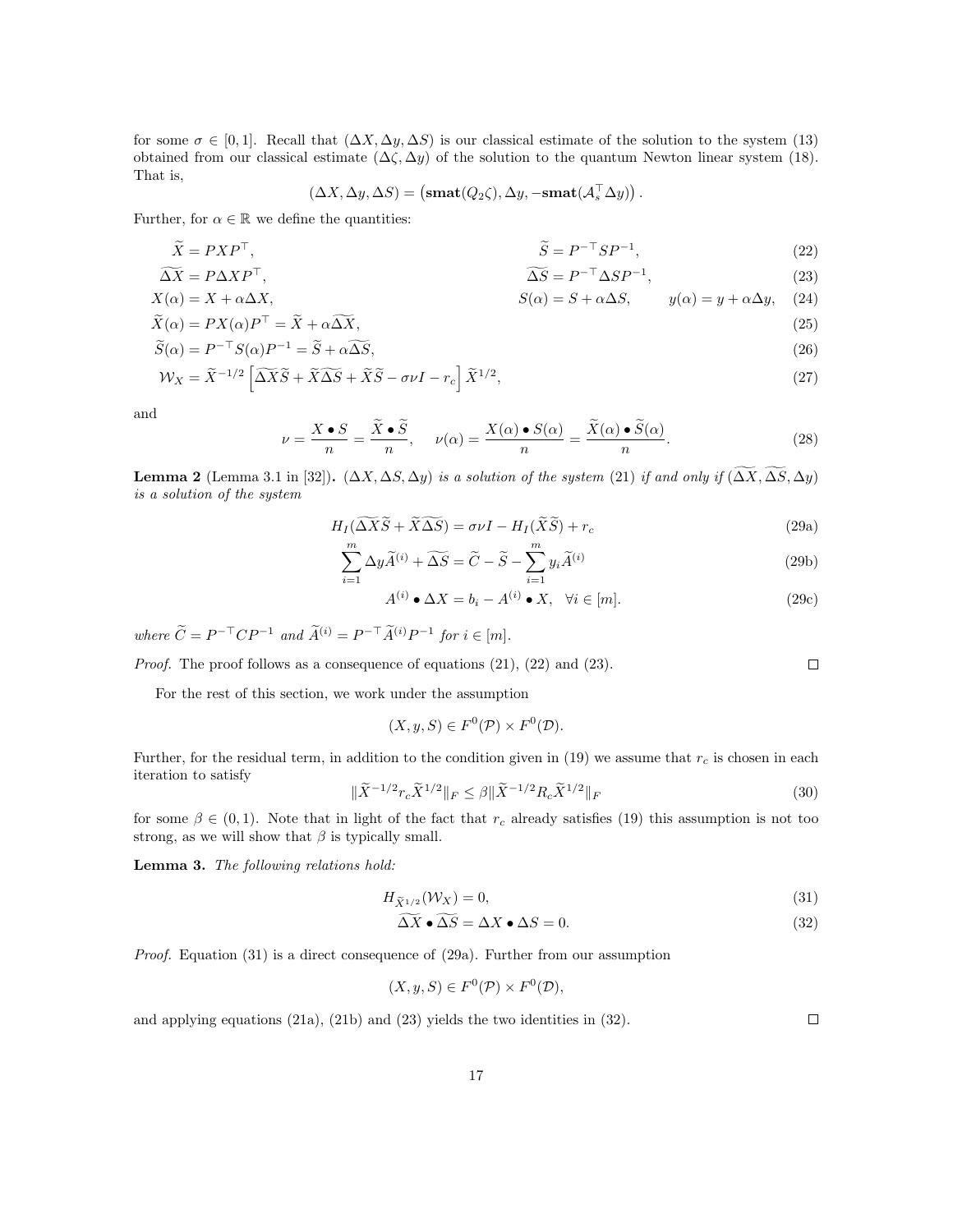for some $\sigma \in [0,1]$. Recall that $(\Delta X, \Delta y, \Delta S)$ is our classical estimate of the solution to the system (13) obtained from our classical estimate $(\Delta\zeta, \Delta y)$ of the solution to the quantum Newton linear system (18). That is,

$$(\Delta X, \Delta y, \Delta S) = \left(\mathbf{smat}(Q_2\zeta), \Delta y, -\mathbf{smat}(\mathcal{A}_s^\top \Delta y)\right).$$

Further, for $\alpha \in \mathbb{R}$ we define the quantities:

$$\widetilde{X} = PXP^\top, \qquad \widetilde{S} = P^{-\top}SP^{-1}, \tag{22}$$

$$\widetilde{\Delta X} = P\Delta XP^\top, \qquad \widetilde{\Delta S} = P^{-\top}\Delta SP^{-1}, \tag{23}$$

$$X(\alpha) = X + \alpha\Delta X, \qquad S(\alpha) = S + \alpha\Delta S, \qquad y(\alpha) = y + \alpha\Delta y, \tag{24}$$

$$\widetilde{X}(\alpha) = PX(\alpha)P^\top = \widetilde{X} + \alpha\widetilde{\Delta X}, \tag{25}$$

$$\widetilde{S}(\alpha) = P^{-\top}S(\alpha)P^{-1} = \widetilde{S} + \alpha\widetilde{\Delta S}, \tag{26}$$

$$\mathcal{W}_X = \widetilde{X}^{-1/2}\left[\widetilde{\Delta X}\widetilde{S} + \widetilde{X}\widetilde{\Delta S} + \widetilde{X}\widetilde{S} - \sigma\nu I - r_c\right]\widetilde{X}^{1/2}, \tag{27}$$

and

$$\nu = \frac{X \bullet S}{n} = \frac{\widetilde{X} \bullet \widetilde{S}}{n}, \quad \nu(\alpha) = \frac{X(\alpha) \bullet S(\alpha)}{n} = \frac{\widetilde{X}(\alpha) \bullet \widetilde{S}(\alpha)}{n}. \tag{28}$$

**Lemma 2** (Lemma 3.1 in [32])**.** *$(\Delta X, \Delta S, \Delta y)$ is a solution of the system (21) if and only if $(\widetilde{\Delta X}, \widetilde{\Delta S}, \Delta y)$ is a solution of the system*

$$H_I(\widetilde{\Delta X}\widetilde{S} + \widetilde{X}\widetilde{\Delta S}) = \sigma\nu I - H_I(\widetilde{X}\widetilde{S}) + r_c \tag{29a}$$

$$\sum_{i=1}^m \Delta y \widetilde{A}^{(i)} + \widetilde{\Delta S} = \widetilde{C} - \widetilde{S} - \sum_{i=1}^m y_i \widetilde{A}^{(i)} \tag{29b}$$

$$A^{(i)} \bullet \Delta X = b_i - A^{(i)} \bullet X, \quad \forall i \in [m]. \tag{29c}$$

*where $\widetilde{C} = P^{-\top}CP^{-1}$ and $\widetilde{A}^{(i)} = P^{-\top}\widetilde{A}^{(i)}P^{-1}$ for $i \in [m]$.*

*Proof.* The proof follows as a consequence of equations (21), (22) and (23). $\square$

For the rest of this section, we work under the assumption

$$(X, y, S) \in F^0(\mathcal{P}) \times F^0(\mathcal{D}).$$

Further, for the residual term, in addition to the condition given in (19) we assume that $r_c$ is chosen in each iteration to satisfy

$$\|\widetilde{X}^{-1/2}r_c\widetilde{X}^{1/2}\|_F \leq \beta\|\widetilde{X}^{-1/2}R_c\widetilde{X}^{1/2}\|_F \tag{30}$$

for some $\beta \in (0,1)$. Note that in light of the fact that $r_c$ already satisfies (19) this assumption is not too strong, as we will show that $\beta$ is typically small.

**Lemma 3.** *The following relations hold:*

$$H_{\widetilde{X}^{1/2}}(\mathcal{W}_X) = 0, \tag{31}$$

$$\widetilde{\Delta X} \bullet \widetilde{\Delta S} = \Delta X \bullet \Delta S = 0. \tag{32}$$

*Proof.* Equation (31) is a direct consequence of (29a). Further from our assumption

$$(X, y, S) \in F^0(\mathcal{P}) \times F^0(\mathcal{D}),$$

and applying equations (21a), (21b) and (23) yields the two identities in (32). $\square$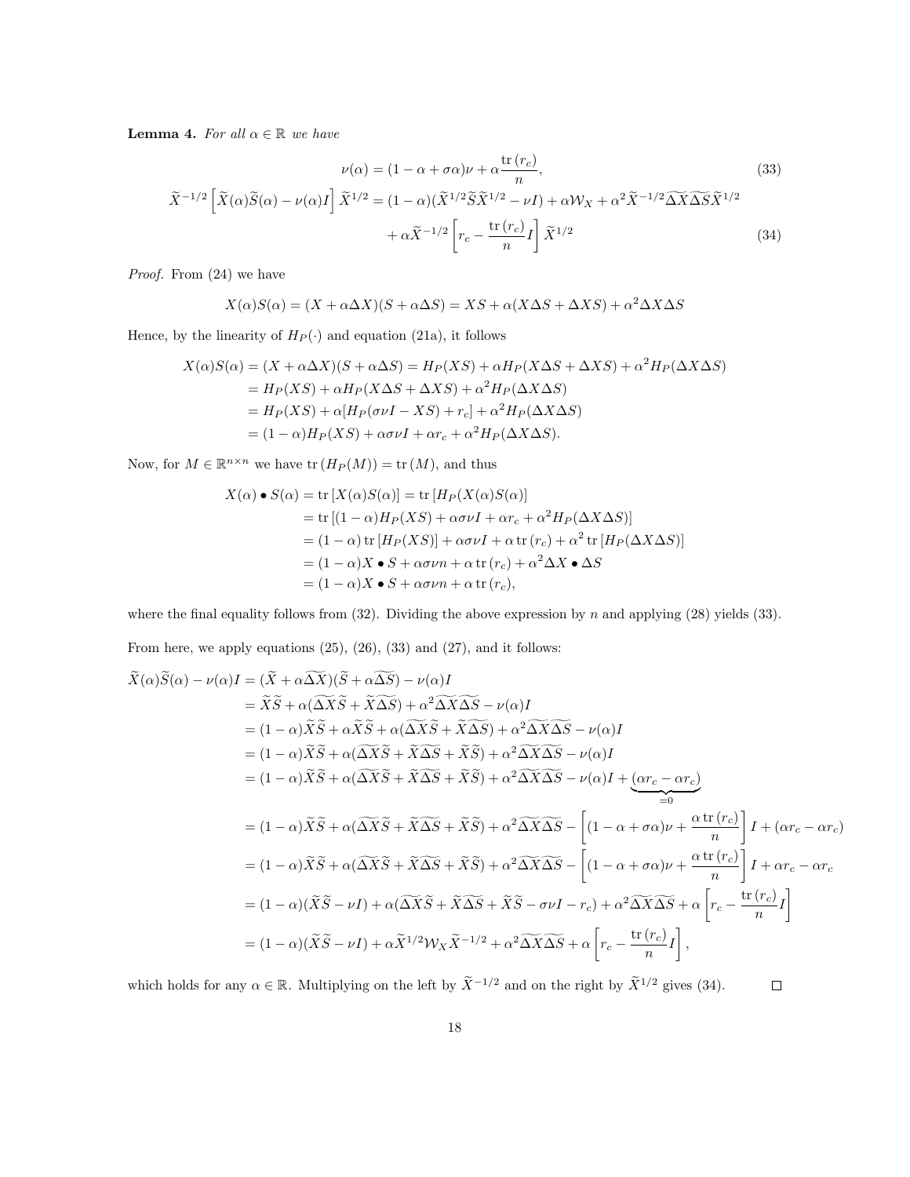**Lemma 4.** *For all $\alpha \in \mathbb{R}$ we have*

$$
\nu(\alpha) = (1 - \alpha + \sigma\alpha)\nu + \alpha \frac{\operatorname{tr}(r_c)}{n}, \tag{33}
$$

$$
\begin{aligned}
\widetilde{X}^{-1/2}\left[\widetilde{X}(\alpha)\widetilde{S}(\alpha) - \nu(\alpha)I\right]\widetilde{X}^{1/2} = (1-\alpha)(\widetilde{X}^{1/2}\widetilde{S}\widetilde{X}^{1/2} - \nu I) + \alpha\mathcal{W}_X + \alpha^2\widetilde{X}^{-1/2}\widetilde{\Delta X}\widetilde{\Delta S}\widetilde{X}^{1/2} \\
+ \alpha\widetilde{X}^{-1/2}\left[r_c - \frac{\operatorname{tr}(r_c)}{n}I\right]\widetilde{X}^{1/2}
\end{aligned} \tag{34}
$$

*Proof.* From (24) we have

$$
X(\alpha)S(\alpha) = (X + \alpha\Delta X)(S + \alpha\Delta S) = XS + \alpha(X\Delta S + \Delta X S) + \alpha^2\Delta X\Delta S
$$

Hence, by the linearity of $H_P(\cdot)$ and equation (21a), it follows

$$
\begin{aligned}
X(\alpha)S(\alpha) = (X + \alpha\Delta X)(S + \alpha\Delta S) &= H_P(XS) + \alpha H_P(X\Delta S + \Delta X S) + \alpha^2 H_P(\Delta X\Delta S) \\
&= H_P(XS) + \alpha H_P(X\Delta S + \Delta X S) + \alpha^2 H_P(\Delta X\Delta S) \\
&= H_P(XS) + \alpha[H_P(\sigma\nu I - XS) + r_c] + \alpha^2 H_P(\Delta X\Delta S) \\
&= (1-\alpha)H_P(XS) + \alpha\sigma\nu I + \alpha r_c + \alpha^2 H_P(\Delta X\Delta S).
\end{aligned}
$$

Now, for $M \in \mathbb{R}^{n\times n}$ we have $\operatorname{tr}(H_P(M)) = \operatorname{tr}(M)$, and thus

$$
\begin{aligned}
X(\alpha) \bullet S(\alpha) = \operatorname{tr}[X(\alpha)S(\alpha)] &= \operatorname{tr}[H_P(X(\alpha)S(\alpha))] \\
&= \operatorname{tr}[(1-\alpha)H_P(XS) + \alpha\sigma\nu I + \alpha r_c + \alpha^2 H_P(\Delta X\Delta S)] \\
&= (1-\alpha)\operatorname{tr}[H_P(XS)] + \alpha\sigma\nu I + \alpha\operatorname{tr}(r_c) + \alpha^2\operatorname{tr}[H_P(\Delta X\Delta S)] \\
&= (1-\alpha)X \bullet S + \alpha\sigma\nu n + \alpha\operatorname{tr}(r_c) + \alpha^2\Delta X \bullet \Delta S \\
&= (1-\alpha)X \bullet S + \alpha\sigma\nu n + \alpha\operatorname{tr}(r_c),
\end{aligned}
$$

where the final equality follows from (32). Dividing the above expression by $n$ and applying (28) yields (33).

From here, we apply equations (25), (26), (33) and (27), and it follows:

$$
\begin{aligned}
\widetilde{X}(\alpha)\widetilde{S}(\alpha) - \nu(\alpha)I &= (\widetilde{X} + \alpha\widetilde{\Delta X})(\widetilde{S} + \alpha\widetilde{\Delta S}) - \nu(\alpha)I \\
&= \widetilde{X}\widetilde{S} + \alpha(\widetilde{\Delta X}\widetilde{S} + \widetilde{X}\widetilde{\Delta S}) + \alpha^2\widetilde{\Delta X}\widetilde{\Delta S} - \nu(\alpha)I \\
&= (1-\alpha)\widetilde{X}\widetilde{S} + \alpha\widetilde{X}\widetilde{S} + \alpha(\widetilde{\Delta X}\widetilde{S} + \widetilde{X}\widetilde{\Delta S}) + \alpha^2\widetilde{\Delta X}\widetilde{\Delta S} - \nu(\alpha)I \\
&= (1-\alpha)\widetilde{X}\widetilde{S} + \alpha(\widetilde{\Delta X}\widetilde{S} + \widetilde{X}\widetilde{\Delta S} + \widetilde{X}\widetilde{S}) + \alpha^2\widetilde{\Delta X}\widetilde{\Delta S} - \nu(\alpha)I \\
&= (1-\alpha)\widetilde{X}\widetilde{S} + \alpha(\widetilde{\Delta X}\widetilde{S} + \widetilde{X}\widetilde{\Delta S} + \widetilde{X}\widetilde{S}) + \alpha^2\widetilde{\Delta X}\widetilde{\Delta S} - \nu(\alpha)I + \underbrace{(\alpha r_c - \alpha r_c)}_{=0} \\
&= (1-\alpha)\widetilde{X}\widetilde{S} + \alpha(\widetilde{\Delta X}\widetilde{S} + \widetilde{X}\widetilde{\Delta S} + \widetilde{X}\widetilde{S}) + \alpha^2\widetilde{\Delta X}\widetilde{\Delta S} - \left[(1-\alpha+\sigma\alpha)\nu + \frac{\alpha\operatorname{tr}(r_c)}{n}\right]I + (\alpha r_c - \alpha r_c) \\
&= (1-\alpha)\widetilde{X}\widetilde{S} + \alpha(\widetilde{\Delta X}\widetilde{S} + \widetilde{X}\widetilde{\Delta S} + \widetilde{X}\widetilde{S}) + \alpha^2\widetilde{\Delta X}\widetilde{\Delta S} - \left[(1-\alpha+\sigma\alpha)\nu + \frac{\alpha\operatorname{tr}(r_c)}{n}\right]I + \alpha r_c - \alpha r_c \\
&= (1-\alpha)(\widetilde{X}\widetilde{S} - \nu I) + \alpha(\widetilde{\Delta X}\widetilde{S} + \widetilde{X}\widetilde{\Delta S} + \widetilde{X}\widetilde{S} - \sigma\nu I - r_c) + \alpha^2\widetilde{\Delta X}\widetilde{\Delta S} + \alpha\left[r_c - \frac{\operatorname{tr}(r_c)}{n}I\right] \\
&= (1-\alpha)(\widetilde{X}\widetilde{S} - \nu I) + \alpha\widetilde{X}^{1/2}\mathcal{W}_X\widetilde{X}^{-1/2} + \alpha^2\widetilde{\Delta X}\widetilde{\Delta S} + \alpha\left[r_c - \frac{\operatorname{tr}(r_c)}{n}\right],
\end{aligned}
$$

which holds for any $\alpha \in \mathbb{R}$. Multiplying on the left by $\widetilde{X}^{-1/2}$ and on the right by $\widetilde{X}^{1/2}$ gives (34). $\square$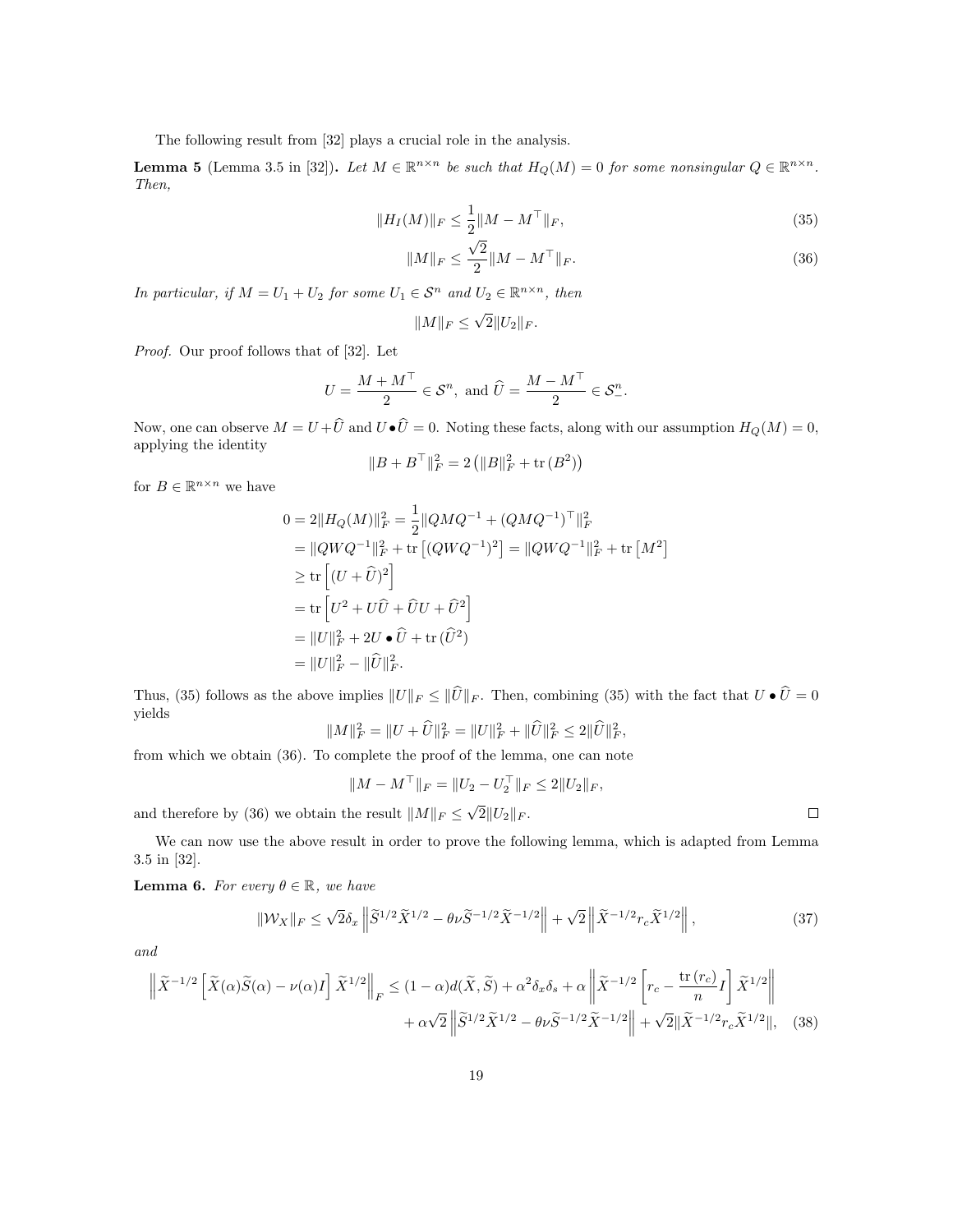The following result from [32] plays a crucial role in the analysis.

**Lemma 5** (Lemma 3.5 in [32])**.** *Let $M \in \mathbb{R}^{n\times n}$ be such that $H_Q(M) = 0$ for some nonsingular $Q \in \mathbb{R}^{n\times n}$. Then,*

$$\|H_I(M)\|_F \le \frac{1}{2}\|M - M^\top\|_F, \tag{35}$$

$$\|M\|_F \le \frac{\sqrt{2}}{2}\|M - M^\top\|_F. \tag{36}$$

*In particular, if $M = U_1 + U_2$ for some $U_1 \in \mathcal{S}^n$ and $U_2 \in \mathbb{R}^{n\times n}$, then*

$$\|M\|_F \le \sqrt{2}\|U_2\|_F.$$

*Proof.* Our proof follows that of [32]. Let

$$U = \frac{M + M^\top}{2} \in \mathcal{S}^n, \text{ and } \widehat{U} = \frac{M - M^\top}{2} \in \mathcal{S}^n_-.$$

Now, one can observe $M = U + \widehat{U}$ and $U \bullet \widehat{U} = 0$. Noting these facts, along with our assumption $H_Q(M) = 0$, applying the identity

$$\|B + B^\top\|_F^2 = 2\left(\|B\|_F^2 + \operatorname{tr}(B^2)\right)$$

for $B \in \mathbb{R}^{n\times n}$ we have

$$
\begin{aligned}
0 = 2\|H_Q(M)\|_F^2 &= \frac{1}{2}\|QMQ^{-1} + (QMQ^{-1})^\top\|_F^2 \\
&= \|QWQ^{-1}\|_F^2 + \operatorname{tr}\left[(QWQ^{-1})^2\right] = \|QWQ^{-1}\|_F^2 + \operatorname{tr}\left[M^2\right] \\
&\ge \operatorname{tr}\left[(U + \widehat{U})^2\right] \\
&= \operatorname{tr}\left[U^2 + U\widehat{U} + \widehat{U}U + \widehat{U}^2\right] \\
&= \|U\|_F^2 + 2U \bullet \widehat{U} + \operatorname{tr}(\widehat{U}^2) \\
&= \|U\|_F^2 - \|\widehat{U}\|_F^2.
\end{aligned}
$$

Thus, (35) follows as the above implies $\|U\|_F \le \|\widehat{U}\|_F$. Then, combining (35) with the fact that $U \bullet \widehat{U} = 0$ yields

$$\|M\|_F^2 = \|U + \widehat{U}\|_F^2 = \|U\|_F^2 + \|\widehat{U}\|_F^2 \le 2\|\widehat{U}\|_F^2,$$

from which we obtain (36). To complete the proof of the lemma, one can note

$$\|M - M^\top\|_F = \|U_2 - U_2^\top\|_F \le 2\|U_2\|_F,$$

and therefore by (36) we obtain the result $\|M\|_F \le \sqrt{2}\|U_2\|_F$. $\square$

We can now use the above result in order to prove the following lemma, which is adapted from Lemma 3.5 in [32].

**Lemma 6.** *For every $\theta \in \mathbb{R}$, we have*

$$\|\mathcal{W}_X\|_F \le \sqrt{2}\delta_x \left\|\widetilde{S}^{1/2}\widetilde{X}^{1/2} - \theta\nu\widetilde{S}^{-1/2}\widetilde{X}^{-1/2}\right\| + \sqrt{2}\left\|\widetilde{X}^{-1/2}r_c\widetilde{X}^{1/2}\right\|, \tag{37}$$

*and*

$$
\begin{aligned}
\left\|\widetilde{X}^{-1/2}\left[\widetilde{X}(\alpha)\widetilde{S}(\alpha) - \nu(\alpha)I\right]\widetilde{X}^{1/2}\right\|_F \le (1-\alpha)d(\widetilde{X},\widetilde{S}) + \alpha^2\delta_x\delta_s + \alpha\left\|\widetilde{X}^{-1/2}\left[r_c - \frac{\operatorname{tr}(r_c)}{n}I\right]\widetilde{X}^{1/2}\right\| \\
+ \alpha\sqrt{2}\left\|\widetilde{S}^{1/2}\widetilde{X}^{1/2} - \theta\nu\widetilde{S}^{-1/2}\widetilde{X}^{-1/2}\right\| + \sqrt{2}\|\widetilde{X}^{-1/2}r_c\widetilde{X}^{1/2}\|, \quad (38)
\end{aligned}
$$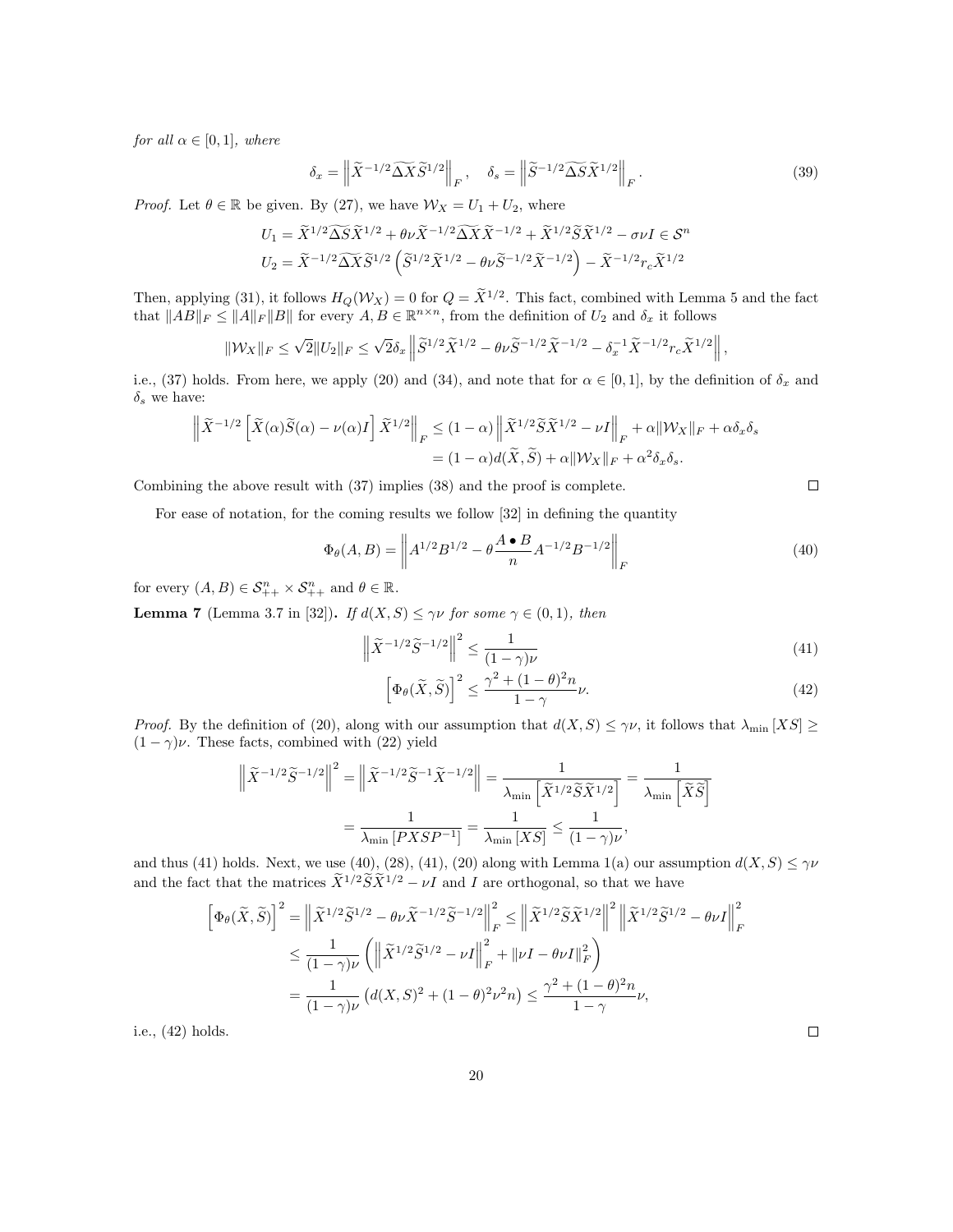*for all* $\alpha \in [0, 1]$*, where*

$$\delta_x = \left\| \widetilde{X}^{-1/2} \widetilde{\Delta X} \widetilde{S}^{1/2} \right\|_F, \quad \delta_s = \left\| \widetilde{S}^{-1/2} \widetilde{\Delta S} \widetilde{X}^{1/2} \right\|_F. \tag{39}$$

*Proof.* Let $\theta \in \mathbb{R}$ be given. By (27), we have $\mathcal{W}_X = U_1 + U_2$, where

$$U_1 = \widetilde{X}^{1/2} \widetilde{\Delta S} \widetilde{X}^{1/2} + \theta \nu \widetilde{X}^{-1/2} \widetilde{\Delta X} \widetilde{X}^{-1/2} + \widetilde{X}^{1/2} \widetilde{S} \widetilde{X}^{1/2} - \sigma \nu I \in \mathcal{S}^n$$

$$U_2 = \widetilde{X}^{-1/2} \widetilde{\Delta X} \widetilde{S}^{1/2} \left( \widetilde{S}^{1/2} \widetilde{X}^{1/2} - \theta \nu \widetilde{S}^{-1/2} \widetilde{X}^{-1/2} \right) - \widetilde{X}^{-1/2} r_c \widetilde{X}^{1/2}$$

Then, applying (31), it follows $H_Q(\mathcal{W}_X) = 0$ for $Q = \widetilde{X}^{1/2}$. This fact, combined with Lemma 5 and the fact that $\|AB\|_F \leq \|A\|_F \|B\|$ for every $A, B \in \mathbb{R}^{n \times n}$, from the definition of $U_2$ and $\delta_x$ it follows

$$\|\mathcal{W}_X\|_F \leq \sqrt{2} \|U_2\|_F \leq \sqrt{2} \delta_x \left\| \widetilde{S}^{1/2} \widetilde{X}^{1/2} - \theta \nu \widetilde{S}^{-1/2} \widetilde{X}^{-1/2} - \delta_x^{-1} \widetilde{X}^{-1/2} r_c \widetilde{X}^{1/2} \right\|,$$

i.e., (37) holds. From here, we apply (20) and (34), and note that for $\alpha \in [0, 1]$, by the definition of $\delta_x$ and $\delta_s$ we have:

$$\begin{aligned}
\left\| \widetilde{X}^{-1/2} \left[ \widetilde{X}(\alpha) \widetilde{S}(\alpha) - \nu(\alpha) I \right] \widetilde{X}^{1/2} \right\|_F &\leq (1 - \alpha) \left\| \widetilde{X}^{1/2} \widetilde{S} \widetilde{X}^{1/2} - \nu I \right\|_F + \alpha \|\mathcal{W}_X\|_F + \alpha \delta_x \delta_s \\
&= (1 - \alpha) d(\widetilde{X}, \widetilde{S}) + \alpha \|\mathcal{W}_X\|_F + \alpha^2 \delta_x \delta_s.
\end{aligned}$$

Combining the above result with (37) implies (38) and the proof is complete. $\square$

For ease of notation, for the coming results we follow [32] in defining the quantity

$$\Phi_\theta(A, B) = \left\| A^{1/2} B^{1/2} - \theta \frac{A \bullet B}{n} A^{-1/2} B^{-1/2} \right\|_F \tag{40}$$

for every $(A, B) \in \mathcal{S}_{++}^n \times \mathcal{S}_{++}^n$ and $\theta \in \mathbb{R}$.

**Lemma 7** (Lemma 3.7 in [32])**.** *If* $d(X, S) \leq \gamma \nu$ *for some* $\gamma \in (0, 1)$*, then*

$$\left\| \widetilde{X}^{-1/2} \widetilde{S}^{-1/2} \right\|^2 \leq \frac{1}{(1 - \gamma)\nu} \tag{41}$$

$$\left[ \Phi_\theta(\widetilde{X}, \widetilde{S}) \right]^2 \leq \frac{\gamma^2 + (1 - \theta)^2 n}{1 - \gamma} \nu. \tag{42}$$

*Proof.* By the definition of (20), along with our assumption that $d(X, S) \leq \gamma \nu$, it follows that $\lambda_{\min}[XS] \geq (1 - \gamma)\nu$. These facts, combined with (22) yield

$$\begin{aligned}
\left\| \widetilde{X}^{-1/2} \widetilde{S}^{-1/2} \right\|^2 &= \left\| \widetilde{X}^{-1/2} \widetilde{S}^{-1} \widetilde{X}^{-1/2} \right\| = \frac{1}{\lambda_{\min} \left[ \widetilde{X}^{1/2} \widetilde{S} \widetilde{X}^{1/2} \right]} = \frac{1}{\lambda_{\min} \left[ \widetilde{X} \widetilde{S} \right]} \\
&= \frac{1}{\lambda_{\min} \left[ PXSP^{-1} \right]} = \frac{1}{\lambda_{\min} [XS]} \leq \frac{1}{(1 - \gamma)\nu},
\end{aligned}$$

and thus (41) holds. Next, we use (40), (28), (41), (20) along with Lemma 1(a) our assumption $d(X, S) \leq \gamma \nu$ and the fact that the matrices $\widetilde{X}^{1/2} \widetilde{S} \widetilde{X}^{1/2} - \nu I$ and $I$ are orthogonal, so that we have

$$\begin{aligned}
\left[ \Phi_\theta(\widetilde{X}, \widetilde{S}) \right]^2 &= \left\| \widetilde{X}^{1/2} \widetilde{S}^{1/2} - \theta \nu \widetilde{X}^{-1/2} \widetilde{S}^{-1/2} \right\|_F^2 \leq \left\| \widetilde{X}^{1/2} \widetilde{S} \widetilde{X}^{1/2} \right\|^2 \left\| \widetilde{X}^{1/2} \widetilde{S}^{1/2} - \theta \nu I \right\|_F^2 \\
&\leq \frac{1}{(1 - \gamma)\nu} \left( \left\| \widetilde{X}^{1/2} \widetilde{S}^{1/2} - \nu I \right\|_F^2 + \|\nu I - \theta \nu I\|_F^2 \right) \\
&= \frac{1}{(1 - \gamma)\nu} \left( d(X, S)^2 + (1 - \theta)^2 \nu^2 n \right) \leq \frac{\gamma^2 + (1 - \theta)^2 n}{1 - \gamma} \nu,
\end{aligned}$$

i.e., (42) holds. $\square$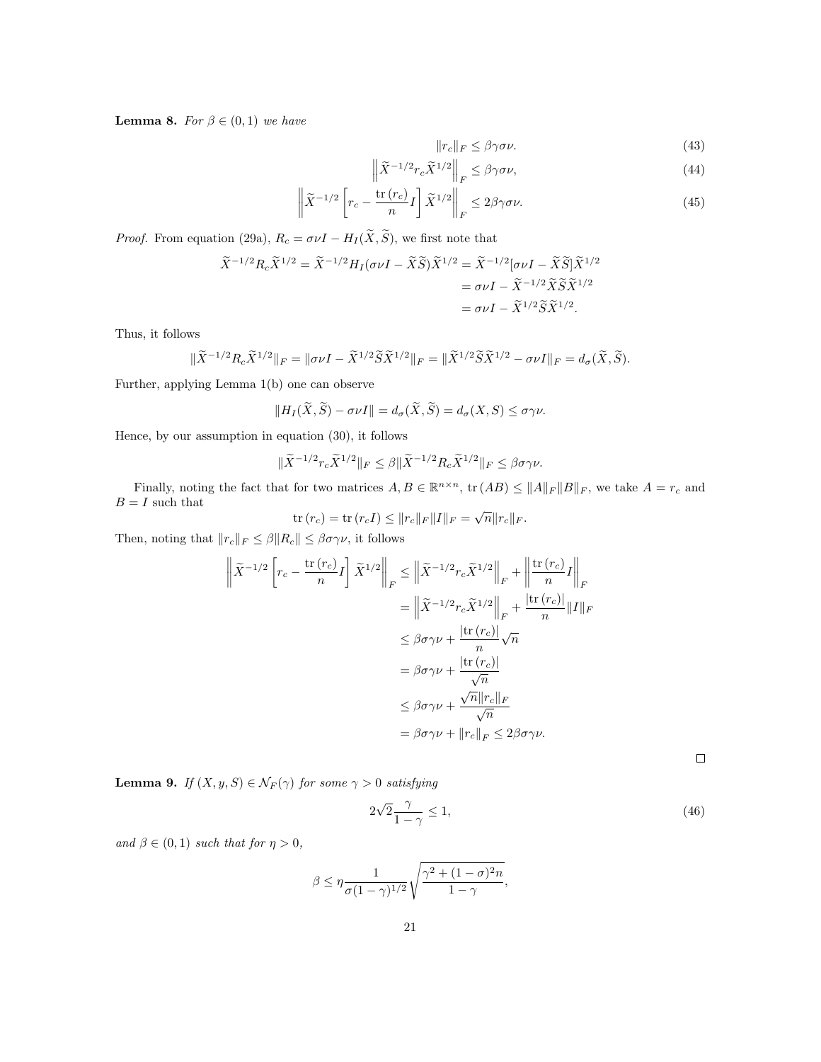**Lemma 8.** *For $\beta \in (0,1)$ we have*

$$\|r_c\|_F \leq \beta\gamma\sigma\nu. \tag{43}$$

$$\left\|\widetilde{X}^{-1/2} r_c \widetilde{X}^{1/2}\right\|_F \leq \beta\gamma\sigma\nu, \tag{44}$$

$$\left\|\widetilde{X}^{-1/2}\left[r_c - \frac{\operatorname{tr}(r_c)}{n} I\right]\widetilde{X}^{1/2}\right\|_F \leq 2\beta\gamma\sigma\nu. \tag{45}$$

*Proof.* From equation (29a), $R_c = \sigma\nu I - H_I(\widetilde{X}, \widetilde{S})$, we first note that

$$\begin{aligned}
\widetilde{X}^{-1/2} R_c \widetilde{X}^{1/2} = \widetilde{X}^{-1/2} H_I(\sigma\nu I - \widetilde{X}\widetilde{S})\widetilde{X}^{1/2} &= \widetilde{X}^{-1/2}[\sigma\nu I - \widetilde{X}\widetilde{S}]\widetilde{X}^{1/2} \\
&= \sigma\nu I - \widetilde{X}^{-1/2}\widetilde{X}\widetilde{S}\widetilde{X}^{1/2} \\
&= \sigma\nu I - \widetilde{X}^{1/2}\widetilde{S}\widetilde{X}^{1/2}.
\end{aligned}$$

Thus, it follows

$$\|\widetilde{X}^{-1/2} R_c \widetilde{X}^{1/2}\|_F = \|\sigma\nu I - \widetilde{X}^{1/2}\widetilde{S}\widetilde{X}^{1/2}\|_F = \|\widetilde{X}^{1/2}\widetilde{S}\widetilde{X}^{1/2} - \sigma\nu I\|_F = d_\sigma(\widetilde{X}, \widetilde{S}).$$

Further, applying Lemma 1(b) one can observe

$$\|H_I(\widetilde{X}, \widetilde{S}) - \sigma\nu I\| = d_\sigma(\widetilde{X}, \widetilde{S}) = d_\sigma(X, S) \leq \sigma\gamma\nu.$$

Hence, by our assumption in equation (30), it follows

$$\|\widetilde{X}^{-1/2} r_c \widetilde{X}^{1/2}\|_F \leq \beta\|\widetilde{X}^{-1/2} R_c \widetilde{X}^{1/2}\|_F \leq \beta\sigma\gamma\nu.$$

Finally, noting the fact that for two matrices $A, B \in \mathbb{R}^{n\times n}$, $\operatorname{tr}(AB) \leq \|A\|_F\|B\|_F$, we take $A = r_c$ and $B = I$ such that

$$\operatorname{tr}(r_c) = \operatorname{tr}(r_c I) \leq \|r_c\|_F\|I\|_F = \sqrt{n}\|r_c\|_F.$$

Then, noting that $\|r_c\|_F \leq \beta\|R_c\| \leq \beta\sigma\gamma\nu$, it follows

$$\begin{aligned}
\left\|\widetilde{X}^{-1/2}\left[r_c - \frac{\operatorname{tr}(r_c)}{n} I\right]\widetilde{X}^{1/2}\right\|_F &\leq \left\|\widetilde{X}^{-1/2} r_c \widetilde{X}^{1/2}\right\|_F + \left\|\frac{\operatorname{tr}(r_c)}{n} I\right\|_F \\
&= \left\|\widetilde{X}^{-1/2} r_c \widetilde{X}^{1/2}\right\|_F + \frac{|\operatorname{tr}(r_c)|}{n}\|I\|_F \\
&\leq \beta\sigma\gamma\nu + \frac{|\operatorname{tr}(r_c)|}{n}\sqrt{n} \\
&= \beta\sigma\gamma\nu + \frac{|\operatorname{tr}(r_c)|}{\sqrt{n}} \\
&\leq \beta\sigma\gamma\nu + \frac{\sqrt{n}\|r_c\|_F}{\sqrt{n}} \\
&= \beta\sigma\gamma\nu + \|r_c\|_F \leq 2\beta\sigma\gamma\nu.
\end{aligned}$$

□

**Lemma 9.** *If $(X, y, S) \in \mathcal{N}_F(\gamma)$ for some $\gamma > 0$ satisfying*

$$2\sqrt{2}\frac{\gamma}{1-\gamma} \leq 1, \tag{46}$$

*and $\beta \in (0,1)$ such that for $\eta > 0$,*

$$\beta \leq \eta \frac{1}{\sigma(1-\gamma)^{1/2}}\sqrt{\frac{\gamma^2 + (1-\sigma)^2 n}{1-\gamma}},$$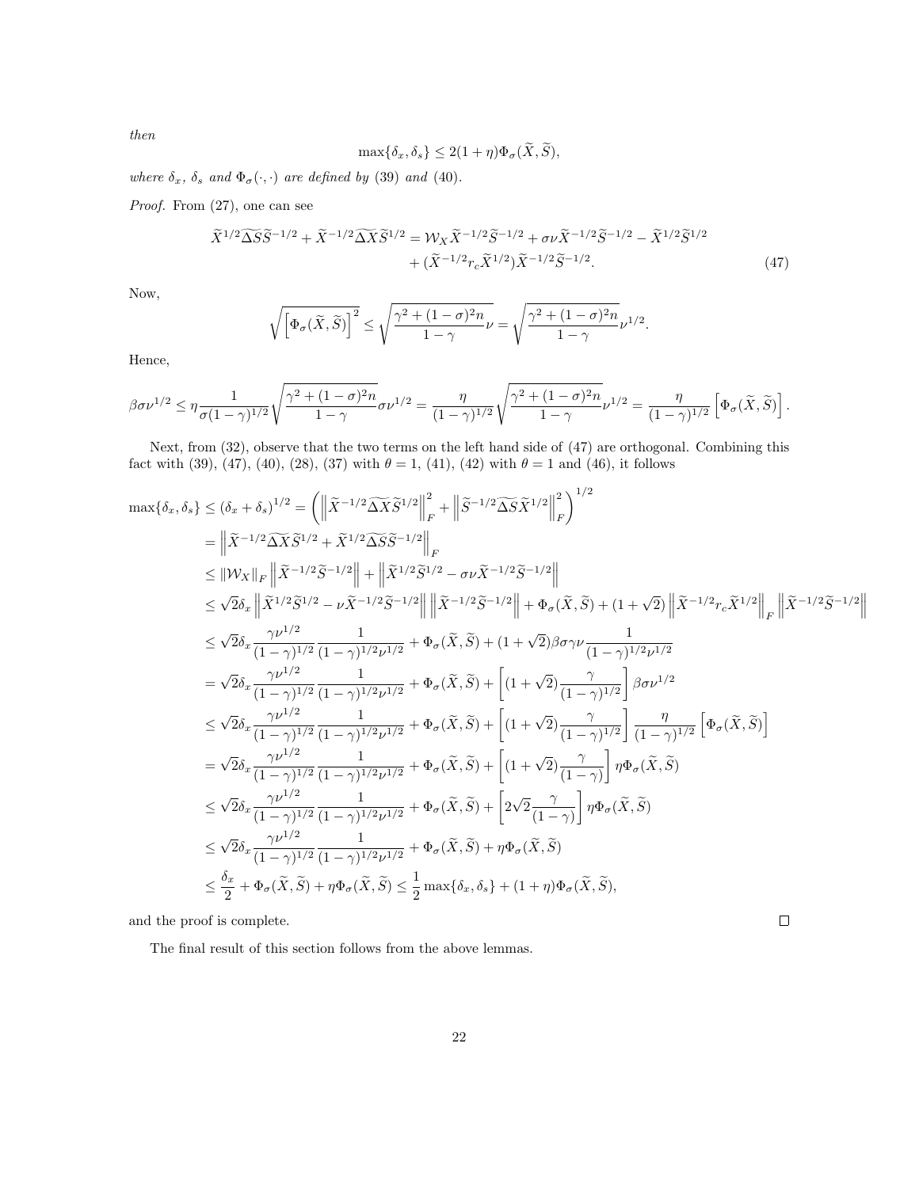*then*

$$\max\{\delta_x, \delta_s\} \leq 2(1+\eta)\Phi_\sigma(\widetilde{X}, \widetilde{S}),$$

*where* $\delta_x$, $\delta_s$ *and* $\Phi_\sigma(\cdot,\cdot)$ *are defined by* (39) *and* (40).

*Proof.* From (27), one can see

$$\widetilde{X}^{1/2}\widetilde{\Delta S}\widetilde{S}^{-1/2} + \widetilde{X}^{-1/2}\widetilde{\Delta X}\widetilde{S}^{1/2} = \mathcal{W}_X \widetilde{X}^{-1/2}\widetilde{S}^{-1/2} + \sigma\nu\widetilde{X}^{-1/2}\widetilde{S}^{-1/2} - \widetilde{X}^{1/2}\widetilde{S}^{1/2} + (\widetilde{X}^{-1/2} r_c \widetilde{X}^{1/2})\widetilde{X}^{-1/2}\widetilde{S}^{-1/2}. \tag{47}$$

Now,

$$\sqrt{\left[\Phi_\sigma(\widetilde{X}, \widetilde{S})\right]^2} \leq \sqrt{\frac{\gamma^2 + (1-\sigma)^2 n}{1-\gamma}\nu} = \sqrt{\frac{\gamma^2 + (1-\sigma)^2 n}{1-\gamma}}\nu^{1/2}.$$

Hence,

$$\beta\sigma\nu^{1/2} \leq \eta\frac{1}{\sigma(1-\gamma)^{1/2}}\sqrt{\frac{\gamma^2+(1-\sigma)^2 n}{1-\gamma}}\sigma\nu^{1/2} = \frac{\eta}{(1-\gamma)^{1/2}}\sqrt{\frac{\gamma^2+(1-\sigma)^2 n}{1-\gamma}}\nu^{1/2} = \frac{\eta}{(1-\gamma)^{1/2}}\left[\Phi_\sigma(\widetilde{X}, \widetilde{S})\right].$$

Next, from (32), observe that the two terms on the left hand side of (47) are orthogonal. Combining this fact with (39), (47), (40), (28), (37) with $\theta = 1$, (41), (42) with $\theta = 1$ and (46), it follows

$$\begin{aligned}
\max\{\delta_x, \delta_s\} &\leq (\delta_x + \delta_s)^{1/2} = \left(\left\|\widetilde{X}^{-1/2}\widetilde{\Delta X}\widetilde{S}^{1/2}\right\|_F^2 + \left\|\widetilde{S}^{-1/2}\widetilde{\Delta S}\widetilde{X}^{1/2}\right\|_F^2\right)^{1/2} \\
&= \left\|\widetilde{X}^{-1/2}\widetilde{\Delta X}\widetilde{S}^{1/2} + \widetilde{X}^{1/2}\widetilde{\Delta S}\widetilde{S}^{-1/2}\right\|_F \\
&\leq \|\mathcal{W}_X\|_F \left\|\widetilde{X}^{-1/2}\widetilde{S}^{-1/2}\right\| + \left\|\widetilde{X}^{1/2}\widetilde{S}^{1/2} - \sigma\nu\widetilde{X}^{-1/2}\widetilde{S}^{-1/2}\right\| \\
&\leq \sqrt{2}\delta_x \left\|\widetilde{X}^{1/2}\widetilde{S}^{1/2} - \nu\widetilde{X}^{-1/2}\widetilde{S}^{-1/2}\right\| \left\|\widetilde{X}^{-1/2}\widetilde{S}^{-1/2}\right\| + \Phi_\sigma(\widetilde{X}, \widetilde{S}) + (1+\sqrt{2})\left\|\widetilde{X}^{-1/2} r_c \widetilde{X}^{1/2}\right\|_F \left\|\widetilde{X}^{-1/2}\widetilde{S}^{-1/2}\right\| \\
&\leq \sqrt{2}\delta_x \frac{\gamma\nu^{1/2}}{(1-\gamma)^{1/2}}\frac{1}{(1-\gamma)^{1/2}\nu^{1/2}} + \Phi_\sigma(\widetilde{X}, \widetilde{S}) + (1+\sqrt{2})\beta\sigma\gamma\nu\frac{1}{(1-\gamma)^{1/2}\nu^{1/2}} \\
&= \sqrt{2}\delta_x \frac{\gamma\nu^{1/2}}{(1-\gamma)^{1/2}}\frac{1}{(1-\gamma)^{1/2}\nu^{1/2}} + \Phi_\sigma(\widetilde{X}, \widetilde{S}) + \left[(1+\sqrt{2})\frac{\gamma}{(1-\gamma)^{1/2}}\right]\beta\sigma\nu^{1/2} \\
&\leq \sqrt{2}\delta_x \frac{\gamma\nu^{1/2}}{(1-\gamma)^{1/2}}\frac{1}{(1-\gamma)^{1/2}\nu^{1/2}} + \Phi_\sigma(\widetilde{X}, \widetilde{S}) + \left[(1+\sqrt{2})\frac{\gamma}{(1-\gamma)^{1/2}}\right]\frac{\eta}{(1-\gamma)^{1/2}}\left[\Phi_\sigma(\widetilde{X}, \widetilde{S})\right] \\
&= \sqrt{2}\delta_x \frac{\gamma\nu^{1/2}}{(1-\gamma)^{1/2}}\frac{1}{(1-\gamma)^{1/2}\nu^{1/2}} + \Phi_\sigma(\widetilde{X}, \widetilde{S}) + \left[(1+\sqrt{2})\frac{\gamma}{(1-\gamma)}\right]\eta\Phi_\sigma(\widetilde{X}, \widetilde{S}) \\
&\leq \sqrt{2}\delta_x \frac{\gamma\nu^{1/2}}{(1-\gamma)^{1/2}}\frac{1}{(1-\gamma)^{1/2}\nu^{1/2}} + \Phi_\sigma(\widetilde{X}, \widetilde{S}) + \left[2\sqrt{2}\frac{\gamma}{(1-\gamma)}\right]\eta\Phi_\sigma(\widetilde{X}, \widetilde{S}) \\
&\leq \sqrt{2}\delta_x \frac{\gamma\nu^{1/2}}{(1-\gamma)^{1/2}}\frac{1}{(1-\gamma)^{1/2}\nu^{1/2}} + \Phi_\sigma(\widetilde{X}, \widetilde{S}) + \eta\Phi_\sigma(\widetilde{X}, \widetilde{S}) \\
&\leq \frac{\delta_x}{2} + \Phi_\sigma(\widetilde{X}, \widetilde{S}) + \eta\Phi_\sigma(\widetilde{X}, \widetilde{S}) \leq \frac{1}{2}\max\{\delta_x, \delta_s\} + (1+\eta)\Phi_\sigma(\widetilde{X}, \widetilde{S}),
\end{aligned}$$

and the proof is complete. ◻

The final result of this section follows from the above lemmas.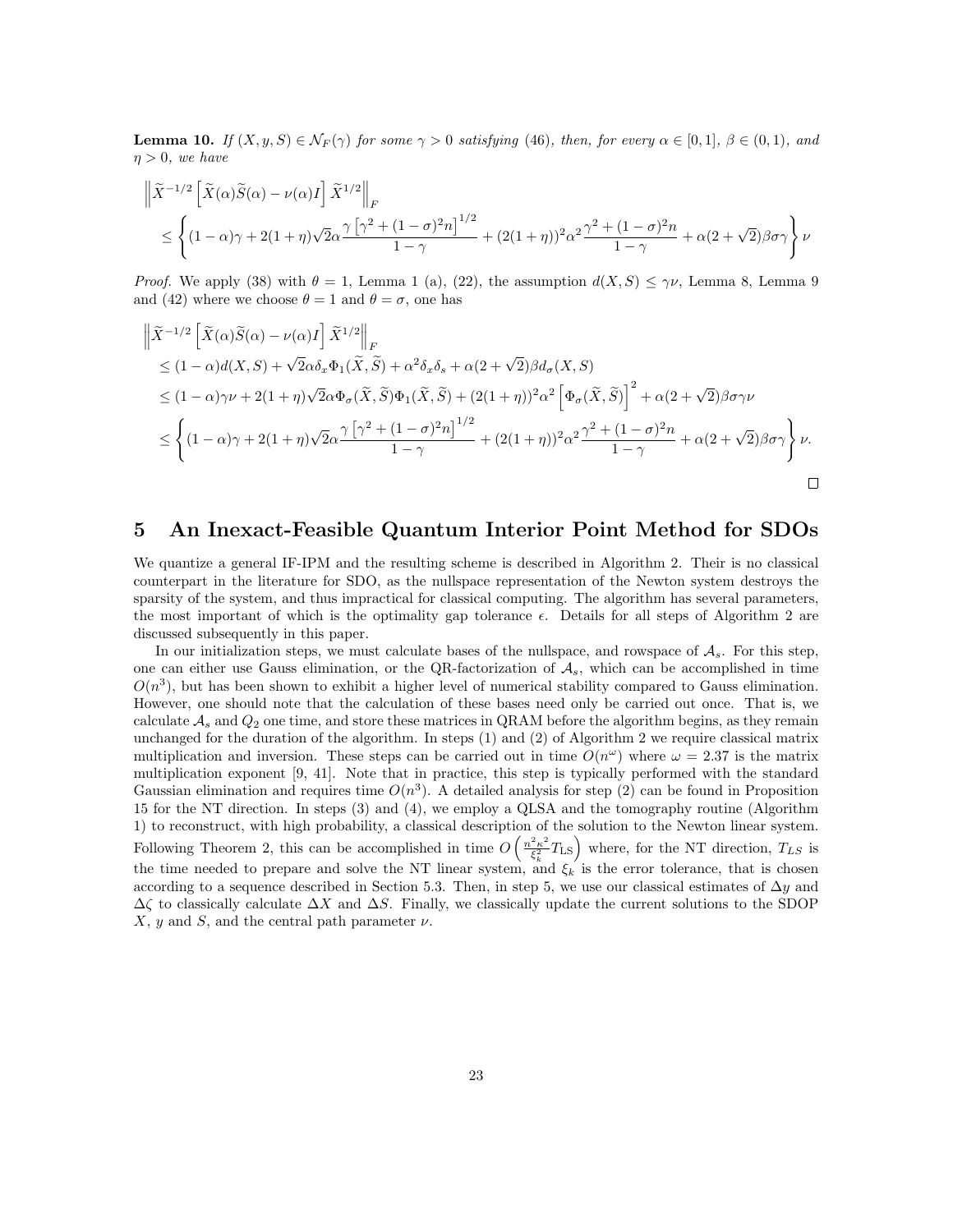**Lemma 10.** *If $(X, y, S) \in \mathcal{N}_F(\gamma)$ for some $\gamma > 0$ satisfying (46), then, for every $\alpha \in [0,1]$, $\beta \in (0,1)$, and $\eta > 0$, we have*

$$
\begin{aligned}
&\left\| \widetilde{X}^{-1/2} \left[ \widetilde{X}(\alpha)\widetilde{S}(\alpha) - \nu(\alpha) I \right] \widetilde{X}^{1/2} \right\|_F \\
&\quad \leq \left\{ (1-\alpha)\gamma + 2(1+\eta)\sqrt{2}\alpha \frac{\gamma\left[\gamma^2 + (1-\sigma)^2 n\right]^{1/2}}{1-\gamma} + (2(1+\eta))^2 \alpha^2 \frac{\gamma^2 + (1-\sigma)^2 n}{1-\gamma} + \alpha(2+\sqrt{2})\beta\sigma\gamma \right\} \nu
\end{aligned}
$$

*Proof.* We apply (38) with $\theta = 1$, Lemma 1 (a), (22), the assumption $d(X,S) \leq \gamma\nu$, Lemma 8, Lemma 9 and (42) where we choose $\theta = 1$ and $\theta = \sigma$, one has

$$
\begin{aligned}
&\left\| \widetilde{X}^{-1/2} \left[ \widetilde{X}(\alpha)\widetilde{S}(\alpha) - \nu(\alpha) I \right] \widetilde{X}^{1/2} \right\|_F \\
&\leq (1-\alpha) d(X,S) + \sqrt{2}\alpha\delta_x \Phi_1(\widetilde{X}, \widetilde{S}) + \alpha^2 \delta_x \delta_s + \alpha(2+\sqrt{2})\beta d_\sigma(X,S) \\
&\leq (1-\alpha)\gamma\nu + 2(1+\eta)\sqrt{2}\alpha\Phi_\sigma(\widetilde{X}, \widetilde{S})\Phi_1(\widetilde{X}, \widetilde{S}) + (2(1+\eta))^2\alpha^2 \left[\Phi_\sigma(\widetilde{X}, \widetilde{S})\right]^2 + \alpha(2+\sqrt{2})\beta\sigma\gamma\nu \\
&\leq \left\{ (1-\alpha)\gamma + 2(1+\eta)\sqrt{2}\alpha \frac{\gamma\left[\gamma^2 + (1-\sigma)^2 n\right]^{1/2}}{1-\gamma} + (2(1+\eta))^2 \alpha^2 \frac{\gamma^2 + (1-\sigma)^2 n}{1-\gamma} + \alpha(2+\sqrt{2})\beta\sigma\gamma \right\} \nu.
\end{aligned}
$$

□

# 5 An Inexact-Feasible Quantum Interior Point Method for SDOs

We quantize a general IF-IPM and the resulting scheme is described in Algorithm 2. Their is no classical counterpart in the literature for SDO, as the nullspace representation of the Newton system destroys the sparsity of the system, and thus impractical for classical computing. The algorithm has several parameters, the most important of which is the optimality gap tolerance $\epsilon$. Details for all steps of Algorithm 2 are discussed subsequently in this paper.

In our initialization steps, we must calculate bases of the nullspace, and rowspace of $\mathcal{A}_s$. For this step, one can either use Gauss elimination, or the QR-factorization of $\mathcal{A}_s$, which can be accomplished in time $O(n^3)$, but has been shown to exhibit a higher level of numerical stability compared to Gauss elimination. However, one should note that the calculation of these bases need only be carried out once. That is, we calculate $\mathcal{A}_s$ and $Q_2$ one time, and store these matrices in QRAM before the algorithm begins, as they remain unchanged for the duration of the algorithm. In steps (1) and (2) of Algorithm 2 we require classical matrix multiplication and inversion. These steps can be carried out in time $O(n^\omega)$ where $\omega = 2.37$ is the matrix multiplication exponent [9, 41]. Note that in practice, this step is typically performed with the standard Gaussian elimination and requires time $O(n^3)$. A detailed analysis for step (2) can be found in Proposition 15 for the NT direction. In steps (3) and (4), we employ a QLSA and the tomography routine (Algorithm 1) to reconstruct, with high probability, a classical description of the solution to the Newton linear system. Following Theorem 2, this can be accomplished in time $O\left(\frac{n^2\kappa^2}{\xi_k^2}T_{\text{LS}}\right)$ where, for the NT direction, $T_{LS}$ is the time needed to prepare and solve the NT linear system, and $\xi_k$ is the error tolerance, that is chosen according to a sequence described in Section 5.3. Then, in step 5, we use our classical estimates of $\Delta y$ and $\Delta\zeta$ to classically calculate $\Delta X$ and $\Delta S$. Finally, we classically update the current solutions to the SDOP $X$, $y$ and $S$, and the central path parameter $\nu$.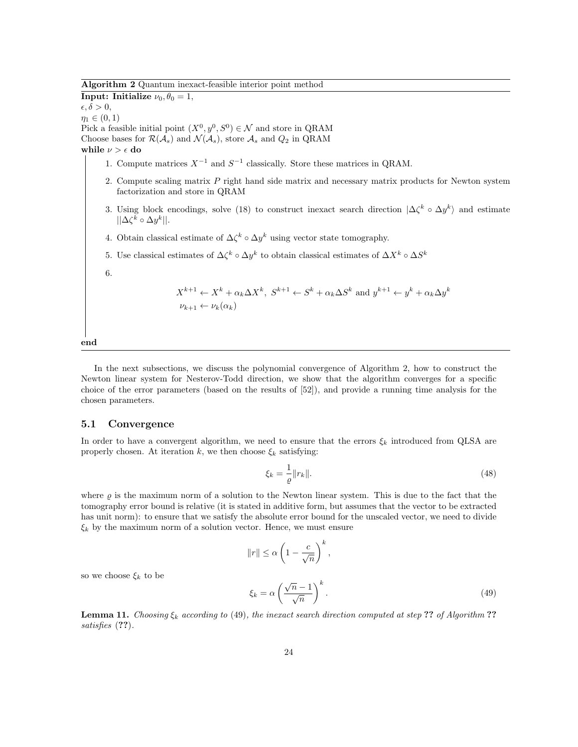**Algorithm 2** Quantum inexact-feasible interior point method

**Input: Initialize** $\nu_0, \theta_0 = 1$,
$\epsilon, \delta > 0$,
$\eta_1 \in (0, 1)$
Pick a feasible initial point $(X^0, y^0, S^0) \in \mathcal{N}$ and store in QRAM
Choose bases for $\mathcal{R}(\mathcal{A}_s)$ and $\mathcal{N}(\mathcal{A}_s)$, store $\mathcal{A}_s$ and $Q_2$ in QRAM
**while** $\nu > \epsilon$ **do**

1. Compute matrices $X^{-1}$ and $S^{-1}$ classically. Store these matrices in QRAM.
2. Compute scaling matrix $P$ right hand side matrix and necessary matrix products for Newton system factorization and store in QRAM
3. Using block encodings, solve (18) to construct inexact search direction $|\Delta\zeta^k \circ \Delta y^k\rangle$ and estimate $||\Delta\zeta^k \circ \Delta y^k||$.
4. Obtain classical estimate of $\Delta\zeta^k \circ \Delta y^k$ using vector state tomography.
5. Use classical estimates of $\Delta\zeta^k \circ \Delta y^k$ to obtain classical estimates of $\Delta X^k \circ \Delta S^k$
6. $$X^{k+1} \leftarrow X^k + \alpha_k \Delta X^k,\ S^{k+1} \leftarrow S^k + \alpha_k \Delta S^k \text{ and } y^{k+1} \leftarrow y^k + \alpha_k \Delta y^k$$
$$\nu_{k+1} \leftarrow \nu_k(\alpha_k)$$

**end**

In the next subsections, we discuss the polynomial convergence of Algorithm 2, how to construct the Newton linear system for Nesterov-Todd direction, we show that the algorithm converges for a specific choice of the error parameters (based on the results of [52]), and provide a running time analysis for the chosen parameters.

## 5.1 Convergence

In order to have a convergent algorithm, we need to ensure that the errors $\xi_k$ introduced from QLSA are properly chosen. At iteration $k$, we then choose $\xi_k$ satisfying:

$$\xi_k = \frac{1}{\varrho}\|r_k\|. \tag{48}$$

where $\varrho$ is the maximum norm of a solution to the Newton linear system. This is due to the fact that the tomography error bound is relative (it is stated in additive form, but assumes that the vector to be extracted has unit norm): to ensure that we satisfy the absolute error bound for the unscaled vector, we need to divide $\xi_k$ by the maximum norm of a solution vector. Hence, we must ensure

$$\|r\| \leq \alpha \left(1 - \frac{c}{\sqrt{n}}\right)^k,$$

so we choose $\xi_k$ to be

$$\xi_k = \alpha \left(\frac{\sqrt{n} - 1}{\sqrt{n}}\right)^k. \tag{49}$$

**Lemma 11.** *Choosing $\xi_k$ according to* (49)*, the inexact search direction computed at step* **??** *of Algorithm* **??** *satisfies* (**??**).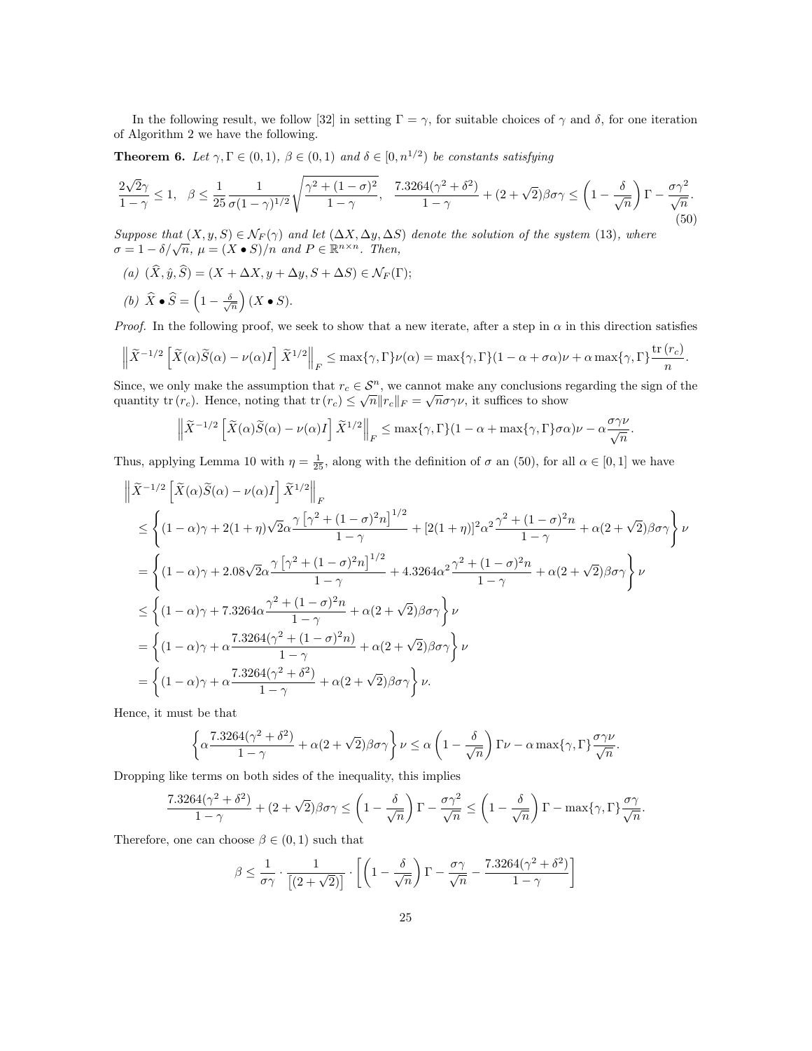In the following result, we follow [32] in setting $\Gamma = \gamma$, for suitable choices of $\gamma$ and $\delta$, for one iteration of Algorithm 2 we have the following.

**Theorem 6.** *Let $\gamma, \Gamma \in (0,1)$, $\beta \in (0,1)$ and $\delta \in [0, n^{1/2})$ be constants satisfying*

$$\frac{2\sqrt{2}\gamma}{1-\gamma} \leq 1, \quad \beta \leq \frac{1}{25}\frac{1}{\sigma(1-\gamma)^{1/2}}\sqrt{\frac{\gamma^2+(1-\sigma)^2}{1-\gamma}}, \quad \frac{7.3264(\gamma^2+\delta^2)}{1-\gamma} + (2+\sqrt{2})\beta\sigma\gamma \leq \left(1-\frac{\delta}{\sqrt{n}}\right)\Gamma - \frac{\sigma\gamma^2}{\sqrt{n}}. \tag{50}$$

*Suppose that $(X, y, S) \in \mathcal{N}_F(\gamma)$ and let $(\Delta X, \Delta y, \Delta S)$ denote the solution of the system (13), where $\sigma = 1 - \delta/\sqrt{n}$, $\mu = (X \bullet S)/n$ and $P \in \mathbb{R}^{n\times n}$. Then,*

*(a)* $(\widehat{X}, \hat{y}, \widehat{S}) = (X + \Delta X, y + \Delta y, S + \Delta S) \in \mathcal{N}_F(\Gamma)$;

*(b)* $\widehat{X} \bullet \widehat{S} = \left(1 - \frac{\delta}{\sqrt{n}}\right)(X \bullet S)$.

*Proof.* In the following proof, we seek to show that a new iterate, after a step in $\alpha$ in this direction satisfies

$$\left\|\widetilde{X}^{-1/2}\left[\widetilde{X}(\alpha)\widetilde{S}(\alpha) - \nu(\alpha)I\right]\widetilde{X}^{1/2}\right\|_F \leq \max\{\gamma,\Gamma\}\nu(\alpha) = \max\{\gamma,\Gamma\}(1-\alpha+\sigma\alpha)\nu + \alpha\max\{\gamma,\Gamma\}\frac{\mathrm{tr}\,(r_c)}{n}.$$

Since, we only make the assumption that $r_c \in \mathcal{S}^n$, we cannot make any conclusions regarding the sign of the quantity $\mathrm{tr}\,(r_c)$. Hence, noting that $\mathrm{tr}\,(r_c) \leq \sqrt{n}\|r_c\|_F = \sqrt{n}\sigma\gamma\nu$, it suffices to show

$$\left\|\widetilde{X}^{-1/2}\left[\widetilde{X}(\alpha)\widetilde{S}(\alpha) - \nu(\alpha)I\right]\widetilde{X}^{1/2}\right\|_F \leq \max\{\gamma,\Gamma\}(1-\alpha+\max\{\gamma,\Gamma\}\sigma\alpha)\nu - \alpha\frac{\sigma\gamma\nu}{\sqrt{n}}.$$

Thus, applying Lemma 10 with $\eta = \frac{1}{25}$, along with the definition of $\sigma$ an (50), for all $\alpha \in [0,1]$ we have

$$\begin{aligned}
&\left\|\widetilde{X}^{-1/2}\left[\widetilde{X}(\alpha)\widetilde{S}(\alpha) - \nu(\alpha)I\right]\widetilde{X}^{1/2}\right\|_F \\
&\leq \left\{(1-\alpha)\gamma + 2(1+\eta)\sqrt{2}\alpha\frac{\gamma\left[\gamma^2+(1-\sigma)^2 n\right]^{1/2}}{1-\gamma} + [2(1+\eta)]^2\alpha^2\frac{\gamma^2+(1-\sigma)^2 n}{1-\gamma} + \alpha(2+\sqrt{2})\beta\sigma\gamma\right\}\nu \\
&= \left\{(1-\alpha)\gamma + 2.08\sqrt{2}\alpha\frac{\gamma\left[\gamma^2+(1-\sigma)^2 n\right]^{1/2}}{1-\gamma} + 4.3264\alpha^2\frac{\gamma^2+(1-\sigma)^2 n}{1-\gamma} + \alpha(2+\sqrt{2})\beta\sigma\gamma\right\}\nu \\
&\leq \left\{(1-\alpha)\gamma + 7.3264\alpha\frac{\gamma^2+(1-\sigma)^2 n}{1-\gamma} + \alpha(2+\sqrt{2})\beta\sigma\gamma\right\}\nu \\
&= \left\{(1-\alpha)\gamma + \alpha\frac{7.3264(\gamma^2+(1-\sigma)^2 n)}{1-\gamma} + \alpha(2+\sqrt{2})\beta\sigma\gamma\right\}\nu \\
&= \left\{(1-\alpha)\gamma + \alpha\frac{7.3264(\gamma^2+\delta^2)}{1-\gamma} + \alpha(2+\sqrt{2})\beta\sigma\gamma\right\}\nu.
\end{aligned}$$

Hence, it must be that

$$\left\{\alpha\frac{7.3264(\gamma^2+\delta^2)}{1-\gamma} + \alpha(2+\sqrt{2})\beta\sigma\gamma\right\}\nu \leq \alpha\left(1-\frac{\delta}{\sqrt{n}}\right)\Gamma\nu - \alpha\max\{\gamma,\Gamma\}\frac{\sigma\gamma\nu}{\sqrt{n}}.$$

Dropping like terms on both sides of the inequality, this implies

$$\frac{7.3264(\gamma^2+\delta^2)}{1-\gamma} + (2+\sqrt{2})\beta\sigma\gamma \leq \left(1-\frac{\delta}{\sqrt{n}}\right)\Gamma - \frac{\sigma\gamma^2}{\sqrt{n}} \leq \left(1-\frac{\delta}{\sqrt{n}}\right)\Gamma - \max\{\gamma,\Gamma\}\frac{\sigma\gamma}{\sqrt{n}}.$$

Therefore, one can choose $\beta \in (0,1)$ such that

$$\beta \leq \frac{1}{\sigma\gamma}\cdot\frac{1}{\left[(2+\sqrt{2})\right]}\cdot\left[\left(1-\frac{\delta}{\sqrt{n}}\right)\Gamma - \frac{\sigma\gamma}{\sqrt{n}} - \frac{7.3264(\gamma^2+\delta^2)}{1-\gamma}\right]$$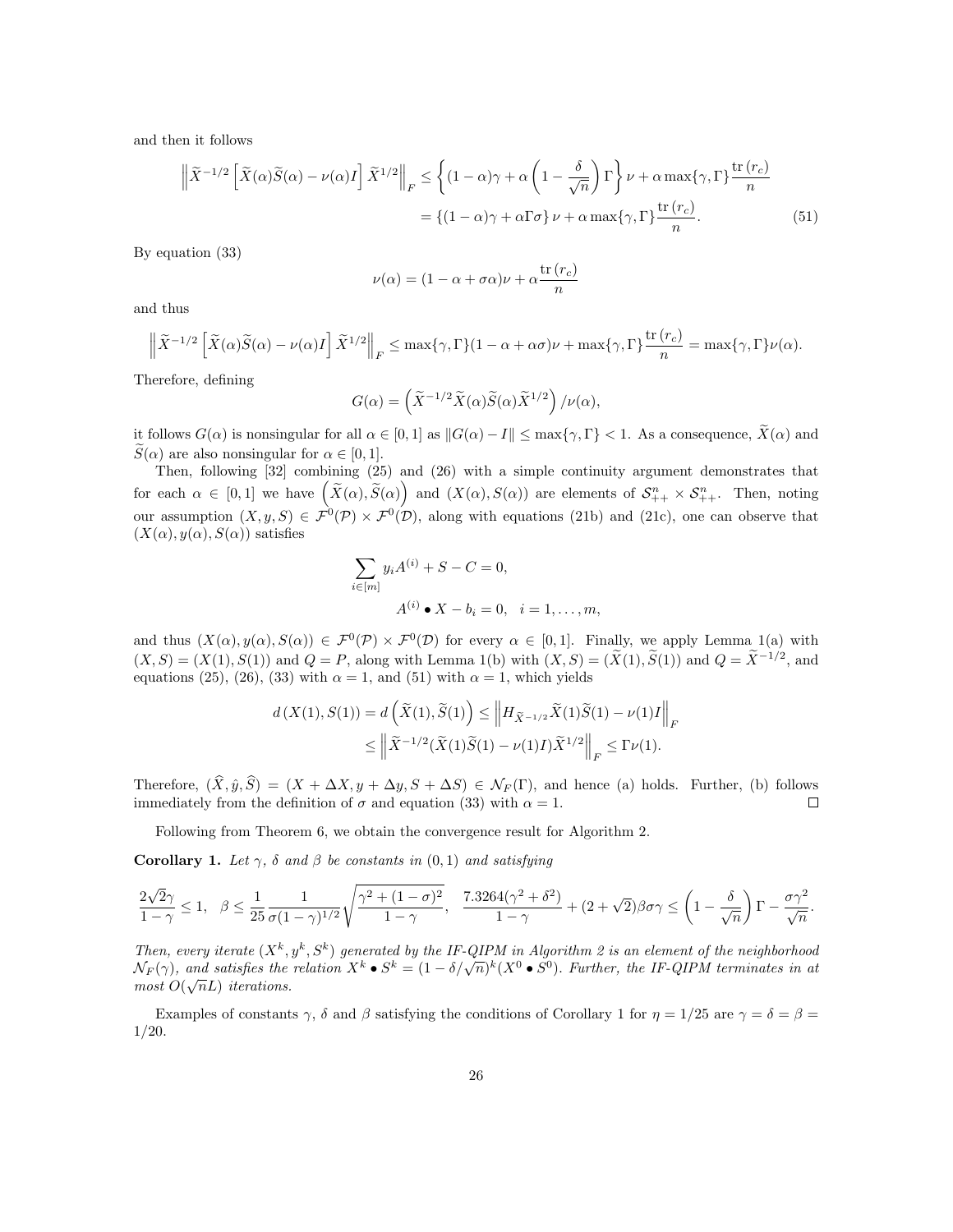and then it follows

$$
\begin{aligned}
\left\| \widetilde{X}^{-1/2} \left[ \widetilde{X}(\alpha)\widetilde{S}(\alpha) - \nu(\alpha) I \right] \widetilde{X}^{1/2} \right\|_F &\leq \left\{ (1-\alpha)\gamma + \alpha \left(1 - \frac{\delta}{\sqrt{n}}\right) \Gamma \right\} \nu + \alpha \max\{\gamma, \Gamma\} \frac{\operatorname{tr}(r_c)}{n} \\
&= \left\{ (1-\alpha)\gamma + \alpha \Gamma \sigma \right\} \nu + \alpha \max\{\gamma, \Gamma\} \frac{\operatorname{tr}(r_c)}{n}. \qquad (51)
\end{aligned}
$$

By equation (33)

$$
\nu(\alpha) = (1 - \alpha + \sigma\alpha)\nu + \alpha \frac{\operatorname{tr}(r_c)}{n}
$$

and thus

$$
\left\| \widetilde{X}^{-1/2} \left[ \widetilde{X}(\alpha)\widetilde{S}(\alpha) - \nu(\alpha) I \right] \widetilde{X}^{1/2} \right\|_F \leq \max\{\gamma, \Gamma\}(1 - \alpha + \alpha\sigma)\nu + \max\{\gamma, \Gamma\} \frac{\operatorname{tr}(r_c)}{n} = \max\{\gamma, \Gamma\}\nu(\alpha).
$$

Therefore, defining

$$
G(\alpha) = \left( \widetilde{X}^{-1/2} \widetilde{X}(\alpha) \widetilde{S}(\alpha) \widetilde{X}^{1/2} \right) / \nu(\alpha),
$$

it follows $G(\alpha)$ is nonsingular for all $\alpha \in [0,1]$ as $\|G(\alpha) - I\| \leq \max\{\gamma, \Gamma\} < 1$. As a consequence, $\widetilde{X}(\alpha)$ and $\widetilde{S}(\alpha)$ are also nonsingular for $\alpha \in [0,1]$.

Then, following [32] combining (25) and (26) with a simple continuity argument demonstrates that for each $\alpha \in [0,1]$ we have $\left(\widetilde{X}(\alpha), \widetilde{S}(\alpha)\right)$ and $(X(\alpha), S(\alpha))$ are elements of $\mathcal{S}^n_{++} \times \mathcal{S}^n_{++}$. Then, noting our assumption $(X, y, S) \in \mathcal{F}^0(\mathcal{P}) \times \mathcal{F}^0(\mathcal{D})$, along with equations (21b) and (21c), one can observe that $(X(\alpha), y(\alpha), S(\alpha))$ satisfies

$$
\begin{aligned}
\sum_{i \in [m]} y_i A^{(i)} + S - C = 0, \\
A^{(i)} \bullet X - b_i = 0, \quad i = 1, \ldots, m,
\end{aligned}
$$

and thus $(X(\alpha), y(\alpha), S(\alpha)) \in \mathcal{F}^0(\mathcal{P}) \times \mathcal{F}^0(\mathcal{D})$ for every $\alpha \in [0,1]$. Finally, we apply Lemma 1(a) with $(X, S) = (X(1), S(1))$ and $Q = P$, along with Lemma 1(b) with $(X, S) = (\widetilde{X}(1), \widetilde{S}(1))$ and $Q = \widetilde{X}^{-1/2}$, and equations (25), (26), (33) with $\alpha = 1$, and (51) with $\alpha = 1$, which yields

$$
\begin{aligned}
d\left(X(1), S(1)\right) = d\left(\widetilde{X}(1), \widetilde{S}(1)\right) &\leq \left\| H_{\widetilde{X}^{-1/2}} \widetilde{X}(1)\widetilde{S}(1) - \nu(1) I \right\|_F \\
&\leq \left\| \widetilde{X}^{-1/2} (\widetilde{X}(1)\widetilde{S}(1) - \nu(1) I) \widetilde{X}^{1/2} \right\|_F \leq \Gamma \nu(1).
\end{aligned}
$$

Therefore, $(\widehat{X}, \hat{y}, \widehat{S}) = (X + \Delta X, y + \Delta y, S + \Delta S) \in \mathcal{N}_F(\Gamma)$, and hence (a) holds. Further, (b) follows immediately from the definition of $\sigma$ and equation (33) with $\alpha = 1$. ◻

Following from Theorem 6, we obtain the convergence result for Algorithm 2.

**Corollary 1.** *Let $\gamma$, $\delta$ and $\beta$ be constants in $(0,1)$ and satisfying*

$$
\frac{2\sqrt{2}\gamma}{1-\gamma} \leq 1, \quad \beta \leq \frac{1}{25} \frac{1}{\sigma(1-\gamma)^{1/2}} \sqrt{\frac{\gamma^2 + (1-\sigma)^2}{1-\gamma}}, \quad \frac{7.3264(\gamma^2 + \delta^2)}{1-\gamma} + (2 + \sqrt{2})\beta\sigma\gamma \leq \left(1 - \frac{\delta}{\sqrt{n}}\right)\Gamma - \frac{\sigma\gamma^2}{\sqrt{n}}.
$$

*Then, every iterate $(X^k, y^k, S^k)$ generated by the IF-QIPM in Algorithm 2 is an element of the neighborhood $\mathcal{N}_F(\gamma)$, and satisfies the relation $X^k \bullet S^k = (1 - \delta/\sqrt{n})^k (X^0 \bullet S^0)$. Further, the IF-QIPM terminates in at most $O(\sqrt{n}L)$ iterations.*

Examples of constants $\gamma$, $\delta$ and $\beta$ satisfying the conditions of Corollary 1 for $\eta = 1/25$ are $\gamma = \delta = \beta = 1/20$.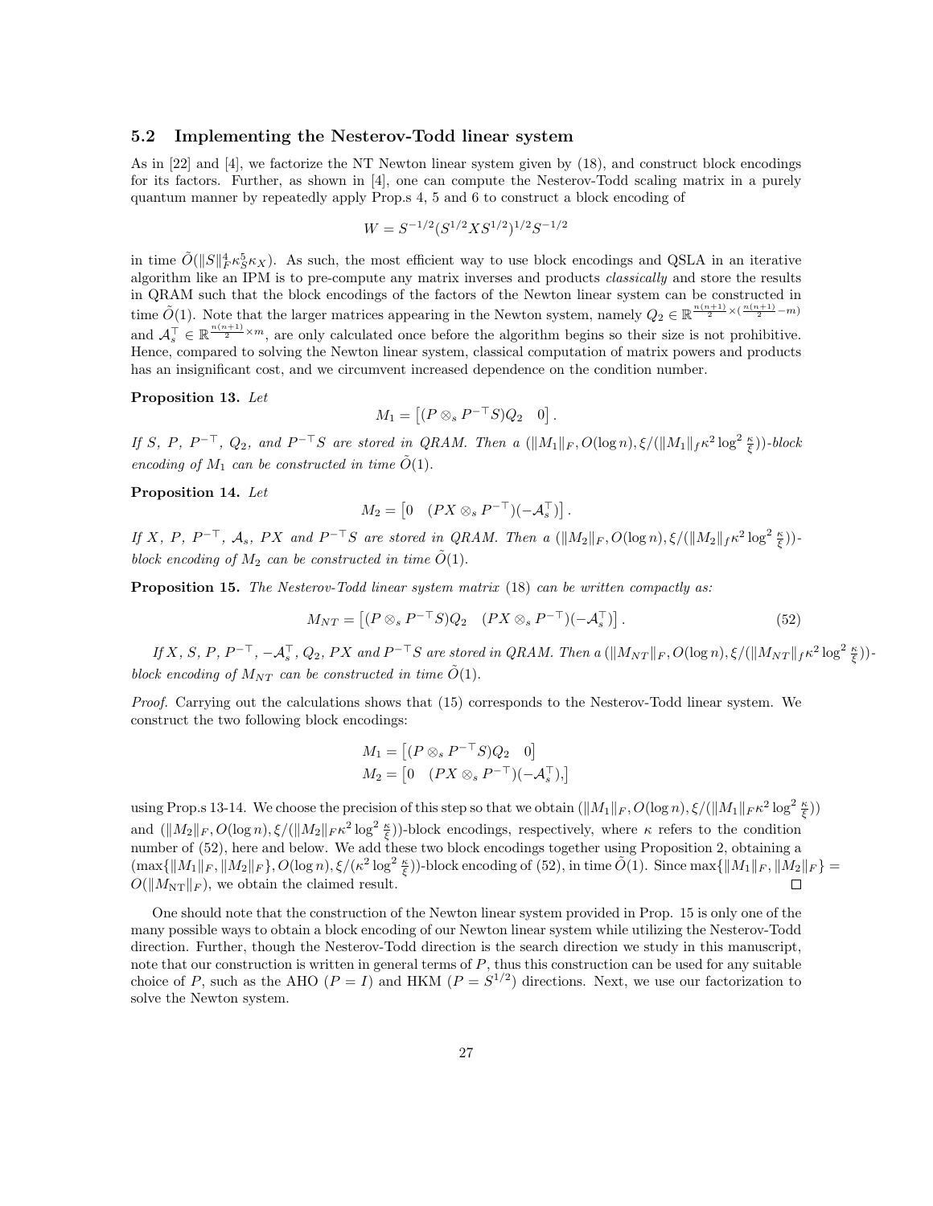### 5.2 Implementing the Nesterov-Todd linear system

As in [22] and [4], we factorize the NT Newton linear system given by (18), and construct block encodings for its factors. Further, as shown in [4], one can compute the Nesterov-Todd scaling matrix in a purely quantum manner by repeatedly apply Prop.s 4, 5 and 6 to construct a block encoding of

$$W = S^{-1/2}(S^{1/2}XS^{1/2})^{1/2}S^{-1/2}$$

in time $\tilde{O}(\|S\|_F^4\kappa_S^5\kappa_X)$. As such, the most efficient way to use block encodings and QSLA in an iterative algorithm like an IPM is to pre-compute any matrix inverses and products *classically* and store the results in QRAM such that the block encodings of the factors of the Newton linear system can be constructed in time $\tilde{O}(1)$. Note that the larger matrices appearing in the Newton system, namely $Q_2 \in \mathbb{R}^{\frac{n(n+1)}{2}\times(\frac{n(n+1)}{2}-m)}$ and $\mathcal{A}_s^\top \in \mathbb{R}^{\frac{n(n+1)}{2}\times m}$, are only calculated once before the algorithm begins so their size is not prohibitive. Hence, compared to solving the Newton linear system, classical computation of matrix powers and products has an insignificant cost, and we circumvent increased dependence on the condition number.

**Proposition 13.** *Let*

$$M_1 = \begin{bmatrix}(P \otimes_s P^{-\top}S)Q_2 & 0\end{bmatrix}.$$

*If $S$, $P$, $P^{-\top}$, $Q_2$, and $P^{-\top}S$ are stored in QRAM. Then a $(\|M_1\|_F, O(\log n), \xi/(\|M_1\|_f\kappa^2\log^2\frac{\kappa}{\xi}))$-block encoding of $M_1$ can be constructed in time $\tilde{O}(1)$.*

**Proposition 14.** *Let*

$$M_2 = \begin{bmatrix}0 & (PX \otimes_s P^{-\top})(-\mathcal{A}_s^\top)\end{bmatrix}.$$

*If $X$, $P$, $P^{-\top}$, $\mathcal{A}_s$, $PX$ and $P^{-\top}S$ are stored in QRAM. Then a $(\|M_2\|_F, O(\log n), \xi/(\|M_2\|_f\kappa^2\log^2\frac{\kappa}{\xi}))$-block encoding of $M_2$ can be constructed in time $\tilde{O}(1)$.*

**Proposition 15.** *The Nesterov-Todd linear system matrix* (18) *can be written compactly as:*

$$M_{NT} = \begin{bmatrix}(P \otimes_s P^{-\top}S)Q_2 & (PX \otimes_s P^{-\top})(-\mathcal{A}_s^\top)\end{bmatrix}. \tag{52}$$

*If $X$, $S$, $P$, $P^{-\top}$, $-\mathcal{A}_s^\top$, $Q_2$, $PX$ and $P^{-\top}S$ are stored in QRAM. Then a $(\|M_{NT}\|_F, O(\log n), \xi/(\|M_{NT}\|_f\kappa^2\log^2\frac{\kappa}{\xi}))$-block encoding of $M_{NT}$ can be constructed in time $\tilde{O}(1)$.*

*Proof.* Carrying out the calculations shows that (15) corresponds to the Nesterov-Todd linear system. We construct the two following block encodings:

$$M_1 = \begin{bmatrix}(P \otimes_s P^{-\top}S)Q_2 & 0\end{bmatrix}$$
$$M_2 = \begin{bmatrix}0 & (PX \otimes_s P^{-\top})(-\mathcal{A}_s^\top),\end{bmatrix}$$

using Prop.s 13-14. We choose the precision of this step so that we obtain $(\|M_1\|_F, O(\log n), \xi/(\|M_1\|_F\kappa^2\log^2\frac{\kappa}{\xi}))$ and $(\|M_2\|_F, O(\log n), \xi/(\|M_2\|_F\kappa^2\log^2\frac{\kappa}{\xi}))$-block encodings, respectively, where $\kappa$ refers to the condition number of (52), here and below. We add these two block encodings together using Proposition 2, obtaining a $(\max\{\|M_1\|_F, \|M_2\|_F\}, O(\log n), \xi/(\kappa^2\log^2\frac{\kappa}{\xi}))$-block encoding of (52), in time $\tilde{O}(1)$. Since $\max\{\|M_1\|_F, \|M_2\|_F\} = O(\|M_{\mathrm{NT}}\|_F)$, we obtain the claimed result. □

One should note that the construction of the Newton linear system provided in Prop. 15 is only one of the many possible ways to obtain a block encoding of our Newton linear system while utilizing the Nesterov-Todd direction. Further, though the Nesterov-Todd direction is the search direction we study in this manuscript, note that our construction is written in general terms of $P$, thus this construction can be used for any suitable choice of $P$, such as the AHO ($P = I$) and HKM ($P = S^{1/2}$) directions. Next, we use our factorization to solve the Newton system.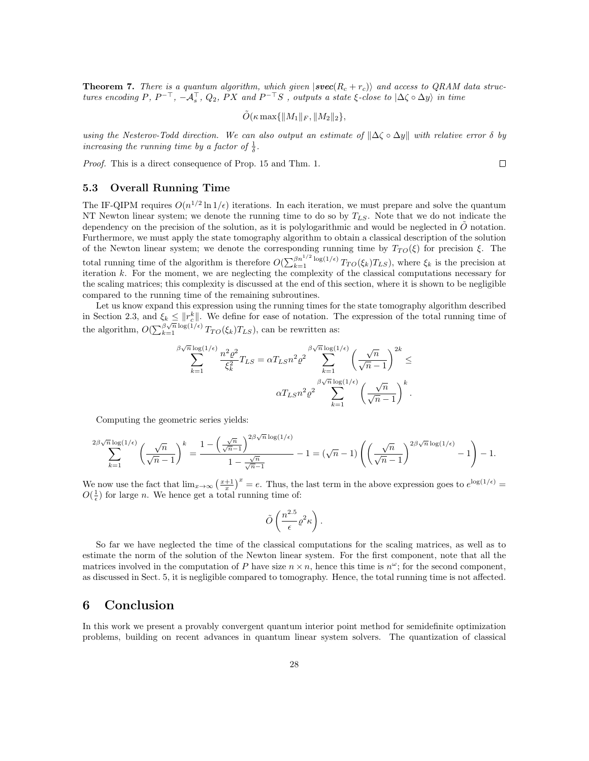**Theorem 7.** *There is a quantum algorithm, which given $|\boldsymbol{svec}(R_c + r_c)\rangle$ and access to QRAM data structures encoding $P$, $P^{-\top}$, $-\mathcal{A}_s^\top$, $Q_2$, $PX$ and $P^{-\top}S$ , outputs a state $\xi$-close to $|\Delta\zeta \circ \Delta y\rangle$ in time*

$$\tilde{O}(\kappa \max\{\|M_1\|_F, \|M_2\|_2\},$$

*using the Nesterov-Todd direction. We can also output an estimate of $\|\Delta\zeta \circ \Delta y\|$ with relative error $\delta$ by increasing the running time by a factor of $\frac{1}{\delta}$.*

*Proof.* This is a direct consequence of Prop. 15 and Thm. 1. $\square$

### 5.3 Overall Running Time

The IF-QIPM requires $O(n^{1/2} \ln 1/\epsilon)$ iterations. In each iteration, we must prepare and solve the quantum NT Newton linear system; we denote the running time to do so by $T_{LS}$. Note that we do not indicate the dependency on the precision of the solution, as it is polylogarithmic and would be neglected in $\tilde{O}$ notation. Furthermore, we must apply the state tomography algorithm to obtain a classical description of the solution of the Newton linear system; we denote the corresponding running time by $T_{TO}(\xi)$ for precision $\xi$. The total running time of the algorithm is therefore $O(\sum_{k=1}^{\beta n^{1/2}\log(1/\epsilon)} T_{TO}(\xi_k) T_{LS})$, where $\xi_k$ is the precision at iteration $k$. For the moment, we are neglecting the complexity of the classical computations necessary for the scaling matrices; this complexity is discussed at the end of this section, where it is shown to be negligible compared to the running time of the remaining subroutines.

Let us know expand this expression using the running times for the state tomography algorithm described in Section 2.3, and $\xi_k \leq \|r_c^k\|$. We define for ease of notation. The expression of the total running time of the algorithm, $O(\sum_{k=1}^{\beta\sqrt{n}\log(1/\epsilon)} T_{TO}(\xi_k) T_{LS})$, can be rewritten as:

$$\sum_{k=1}^{\beta\sqrt{n}\log(1/\epsilon)} \frac{n^2 \varrho^2}{\xi_k^2} T_{LS} = \alpha T_{LS} n^2 \varrho^2 \sum_{k=1}^{\beta\sqrt{n}\log(1/\epsilon)} \left(\frac{\sqrt{n}}{\sqrt{n}-1}\right)^{2k} \leq$$
$$\alpha T_{LS} n^2 \varrho^2 \sum_{k=1}^{\beta\sqrt{n}\log(1/\epsilon)} \left(\frac{\sqrt{n}}{\sqrt{n}-1}\right)^{k}.$$

Computing the geometric series yields:

$$\sum_{k=1}^{2\beta\sqrt{n}\log(1/\epsilon)} \left(\frac{\sqrt{n}}{\sqrt{n}-1}\right)^{k} = \frac{1-\left(\frac{\sqrt{n}}{\sqrt{n}-1}\right)^{2\beta\sqrt{n}\log(1/\epsilon)}}{1-\frac{\sqrt{n}}{\sqrt{n}-1}} - 1 = (\sqrt{n}-1)\left(\left(\frac{\sqrt{n}}{\sqrt{n}-1}\right)^{2\beta\sqrt{n}\log(1/\epsilon)} - 1\right) - 1.$$

We now use the fact that $\lim_{x\to\infty}\left(\frac{x+1}{x}\right)^x = e$. Thus, the last term in the above expression goes to $e^{\log(1/\epsilon)} = O(\frac{1}{\epsilon})$ for large $n$. We hence get a total running time of:

$$\tilde{O}\left(\frac{n^{2.5}}{\epsilon}\varrho^2\kappa\right).$$

So far we have neglected the time of the classical computations for the scaling matrices, as well as to estimate the norm of the solution of the Newton linear system. For the first component, note that all the matrices involved in the computation of $P$ have size $n \times n$, hence this time is $n^\omega$; for the second component, as discussed in Sect. 5, it is negligible compared to tomography. Hence, the total running time is not affected.

## 6 Conclusion

In this work we present a provably convergent quantum interior point method for semidefinite optimization problems, building on recent advances in quantum linear system solvers. The quantization of classical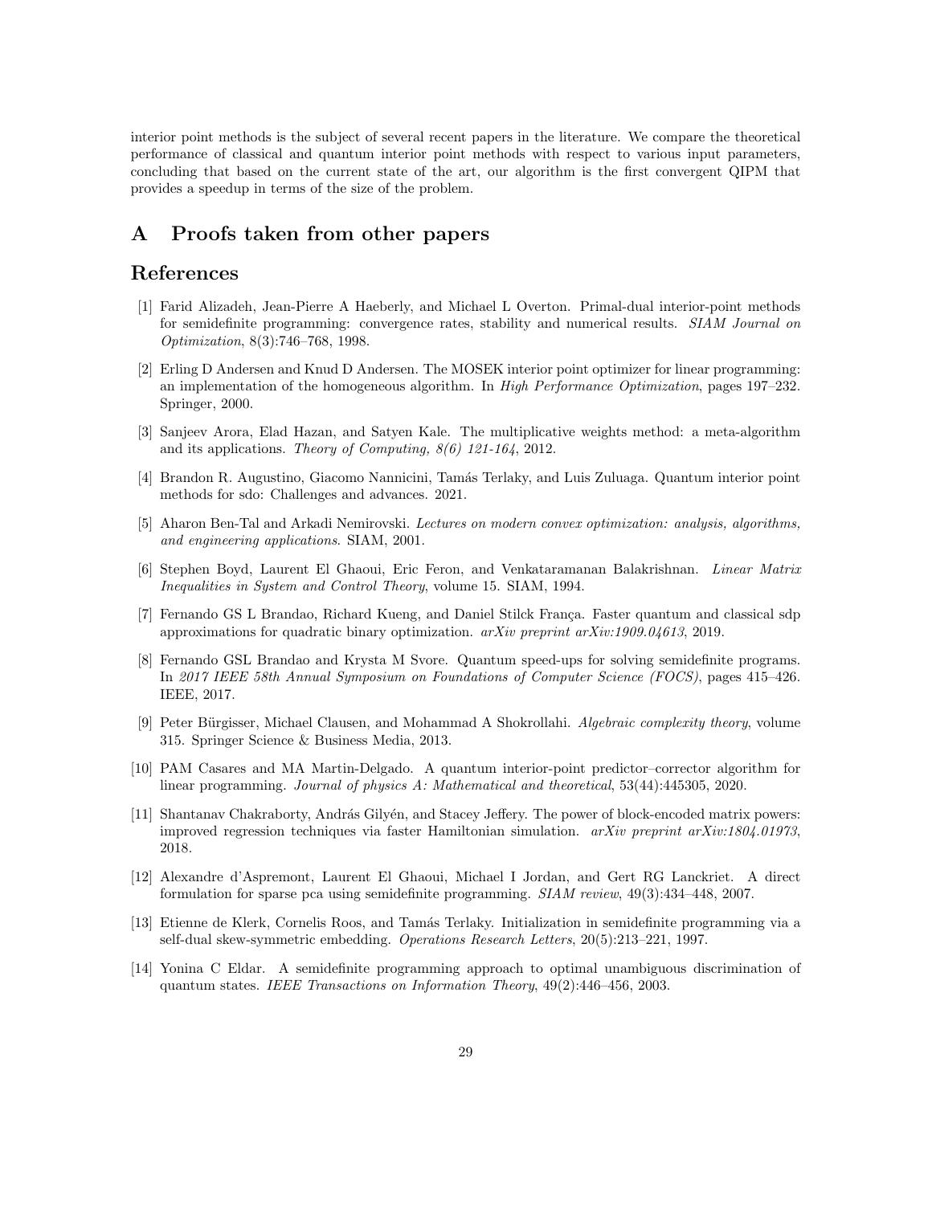interior point methods is the subject of several recent papers in the literature. We compare the theoretical performance of classical and quantum interior point methods with respect to various input parameters, concluding that based on the current state of the art, our algorithm is the first convergent QIPM that provides a speedup in terms of the size of the problem.

# A Proofs taken from other papers

# References

[1] Farid Alizadeh, Jean-Pierre A Haeberly, and Michael L Overton. Primal-dual interior-point methods for semidefinite programming: convergence rates, stability and numerical results. *SIAM Journal on Optimization*, 8(3):746–768, 1998.

[2] Erling D Andersen and Knud D Andersen. The MOSEK interior point optimizer for linear programming: an implementation of the homogeneous algorithm. In *High Performance Optimization*, pages 197–232. Springer, 2000.

[3] Sanjeev Arora, Elad Hazan, and Satyen Kale. The multiplicative weights method: a meta-algorithm and its applications. *Theory of Computing, 8(6) 121-164*, 2012.

[4] Brandon R. Augustino, Giacomo Nannicini, Tamás Terlaky, and Luis Zuluaga. Quantum interior point methods for sdo: Challenges and advances. 2021.

[5] Aharon Ben-Tal and Arkadi Nemirovski. *Lectures on modern convex optimization: analysis, algorithms, and engineering applications*. SIAM, 2001.

[6] Stephen Boyd, Laurent El Ghaoui, Eric Feron, and Venkataramanan Balakrishnan. *Linear Matrix Inequalities in System and Control Theory*, volume 15. SIAM, 1994.

[7] Fernando GS L Brandao, Richard Kueng, and Daniel Stilck França. Faster quantum and classical sdp approximations for quadratic binary optimization. *arXiv preprint arXiv:1909.04613*, 2019.

[8] Fernando GSL Brandao and Krysta M Svore. Quantum speed-ups for solving semidefinite programs. In *2017 IEEE 58th Annual Symposium on Foundations of Computer Science (FOCS)*, pages 415–426. IEEE, 2017.

[9] Peter Bürgisser, Michael Clausen, and Mohammad A Shokrollahi. *Algebraic complexity theory*, volume 315. Springer Science & Business Media, 2013.

[10] PAM Casares and MA Martin-Delgado. A quantum interior-point predictor–corrector algorithm for linear programming. *Journal of physics A: Mathematical and theoretical*, 53(44):445305, 2020.

[11] Shantanav Chakraborty, András Gilyén, and Stacey Jeffery. The power of block-encoded matrix powers: improved regression techniques via faster Hamiltonian simulation. *arXiv preprint arXiv:1804.01973*, 2018.

[12] Alexandre d'Aspremont, Laurent El Ghaoui, Michael I Jordan, and Gert RG Lanckriet. A direct formulation for sparse pca using semidefinite programming. *SIAM review*, 49(3):434–448, 2007.

[13] Etienne de Klerk, Cornelis Roos, and Tamás Terlaky. Initialization in semidefinite programming via a self-dual skew-symmetric embedding. *Operations Research Letters*, 20(5):213–221, 1997.

[14] Yonina C Eldar. A semidefinite programming approach to optimal unambiguous discrimination of quantum states. *IEEE Transactions on Information Theory*, 49(2):446–456, 2003.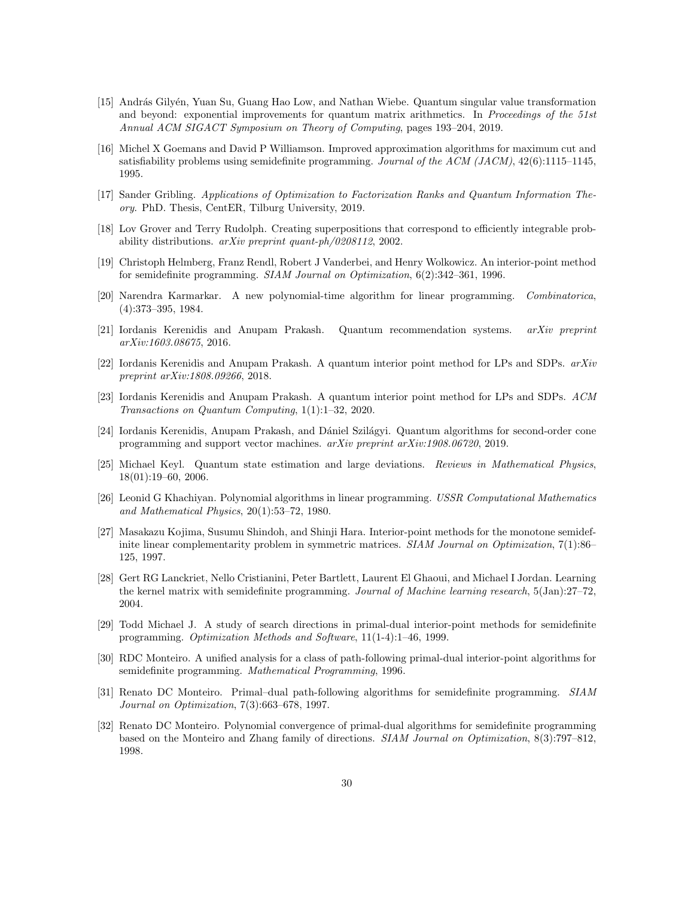[15] András Gilyén, Yuan Su, Guang Hao Low, and Nathan Wiebe. Quantum singular value transformation and beyond: exponential improvements for quantum matrix arithmetics. In *Proceedings of the 51st Annual ACM SIGACT Symposium on Theory of Computing*, pages 193–204, 2019.

[16] Michel X Goemans and David P Williamson. Improved approximation algorithms for maximum cut and satisfiability problems using semidefinite programming. *Journal of the ACM (JACM)*, 42(6):1115–1145, 1995.

[17] Sander Gribling. *Applications of Optimization to Factorization Ranks and Quantum Information Theory*. PhD. Thesis, CentER, Tilburg University, 2019.

[18] Lov Grover and Terry Rudolph. Creating superpositions that correspond to efficiently integrable probability distributions. *arXiv preprint quant-ph/0208112*, 2002.

[19] Christoph Helmberg, Franz Rendl, Robert J Vanderbei, and Henry Wolkowicz. An interior-point method for semidefinite programming. *SIAM Journal on Optimization*, 6(2):342–361, 1996.

[20] Narendra Karmarkar. A new polynomial-time algorithm for linear programming. *Combinatorica*, (4):373–395, 1984.

[21] Iordanis Kerenidis and Anupam Prakash. Quantum recommendation systems. *arXiv preprint arXiv:1603.08675*, 2016.

[22] Iordanis Kerenidis and Anupam Prakash. A quantum interior point method for LPs and SDPs. *arXiv preprint arXiv:1808.09266*, 2018.

[23] Iordanis Kerenidis and Anupam Prakash. A quantum interior point method for LPs and SDPs. *ACM Transactions on Quantum Computing*, 1(1):1–32, 2020.

[24] Iordanis Kerenidis, Anupam Prakash, and Dániel Szilágyi. Quantum algorithms for second-order cone programming and support vector machines. *arXiv preprint arXiv:1908.06720*, 2019.

[25] Michael Keyl. Quantum state estimation and large deviations. *Reviews in Mathematical Physics*, 18(01):19–60, 2006.

[26] Leonid G Khachiyan. Polynomial algorithms in linear programming. *USSR Computational Mathematics and Mathematical Physics*, 20(1):53–72, 1980.

[27] Masakazu Kojima, Susumu Shindoh, and Shinji Hara. Interior-point methods for the monotone semidefinite linear complementarity problem in symmetric matrices. *SIAM Journal on Optimization*, 7(1):86–125, 1997.

[28] Gert RG Lanckriet, Nello Cristianini, Peter Bartlett, Laurent El Ghaoui, and Michael I Jordan. Learning the kernel matrix with semidefinite programming. *Journal of Machine learning research*, 5(Jan):27–72, 2004.

[29] Todd Michael J. A study of search directions in primal-dual interior-point methods for semidefinite programming. *Optimization Methods and Software*, 11(1-4):1–46, 1999.

[30] RDC Monteiro. A unified analysis for a class of path-following primal-dual interior-point algorithms for semidefinite programming. *Mathematical Programming*, 1996.

[31] Renato DC Monteiro. Primal–dual path-following algorithms for semidefinite programming. *SIAM Journal on Optimization*, 7(3):663–678, 1997.

[32] Renato DC Monteiro. Polynomial convergence of primal-dual algorithms for semidefinite programming based on the Monteiro and Zhang family of directions. *SIAM Journal on Optimization*, 8(3):797–812, 1998.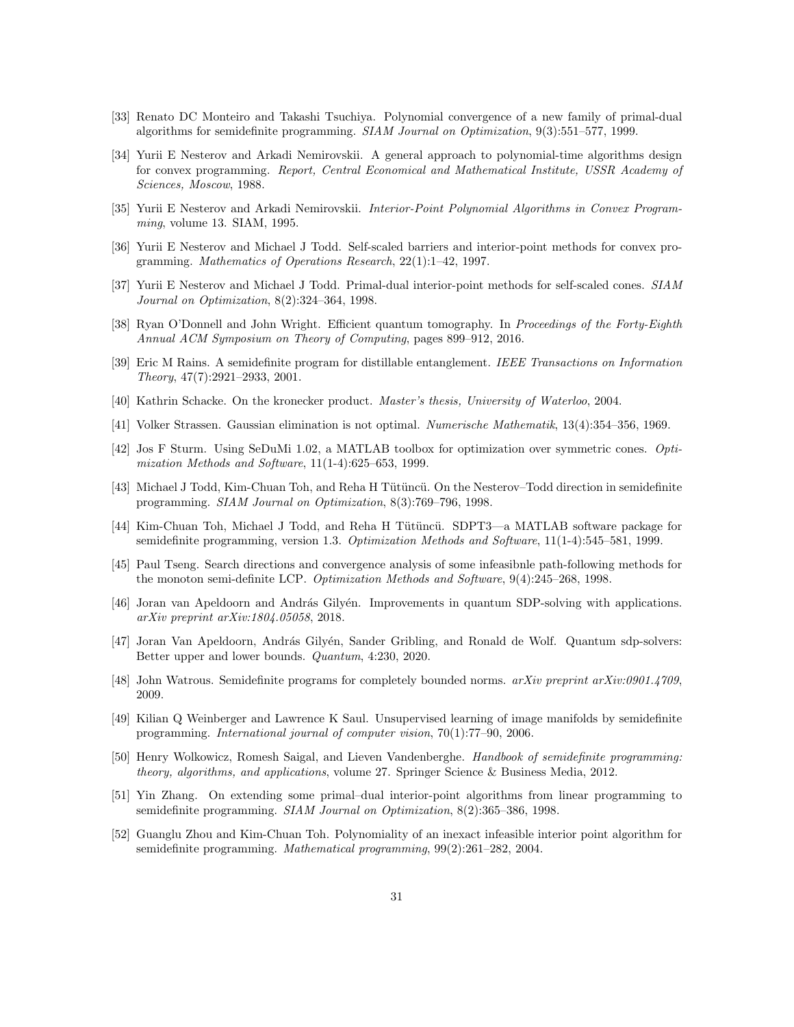[33] Renato DC Monteiro and Takashi Tsuchiya. Polynomial convergence of a new family of primal-dual algorithms for semidefinite programming. *SIAM Journal on Optimization*, 9(3):551–577, 1999.

[34] Yurii E Nesterov and Arkadi Nemirovskii. A general approach to polynomial-time algorithms design for convex programming. *Report, Central Economical and Mathematical Institute, USSR Academy of Sciences, Moscow*, 1988.

[35] Yurii E Nesterov and Arkadi Nemirovskii. *Interior-Point Polynomial Algorithms in Convex Programming*, volume 13. SIAM, 1995.

[36] Yurii E Nesterov and Michael J Todd. Self-scaled barriers and interior-point methods for convex programming. *Mathematics of Operations Research*, 22(1):1–42, 1997.

[37] Yurii E Nesterov and Michael J Todd. Primal-dual interior-point methods for self-scaled cones. *SIAM Journal on Optimization*, 8(2):324–364, 1998.

[38] Ryan O'Donnell and John Wright. Efficient quantum tomography. In *Proceedings of the Forty-Eighth Annual ACM Symposium on Theory of Computing*, pages 899–912, 2016.

[39] Eric M Rains. A semidefinite program for distillable entanglement. *IEEE Transactions on Information Theory*, 47(7):2921–2933, 2001.

[40] Kathrin Schacke. On the kronecker product. *Master's thesis, University of Waterloo*, 2004.

[41] Volker Strassen. Gaussian elimination is not optimal. *Numerische Mathematik*, 13(4):354–356, 1969.

[42] Jos F Sturm. Using SeDuMi 1.02, a MATLAB toolbox for optimization over symmetric cones. *Optimization Methods and Software*, 11(1-4):625–653, 1999.

[43] Michael J Todd, Kim-Chuan Toh, and Reha H Tütüncü. On the Nesterov–Todd direction in semidefinite programming. *SIAM Journal on Optimization*, 8(3):769–796, 1998.

[44] Kim-Chuan Toh, Michael J Todd, and Reha H Tütüncü. SDPT3—a MATLAB software package for semidefinite programming, version 1.3. *Optimization Methods and Software*, 11(1-4):545–581, 1999.

[45] Paul Tseng. Search directions and convergence analysis of some infeasibnle path-following methods for the monoton semi-definite LCP. *Optimization Methods and Software*, 9(4):245–268, 1998.

[46] Joran van Apeldoorn and András Gilyén. Improvements in quantum SDP-solving with applications. *arXiv preprint arXiv:1804.05058*, 2018.

[47] Joran Van Apeldoorn, András Gilyén, Sander Gribling, and Ronald de Wolf. Quantum sdp-solvers: Better upper and lower bounds. *Quantum*, 4:230, 2020.

[48] John Watrous. Semidefinite programs for completely bounded norms. *arXiv preprint arXiv:0901.4709*, 2009.

[49] Kilian Q Weinberger and Lawrence K Saul. Unsupervised learning of image manifolds by semidefinite programming. *International journal of computer vision*, 70(1):77–90, 2006.

[50] Henry Wolkowicz, Romesh Saigal, and Lieven Vandenberghe. *Handbook of semidefinite programming: theory, algorithms, and applications*, volume 27. Springer Science & Business Media, 2012.

[51] Yin Zhang. On extending some primal–dual interior-point algorithms from linear programming to semidefinite programming. *SIAM Journal on Optimization*, 8(2):365–386, 1998.

[52] Guanglu Zhou and Kim-Chuan Toh. Polynomiality of an inexact infeasible interior point algorithm for semidefinite programming. *Mathematical programming*, 99(2):261–282, 2004.